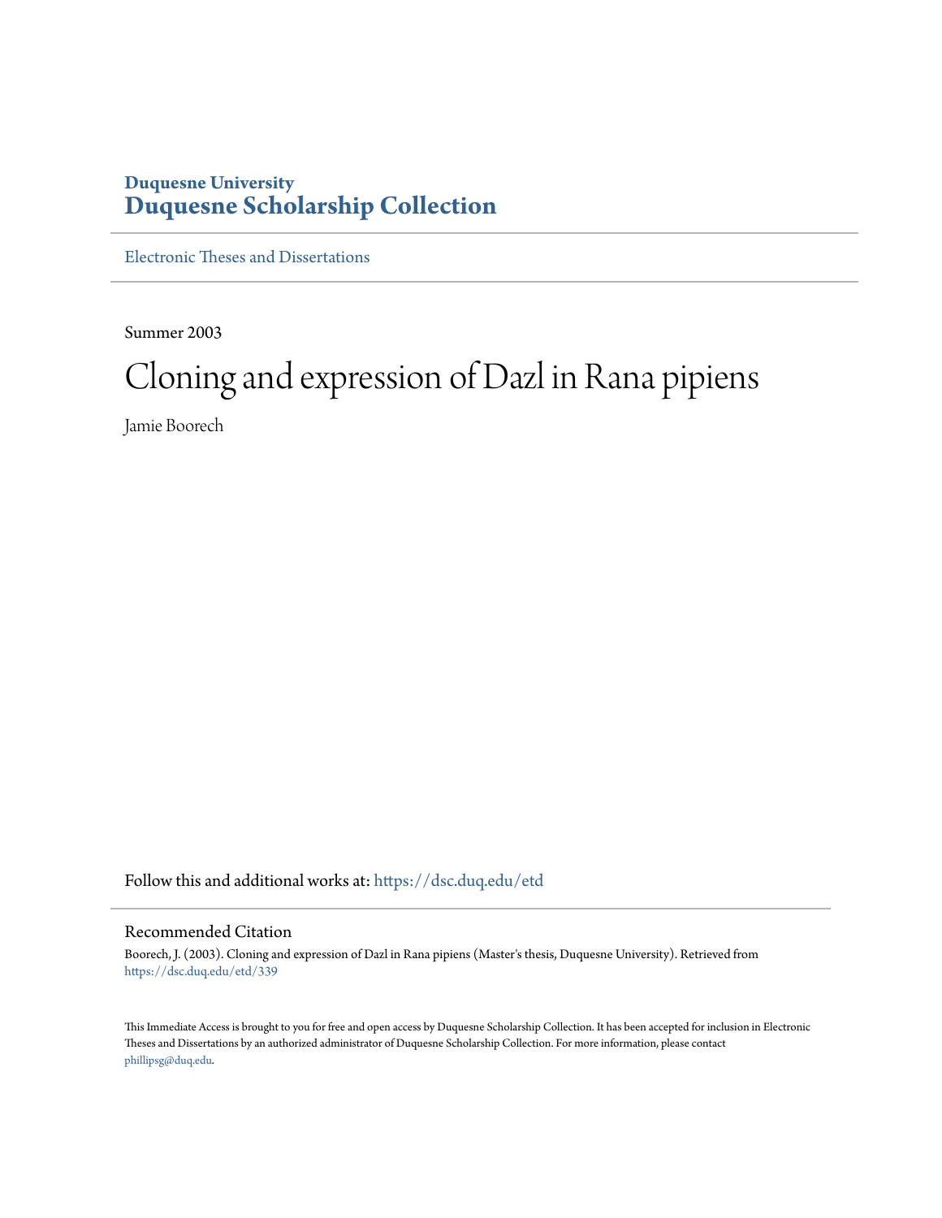Duquesne University

**Duquesne Scholarship Collection**

Electronic Theses and Dissertations

Summer 2003

# Cloning and expression of Dazl in Rana pipiens

Jamie Boorech

Follow this and additional works at: https://dsc.duq.edu/etd

## Recommended Citation

Boorech, J. (2003). Cloning and expression of Dazl in Rana pipiens (Master's thesis, Duquesne University). Retrieved from https://dsc.duq.edu/etd/339

This Immediate Access is brought to you for free and open access by Duquesne Scholarship Collection. It has been accepted for inclusion in Electronic Theses and Dissertations by an authorized administrator of Duquesne Scholarship Collection. For more information, please contact phillipsg@duq.edu.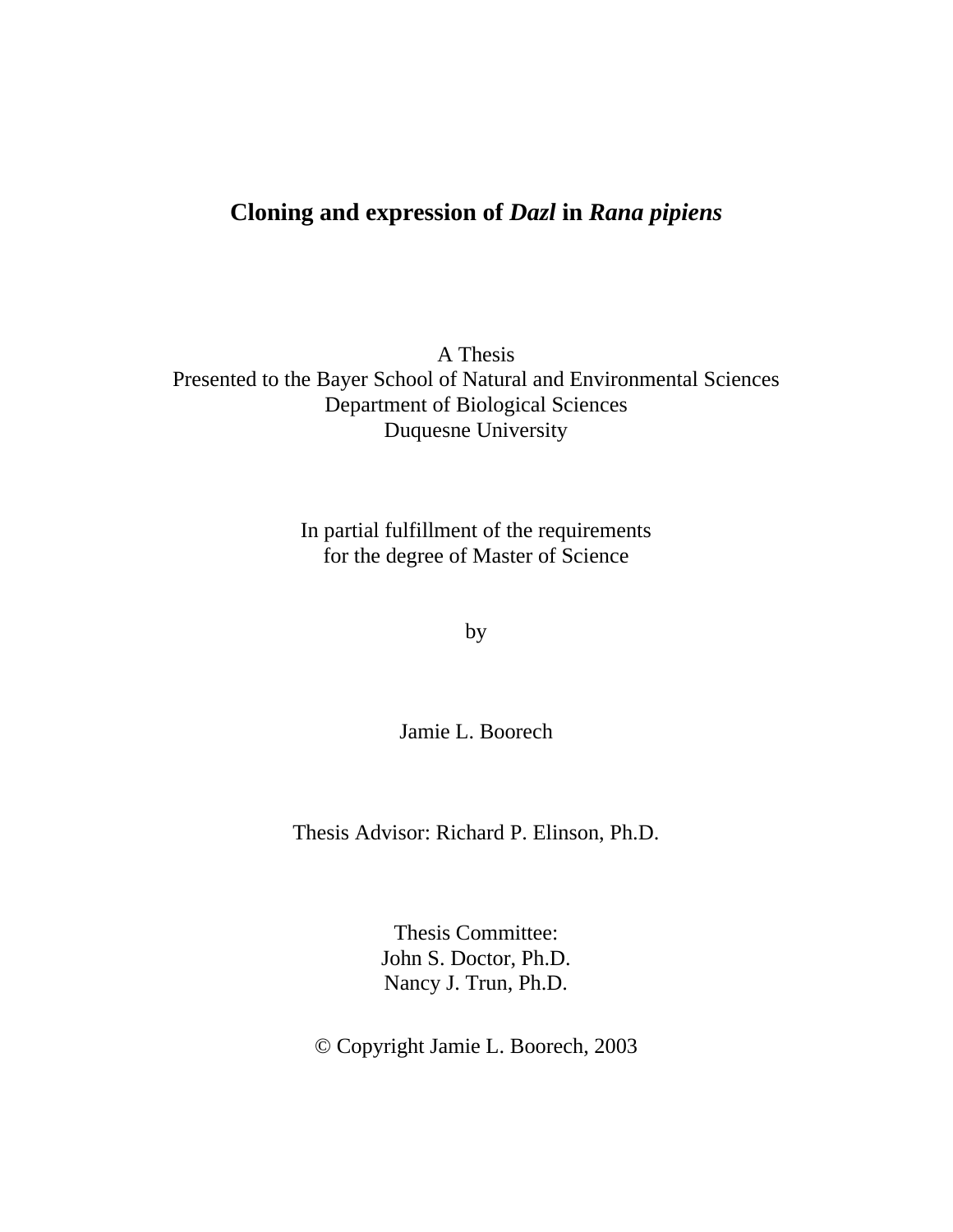# Cloning and expression of *Dazl* in *Rana pipiens*

A Thesis
Presented to the Bayer School of Natural and Environmental Sciences
Department of Biological Sciences
Duquesne University

In partial fulfillment of the requirements
for the degree of Master of Science

by

Jamie L. Boorech

Thesis Advisor: Richard P. Elinson, Ph.D.

Thesis Committee:
John S. Doctor, Ph.D.
Nancy J. Trun, Ph.D.

© Copyright Jamie L. Boorech, 2003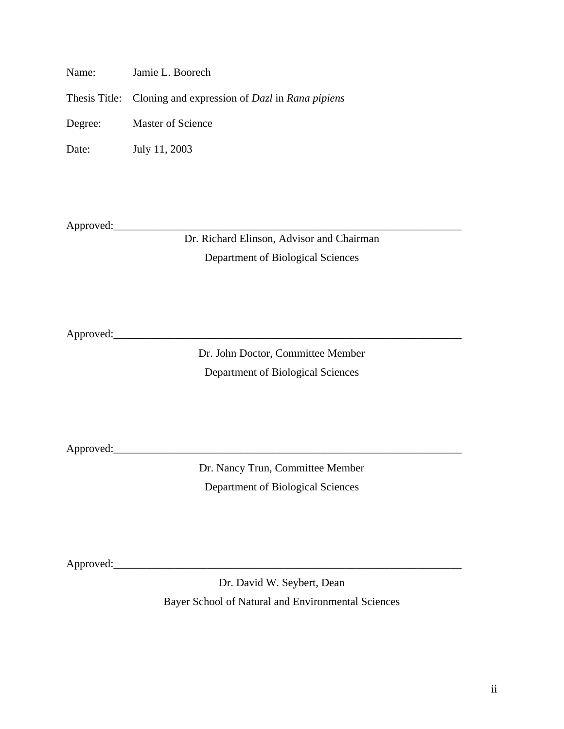Name: Jamie L. Boorech

Thesis Title: Cloning and expression of *Dazl* in *Rana pipiens*

Degree: Master of Science

Date: July 11, 2003

Approved:_________________________________________________________________

Dr. Richard Elinson, Advisor and Chairman

Department of Biological Sciences

Approved:_________________________________________________________________

Dr. John Doctor, Committee Member

Department of Biological Sciences

Approved:_________________________________________________________________

Dr. Nancy Trun, Committee Member

Department of Biological Sciences

Approved:_________________________________________________________________

Dr. David W. Seybert, Dean

Bayer School of Natural and Environmental Sciences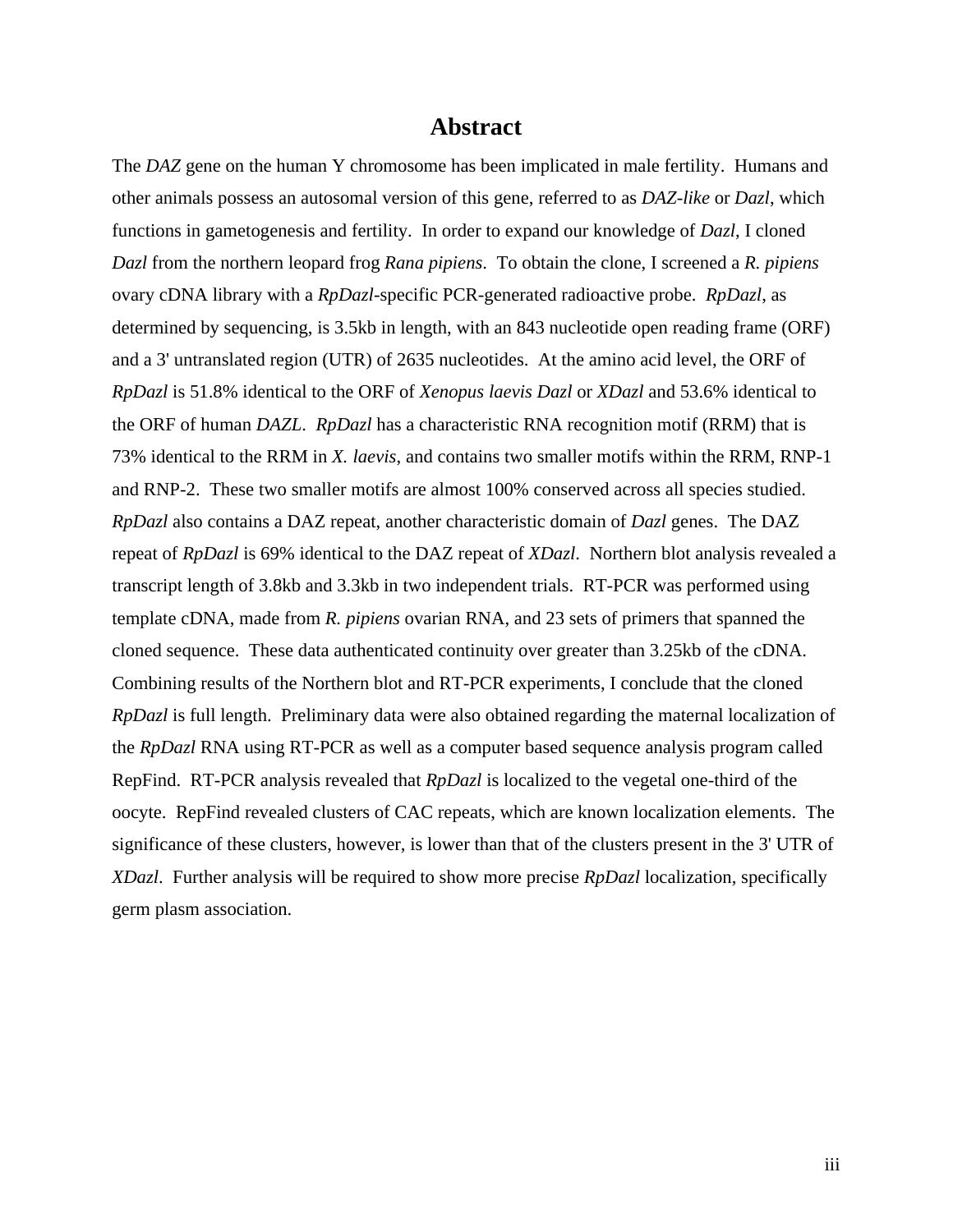# Abstract

The *DAZ* gene on the human Y chromosome has been implicated in male fertility. Humans and other animals possess an autosomal version of this gene, referred to as *DAZ-like* or *Dazl*, which functions in gametogenesis and fertility. In order to expand our knowledge of *Dazl*, I cloned *Dazl* from the northern leopard frog *Rana pipiens*. To obtain the clone, I screened a *R. pipiens* ovary cDNA library with a *RpDazl*-specific PCR-generated radioactive probe. *RpDazl*, as determined by sequencing, is 3.5kb in length, with an 843 nucleotide open reading frame (ORF) and a 3' untranslated region (UTR) of 2635 nucleotides. At the amino acid level, the ORF of *RpDazl* is 51.8% identical to the ORF of *Xenopus laevis Dazl* or *XDazl* and 53.6% identical to the ORF of human *DAZL*. *RpDazl* has a characteristic RNA recognition motif (RRM) that is 73% identical to the RRM in *X. laevis*, and contains two smaller motifs within the RRM, RNP-1 and RNP-2. These two smaller motifs are almost 100% conserved across all species studied. *RpDazl* also contains a DAZ repeat, another characteristic domain of *Dazl* genes. The DAZ repeat of *RpDazl* is 69% identical to the DAZ repeat of *XDazl*. Northern blot analysis revealed a transcript length of 3.8kb and 3.3kb in two independent trials. RT-PCR was performed using template cDNA, made from *R. pipiens* ovarian RNA, and 23 sets of primers that spanned the cloned sequence. These data authenticated continuity over greater than 3.25kb of the cDNA. Combining results of the Northern blot and RT-PCR experiments, I conclude that the cloned *RpDazl* is full length. Preliminary data were also obtained regarding the maternal localization of the *RpDazl* RNA using RT-PCR as well as a computer based sequence analysis program called RepFind. RT-PCR analysis revealed that *RpDazl* is localized to the vegetal one-third of the oocyte. RepFind revealed clusters of CAC repeats, which are known localization elements. The significance of these clusters, however, is lower than that of the clusters present in the 3' UTR of *XDazl*. Further analysis will be required to show more precise *RpDazl* localization, specifically germ plasm association.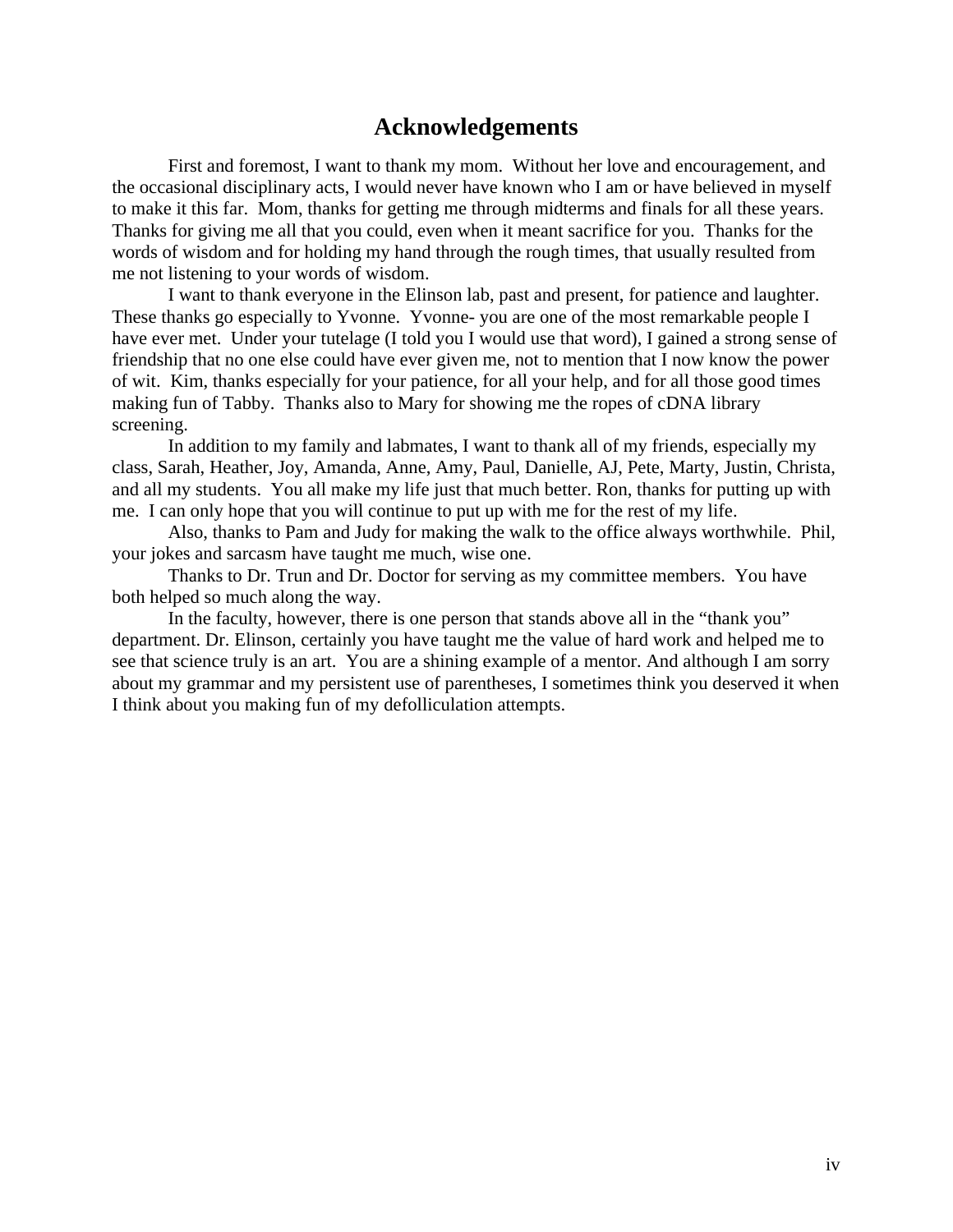# Acknowledgements

First and foremost, I want to thank my mom. Without her love and encouragement, and the occasional disciplinary acts, I would never have known who I am or have believed in myself to make it this far. Mom, thanks for getting me through midterms and finals for all these years. Thanks for giving me all that you could, even when it meant sacrifice for you. Thanks for the words of wisdom and for holding my hand through the rough times, that usually resulted from me not listening to your words of wisdom.

I want to thank everyone in the Elinson lab, past and present, for patience and laughter. These thanks go especially to Yvonne. Yvonne- you are one of the most remarkable people I have ever met. Under your tutelage (I told you I would use that word), I gained a strong sense of friendship that no one else could have ever given me, not to mention that I now know the power of wit. Kim, thanks especially for your patience, for all your help, and for all those good times making fun of Tabby. Thanks also to Mary for showing me the ropes of cDNA library screening.

In addition to my family and labmates, I want to thank all of my friends, especially my class, Sarah, Heather, Joy, Amanda, Anne, Amy, Paul, Danielle, AJ, Pete, Marty, Justin, Christa, and all my students. You all make my life just that much better. Ron, thanks for putting up with me. I can only hope that you will continue to put up with me for the rest of my life.

Also, thanks to Pam and Judy for making the walk to the office always worthwhile. Phil, your jokes and sarcasm have taught me much, wise one.

Thanks to Dr. Trun and Dr. Doctor for serving as my committee members. You have both helped so much along the way.

In the faculty, however, there is one person that stands above all in the "thank you" department. Dr. Elinson, certainly you have taught me the value of hard work and helped me to see that science truly is an art. You are a shining example of a mentor. And although I am sorry about my grammar and my persistent use of parentheses, I sometimes think you deserved it when I think about you making fun of my defolliculation attempts.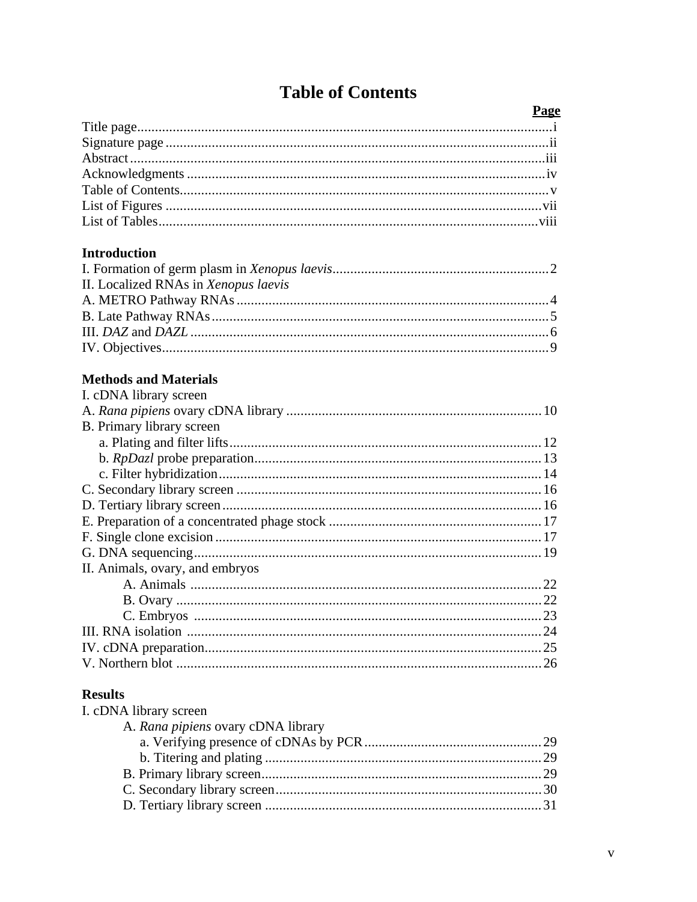# Table of Contents

| | Page |
|---|---|
| Title page | i |
| Signature page | ii |
| Abstract | iii |
| Acknowledgments | iv |
| Table of Contents | v |
| List of Figures | vii |
| List of Tables | viii |
| **Introduction** | |
| I. Formation of germ plasm in *Xenopus laevis* | 2 |
| II. Localized RNAs in *Xenopus laevis* | |
| A. METRO Pathway RNAs | 4 |
| B. Late Pathway RNAs | 5 |
| III. *DAZ* and *DAZL* | 6 |
| IV. Objectives | 9 |
| **Methods and Materials** | |
| I. cDNA library screen | |
| A. *Rana pipiens* ovary cDNA library | 10 |
| B. Primary library screen | |
| a. Plating and filter lifts | 12 |
| b. *RpDazl* probe preparation | 13 |
| c. Filter hybridization | 14 |
| C. Secondary library screen | 16 |
| D. Tertiary library screen | 16 |
| E. Preparation of a concentrated phage stock | 17 |
| F. Single clone excision | 17 |
| G. DNA sequencing | 19 |
| II. Animals, ovary, and embryos | |
| A. Animals | 22 |
| B. Ovary | 22 |
| C. Embryos | 23 |
| III. RNA isolation | 24 |
| IV. cDNA preparation | 25 |
| V. Northern blot | 26 |
| **Results** | |
| I. cDNA library screen | |
| A. *Rana pipiens* ovary cDNA library | |
| a. Verifying presence of cDNAs by PCR | 29 |
| b. Titering and plating | 29 |
| B. Primary library screen | 29 |
| C. Secondary library screen | 30 |
| D. Tertiary library screen | 31 |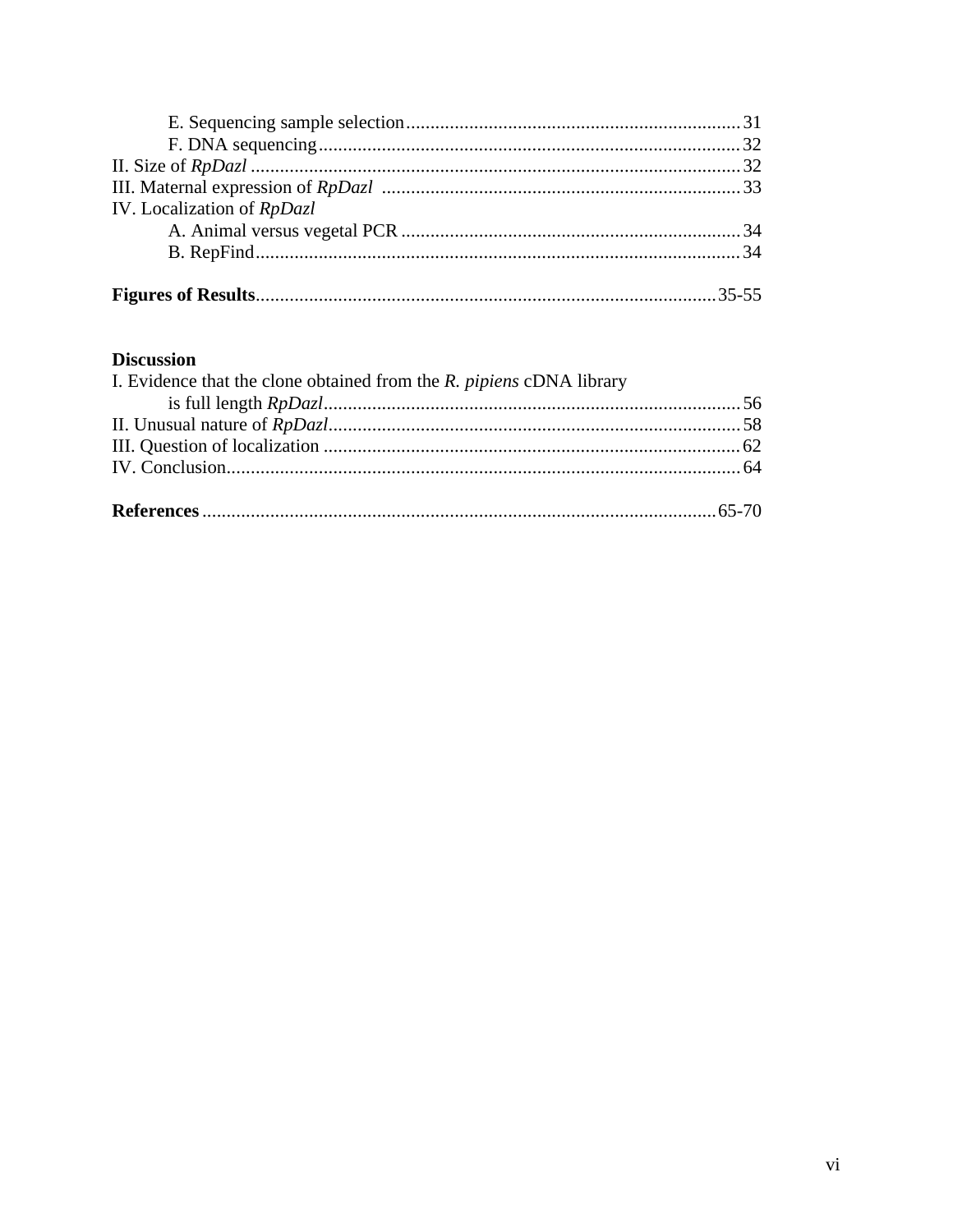E. Sequencing sample selection ... 31
F. DNA sequencing ... 32
II. Size of *RpDazl* ... 32
III. Maternal expression of *RpDazl* ... 33
IV. Localization of *RpDazl*
A. Animal versus vegetal PCR ... 34
B. RepFind ... 34

**Figures of Results** ... 35-55

**Discussion**

I. Evidence that the clone obtained from the *R. pipiens* cDNA library is full length *RpDazl* ... 56
II. Unusual nature of *RpDazl* ... 58
III. Question of localization ... 62
IV. Conclusion ... 64

**References** ... 65-70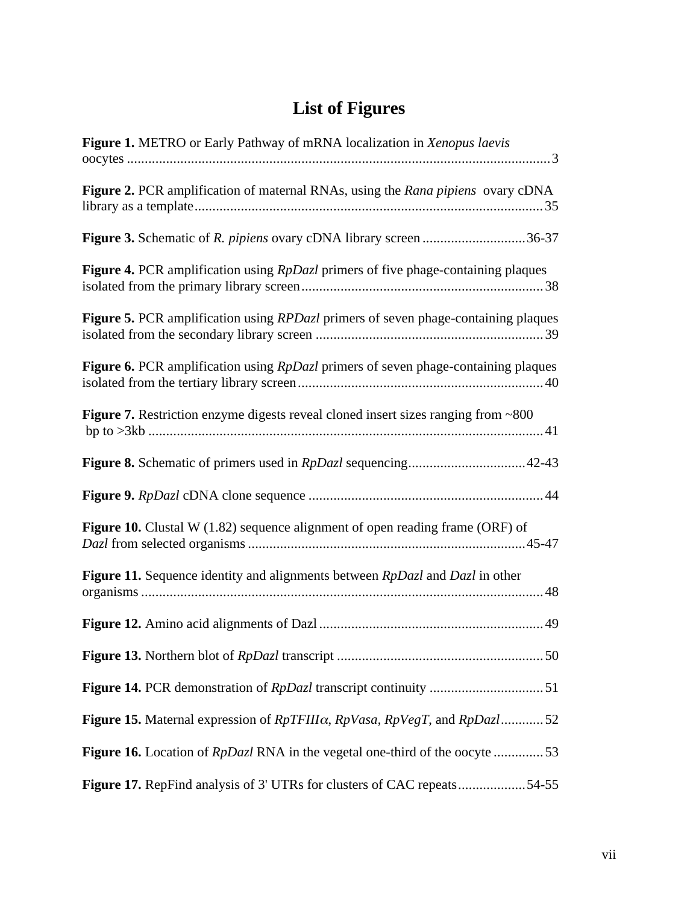# List of Figures

**Figure 1.** METRO or Early Pathway of mRNA localization in *Xenopus laevis* oocytes ........................................................................................................ 3

**Figure 2.** PCR amplification of maternal RNAs, using the *Rana pipiens* ovary cDNA library as a template .................................................................................... 35

**Figure 3.** Schematic of *R. pipiens* ovary cDNA library screen ............................ 36-37

**Figure 4.** PCR amplification using *RpDazl* primers of five phage-containing plaques isolated from the primary library screen ..................................................................... 38

**Figure 5.** PCR amplification using *RPDazl* primers of seven phage-containing plaques isolated from the secondary library screen ................................................................ 39

**Figure 6.** PCR amplification using *RpDazl* primers of seven phage-containing plaques isolated from the tertiary library screen ...................................................................... 40

**Figure 7.** Restriction enzyme digests reveal cloned insert sizes ranging from ~800 bp to >3kb ............................................................................................................ 41

**Figure 8.** Schematic of primers used in *RpDazl* sequencing ................................. 42-43

**Figure 9.** *RpDazl* cDNA clone sequence ................................................................. 44

**Figure 10.** Clustal W (1.82) sequence alignment of open reading frame (ORF) of *Dazl* from selected organisms ............................................................................. 45-47

**Figure 11.** Sequence identity and alignments between *RpDazl* and *Dazl* in other organisms ................................................................................................................ 48

**Figure 12.** Amino acid alignments of Dazl ................................................................ 49

**Figure 13.** Northern blot of *RpDazl* transcript ......................................................... 50

**Figure 14.** PCR demonstration of *RpDazl* transcript continuity ................................ 51

**Figure 15.** Maternal expression of *RpTFIIIα*, *RpVasa*, *RpVegT*, and *RpDazl* ............ 52

**Figure 16.** Location of *RpDazl* RNA in the vegetal one-third of the oocyte .............. 53

**Figure 17.** RepFind analysis of 3' UTRs for clusters of CAC repeats .................. 54-55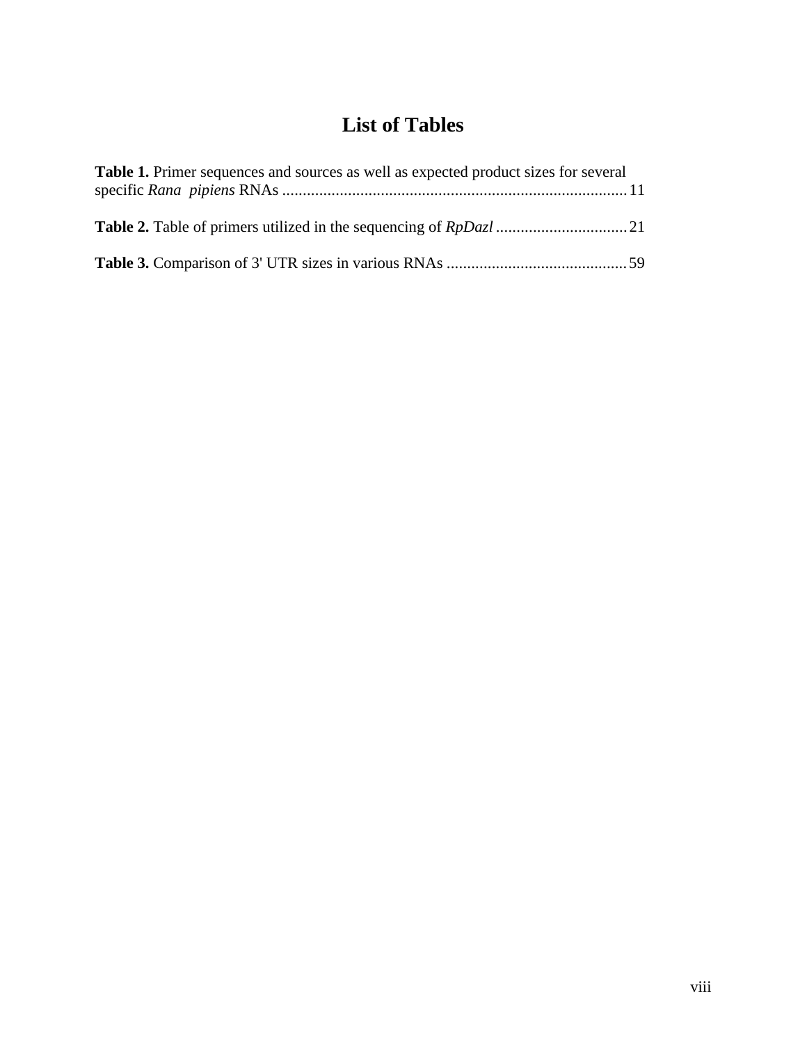# List of Tables

**Table 1.** Primer sequences and sources as well as expected product sizes for several specific *Rana pipiens* RNAs .................................................................................... 11

**Table 2.** Table of primers utilized in the sequencing of *RpDazl* ................................ 21

**Table 3.** Comparison of 3' UTR sizes in various RNAs ............................................ 59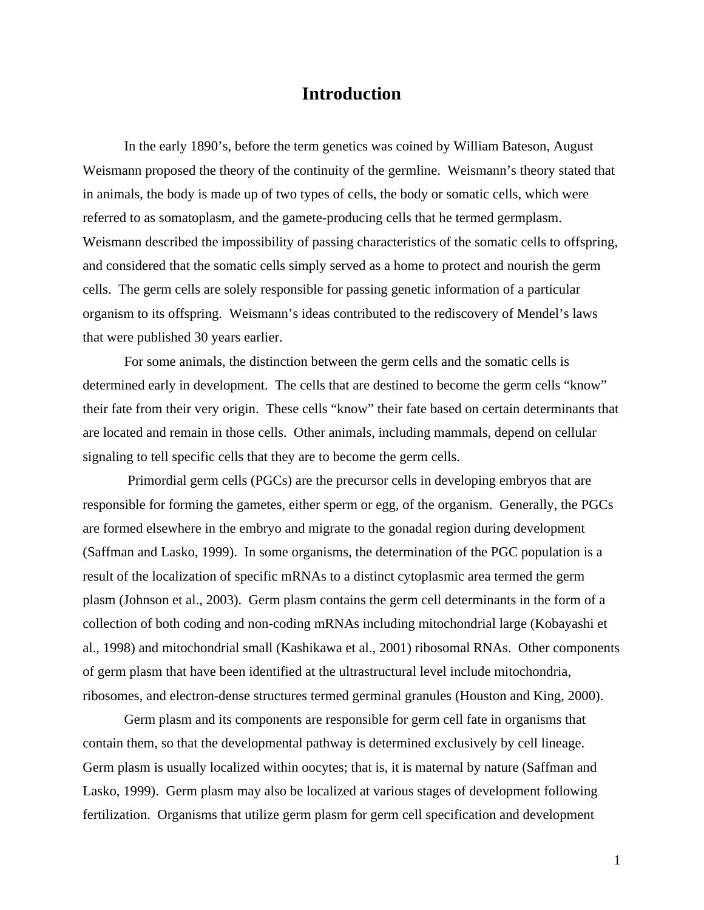# Introduction

In the early 1890's, before the term genetics was coined by William Bateson, August Weismann proposed the theory of the continuity of the germline. Weismann's theory stated that in animals, the body is made up of two types of cells, the body or somatic cells, which were referred to as somatoplasm, and the gamete-producing cells that he termed germplasm. Weismann described the impossibility of passing characteristics of the somatic cells to offspring, and considered that the somatic cells simply served as a home to protect and nourish the germ cells. The germ cells are solely responsible for passing genetic information of a particular organism to its offspring. Weismann's ideas contributed to the rediscovery of Mendel's laws that were published 30 years earlier.

For some animals, the distinction between the germ cells and the somatic cells is determined early in development. The cells that are destined to become the germ cells "know" their fate from their very origin. These cells "know" their fate based on certain determinants that are located and remain in those cells. Other animals, including mammals, depend on cellular signaling to tell specific cells that they are to become the germ cells.

Primordial germ cells (PGCs) are the precursor cells in developing embryos that are responsible for forming the gametes, either sperm or egg, of the organism. Generally, the PGCs are formed elsewhere in the embryo and migrate to the gonadal region during development (Saffman and Lasko, 1999). In some organisms, the determination of the PGC population is a result of the localization of specific mRNAs to a distinct cytoplasmic area termed the germ plasm (Johnson et al., 2003). Germ plasm contains the germ cell determinants in the form of a collection of both coding and non-coding mRNAs including mitochondrial large (Kobayashi et al., 1998) and mitochondrial small (Kashikawa et al., 2001) ribosomal RNAs. Other components of germ plasm that have been identified at the ultrastructural level include mitochondria, ribosomes, and electron-dense structures termed germinal granules (Houston and King, 2000).

Germ plasm and its components are responsible for germ cell fate in organisms that contain them, so that the developmental pathway is determined exclusively by cell lineage. Germ plasm is usually localized within oocytes; that is, it is maternal by nature (Saffman and Lasko, 1999). Germ plasm may also be localized at various stages of development following fertilization. Organisms that utilize germ plasm for germ cell specification and development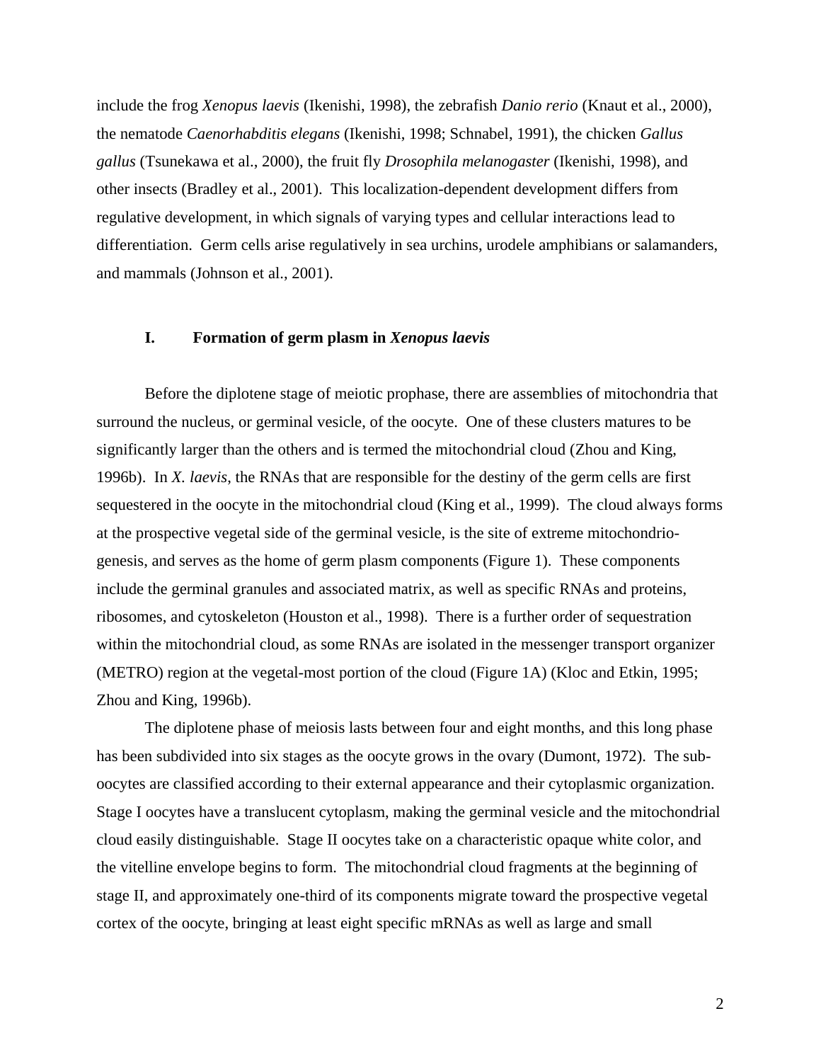include the frog *Xenopus laevis* (Ikenishi, 1998), the zebrafish *Danio rerio* (Knaut et al., 2000), the nematode *Caenorhabditis elegans* (Ikenishi, 1998; Schnabel, 1991), the chicken *Gallus gallus* (Tsunekawa et al., 2000), the fruit fly *Drosophila melanogaster* (Ikenishi, 1998), and other insects (Bradley et al., 2001). This localization-dependent development differs from regulative development, in which signals of varying types and cellular interactions lead to differentiation. Germ cells arise regulatively in sea urchins, urodele amphibians or salamanders, and mammals (Johnson et al., 2001).

## I. Formation of germ plasm in *Xenopus laevis*

Before the diplotene stage of meiotic prophase, there are assemblies of mitochondria that surround the nucleus, or germinal vesicle, of the oocyte. One of these clusters matures to be significantly larger than the others and is termed the mitochondrial cloud (Zhou and King, 1996b). In *X. laevis*, the RNAs that are responsible for the destiny of the germ cells are first sequestered in the oocyte in the mitochondrial cloud (King et al., 1999). The cloud always forms at the prospective vegetal side of the germinal vesicle, is the site of extreme mitochondrio-genesis, and serves as the home of germ plasm components (Figure 1). These components include the germinal granules and associated matrix, as well as specific RNAs and proteins, ribosomes, and cytoskeleton (Houston et al., 1998). There is a further order of sequestration within the mitochondrial cloud, as some RNAs are isolated in the messenger transport organizer (METRO) region at the vegetal-most portion of the cloud (Figure 1A) (Kloc and Etkin, 1995; Zhou and King, 1996b).

The diplotene phase of meiosis lasts between four and eight months, and this long phase has been subdivided into six stages as the oocyte grows in the ovary (Dumont, 1972). The sub-oocytes are classified according to their external appearance and their cytoplasmic organization. Stage I oocytes have a translucent cytoplasm, making the germinal vesicle and the mitochondrial cloud easily distinguishable. Stage II oocytes take on a characteristic opaque white color, and the vitelline envelope begins to form. The mitochondrial cloud fragments at the beginning of stage II, and approximately one-third of its components migrate toward the prospective vegetal cortex of the oocyte, bringing at least eight specific mRNAs as well as large and small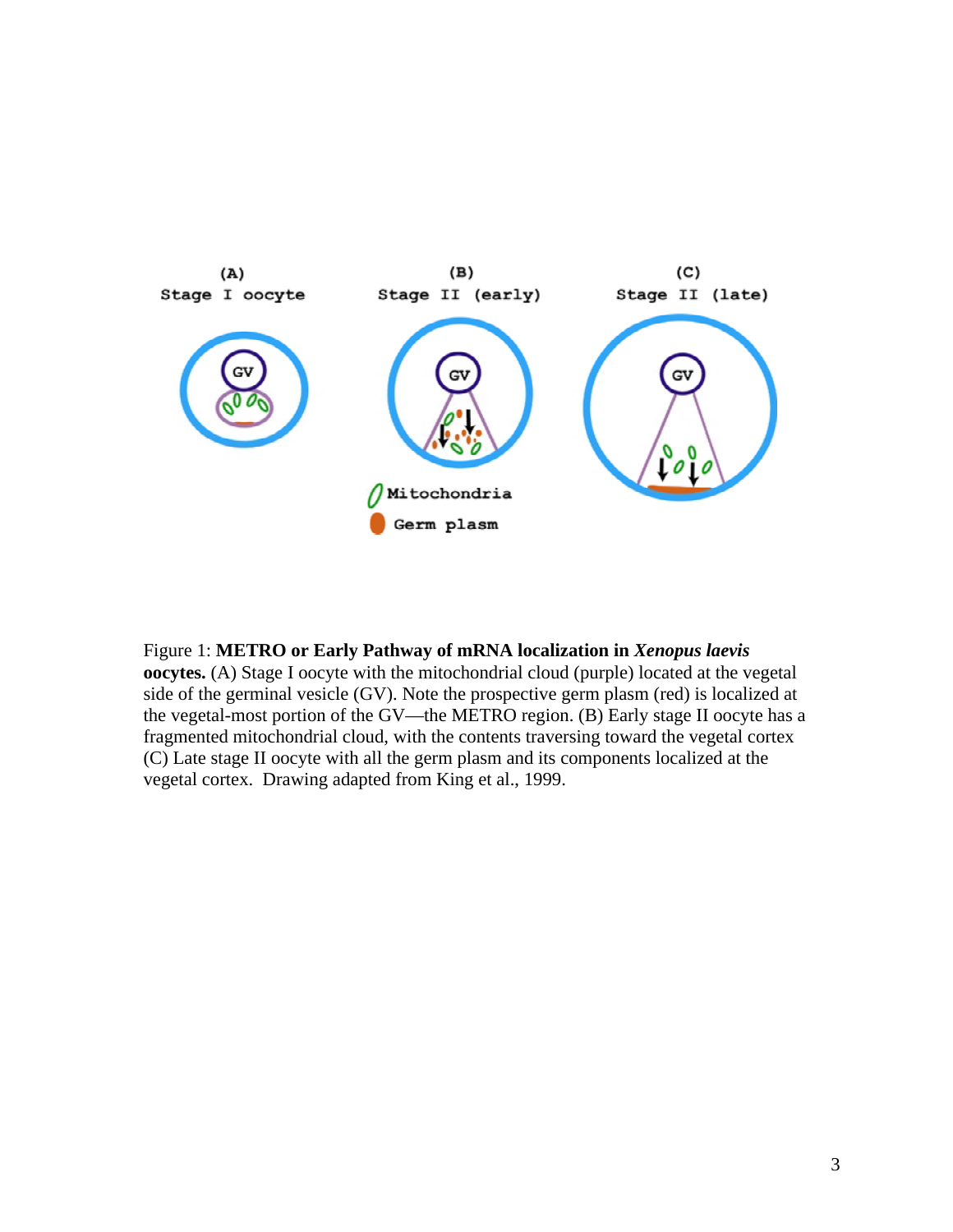Figure 1: **METRO or Early Pathway of mRNA localization in *Xenopus laevis* oocytes.** (A) Stage I oocyte with the mitochondrial cloud (purple) located at the vegetal side of the germinal vesicle (GV). Note the prospective germ plasm (red) is localized at the vegetal-most portion of the GV—the METRO region. (B) Early stage II oocyte has a fragmented mitochondrial cloud, with the contents traversing toward the vegetal cortex (C) Late stage II oocyte with all the germ plasm and its components localized at the vegetal cortex. Drawing adapted from King et al., 1999.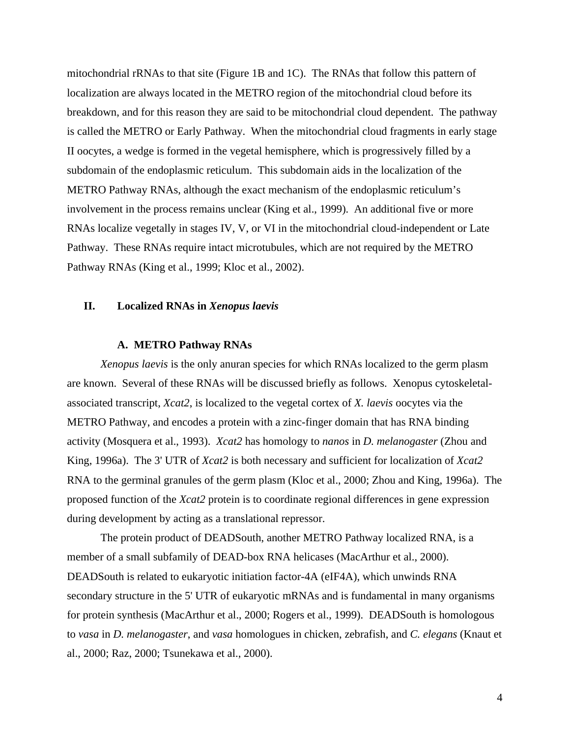mitochondrial rRNAs to that site (Figure 1B and 1C). The RNAs that follow this pattern of localization are always located in the METRO region of the mitochondrial cloud before its breakdown, and for this reason they are said to be mitochondrial cloud dependent. The pathway is called the METRO or Early Pathway. When the mitochondrial cloud fragments in early stage II oocytes, a wedge is formed in the vegetal hemisphere, which is progressively filled by a subdomain of the endoplasmic reticulum. This subdomain aids in the localization of the METRO Pathway RNAs, although the exact mechanism of the endoplasmic reticulum's involvement in the process remains unclear (King et al., 1999). An additional five or more RNAs localize vegetally in stages IV, V, or VI in the mitochondrial cloud-independent or Late Pathway. These RNAs require intact microtubules, which are not required by the METRO Pathway RNAs (King et al., 1999; Kloc et al., 2002).

## II. Localized RNAs in *Xenopus laevis*

### A. METRO Pathway RNAs

*Xenopus laevis* is the only anuran species for which RNAs localized to the germ plasm are known. Several of these RNAs will be discussed briefly as follows. Xenopus cytoskeletal-associated transcript, *Xcat2*, is localized to the vegetal cortex of *X. laevis* oocytes via the METRO Pathway, and encodes a protein with a zinc-finger domain that has RNA binding activity (Mosquera et al., 1993). *Xcat2* has homology to *nanos* in *D. melanogaster* (Zhou and King, 1996a). The 3' UTR of *Xcat2* is both necessary and sufficient for localization of *Xcat2* RNA to the germinal granules of the germ plasm (Kloc et al., 2000; Zhou and King, 1996a). The proposed function of the *Xcat2* protein is to coordinate regional differences in gene expression during development by acting as a translational repressor.

The protein product of DEADSouth, another METRO Pathway localized RNA, is a member of a small subfamily of DEAD-box RNA helicases (MacArthur et al., 2000). DEADSouth is related to eukaryotic initiation factor-4A (eIF4A), which unwinds RNA secondary structure in the 5' UTR of eukaryotic mRNAs and is fundamental in many organisms for protein synthesis (MacArthur et al., 2000; Rogers et al., 1999). DEADSouth is homologous to *vasa* in *D. melanogaster*, and *vasa* homologues in chicken, zebrafish, and *C. elegans* (Knaut et al., 2000; Raz, 2000; Tsunekawa et al., 2000).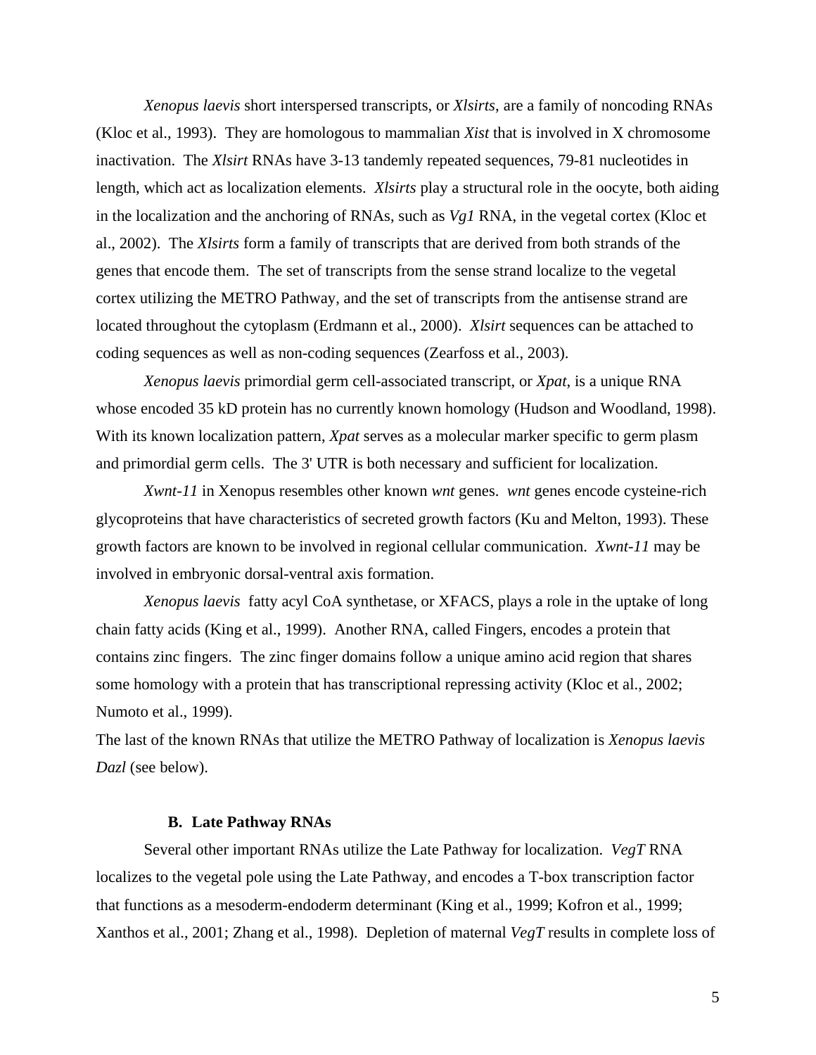*Xenopus laevis* short interspersed transcripts, or *Xlsirts*, are a family of noncoding RNAs (Kloc et al., 1993). They are homologous to mammalian *Xist* that is involved in X chromosome inactivation. The *Xlsirt* RNAs have 3-13 tandemly repeated sequences, 79-81 nucleotides in length, which act as localization elements. *Xlsirts* play a structural role in the oocyte, both aiding in the localization and the anchoring of RNAs, such as *Vg1* RNA, in the vegetal cortex (Kloc et al., 2002). The *Xlsirts* form a family of transcripts that are derived from both strands of the genes that encode them. The set of transcripts from the sense strand localize to the vegetal cortex utilizing the METRO Pathway, and the set of transcripts from the antisense strand are located throughout the cytoplasm (Erdmann et al., 2000). *Xlsirt* sequences can be attached to coding sequences as well as non-coding sequences (Zearfoss et al., 2003).

*Xenopus laevis* primordial germ cell-associated transcript, or *Xpat*, is a unique RNA whose encoded 35 kD protein has no currently known homology (Hudson and Woodland, 1998). With its known localization pattern, *Xpat* serves as a molecular marker specific to germ plasm and primordial germ cells. The 3' UTR is both necessary and sufficient for localization.

*Xwnt-11* in Xenopus resembles other known *wnt* genes. *wnt* genes encode cysteine-rich glycoproteins that have characteristics of secreted growth factors (Ku and Melton, 1993). These growth factors are known to be involved in regional cellular communication. *Xwnt-11* may be involved in embryonic dorsal-ventral axis formation.

*Xenopus laevis* fatty acyl CoA synthetase, or XFACS, plays a role in the uptake of long chain fatty acids (King et al., 1999). Another RNA, called Fingers, encodes a protein that contains zinc fingers. The zinc finger domains follow a unique amino acid region that shares some homology with a protein that has transcriptional repressing activity (Kloc et al., 2002; Numoto et al., 1999).

The last of the known RNAs that utilize the METRO Pathway of localization is *Xenopus laevis Dazl* (see below).

### B. Late Pathway RNAs

Several other important RNAs utilize the Late Pathway for localization. *VegT* RNA localizes to the vegetal pole using the Late Pathway, and encodes a T-box transcription factor that functions as a mesoderm-endoderm determinant (King et al., 1999; Kofron et al., 1999; Xanthos et al., 2001; Zhang et al., 1998). Depletion of maternal *VegT* results in complete loss of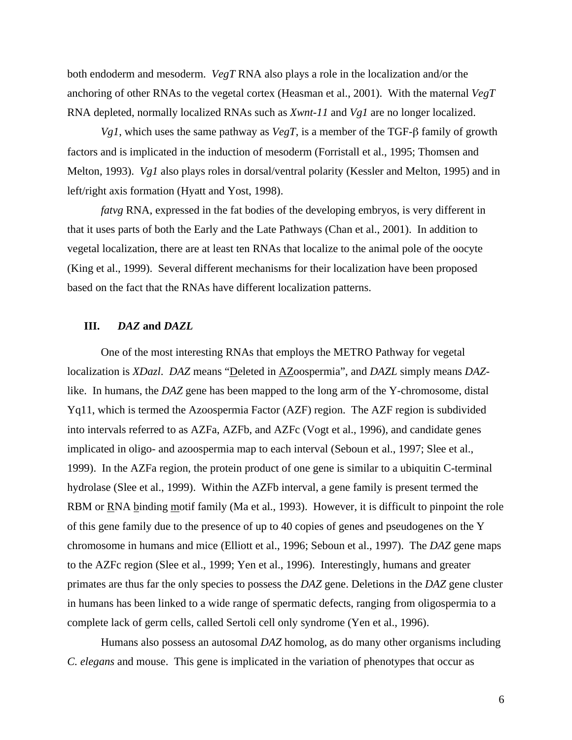both endoderm and mesoderm. *VegT* RNA also plays a role in the localization and/or the anchoring of other RNAs to the vegetal cortex (Heasman et al., 2001). With the maternal *VegT* RNA depleted, normally localized RNAs such as *Xwnt-11* and *Vg1* are no longer localized.

*Vg1*, which uses the same pathway as *VegT*, is a member of the TGF-$\beta$ family of growth factors and is implicated in the induction of mesoderm (Forristall et al., 1995; Thomsen and Melton, 1993). *Vg1* also plays roles in dorsal/ventral polarity (Kessler and Melton, 1995) and in left/right axis formation (Hyatt and Yost, 1998).

*fatvg* RNA, expressed in the fat bodies of the developing embryos, is very different in that it uses parts of both the Early and the Late Pathways (Chan et al., 2001). In addition to vegetal localization, there are at least ten RNAs that localize to the animal pole of the oocyte (King et al., 1999). Several different mechanisms for their localization have been proposed based on the fact that the RNAs have different localization patterns.

## III. *DAZ* and *DAZL*

One of the most interesting RNAs that employs the METRO Pathway for vegetal localization is *XDazl*. *DAZ* means "Deleted in AZoospermia", and *DAZL* simply means *DAZ*-like. In humans, the *DAZ* gene has been mapped to the long arm of the Y-chromosome, distal Yq11, which is termed the Azoospermia Factor (AZF) region. The AZF region is subdivided into intervals referred to as AZFa, AZFb, and AZFc (Vogt et al., 1996), and candidate genes implicated in oligo- and azoospermia map to each interval (Seboun et al., 1997; Slee et al., 1999). In the AZFa region, the protein product of one gene is similar to a ubiquitin C-terminal hydrolase (Slee et al., 1999). Within the AZFb interval, a gene family is present termed the RBM or RNA binding motif family (Ma et al., 1993). However, it is difficult to pinpoint the role of this gene family due to the presence of up to 40 copies of genes and pseudogenes on the Y chromosome in humans and mice (Elliott et al., 1996; Seboun et al., 1997). The *DAZ* gene maps to the AZFc region (Slee et al., 1999; Yen et al., 1996). Interestingly, humans and greater primates are thus far the only species to possess the *DAZ* gene. Deletions in the *DAZ* gene cluster in humans has been linked to a wide range of spermatic defects, ranging from oligospermia to a complete lack of germ cells, called Sertoli cell only syndrome (Yen et al., 1996).

Humans also possess an autosomal *DAZ* homolog, as do many other organisms including *C. elegans* and mouse. This gene is implicated in the variation of phenotypes that occur as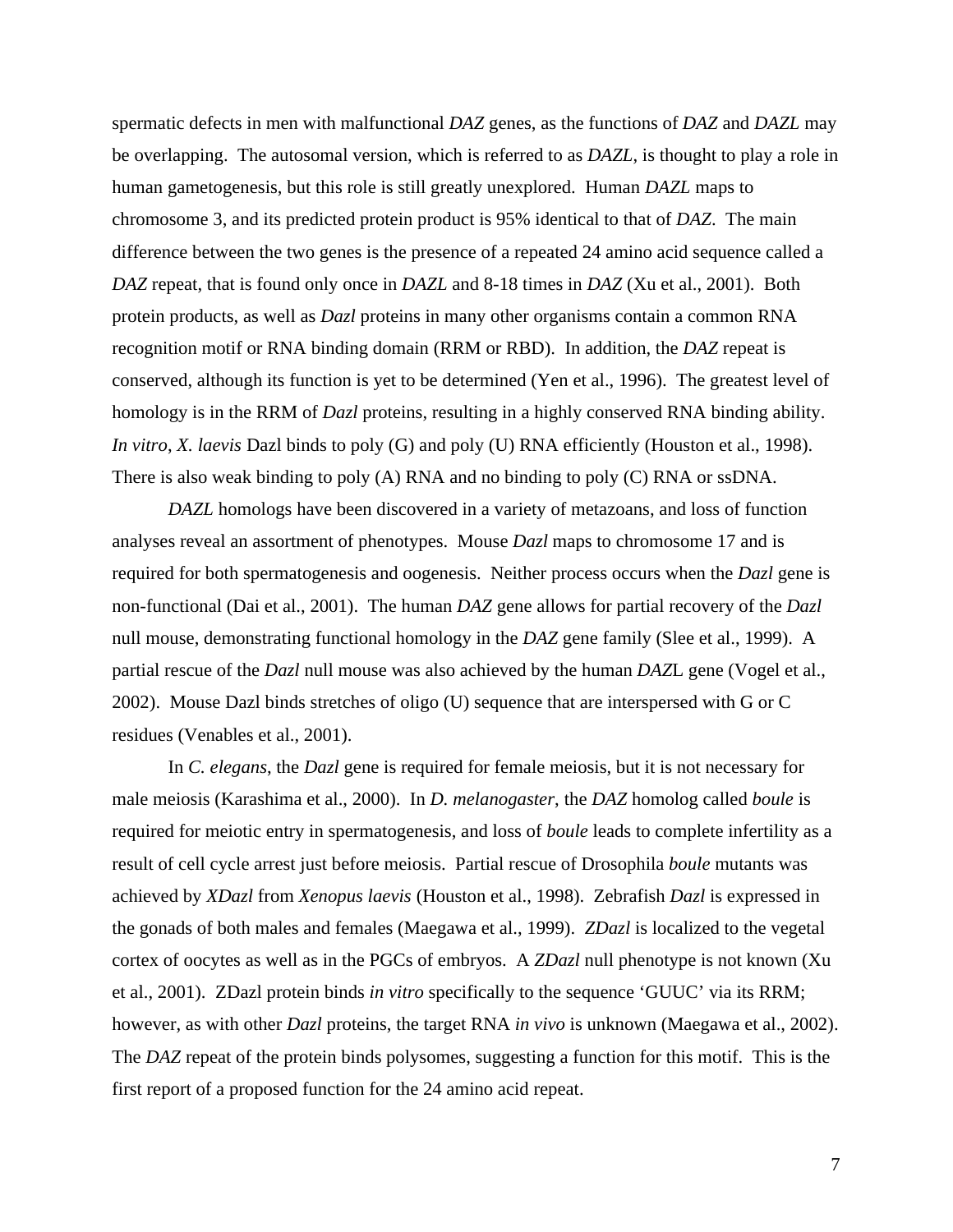spermatic defects in men with malfunctional *DAZ* genes, as the functions of *DAZ* and *DAZL* may be overlapping. The autosomal version, which is referred to as *DAZL*, is thought to play a role in human gametogenesis, but this role is still greatly unexplored. Human *DAZL* maps to chromosome 3, and its predicted protein product is 95% identical to that of *DAZ*. The main difference between the two genes is the presence of a repeated 24 amino acid sequence called a *DAZ* repeat, that is found only once in *DAZL* and 8-18 times in *DAZ* (Xu et al., 2001). Both protein products, as well as *Dazl* proteins in many other organisms contain a common RNA recognition motif or RNA binding domain (RRM or RBD). In addition, the *DAZ* repeat is conserved, although its function is yet to be determined (Yen et al., 1996). The greatest level of homology is in the RRM of *Dazl* proteins, resulting in a highly conserved RNA binding ability. *In vitro*, *X. laevis* Dazl binds to poly (G) and poly (U) RNA efficiently (Houston et al., 1998). There is also weak binding to poly (A) RNA and no binding to poly (C) RNA or ssDNA.

*DAZL* homologs have been discovered in a variety of metazoans, and loss of function analyses reveal an assortment of phenotypes. Mouse *Dazl* maps to chromosome 17 and is required for both spermatogenesis and oogenesis. Neither process occurs when the *Dazl* gene is non-functional (Dai et al., 2001). The human *DAZ* gene allows for partial recovery of the *Dazl* null mouse, demonstrating functional homology in the *DAZ* gene family (Slee et al., 1999). A partial rescue of the *Dazl* null mouse was also achieved by the human *DAZ*L gene (Vogel et al., 2002). Mouse Dazl binds stretches of oligo (U) sequence that are interspersed with G or C residues (Venables et al., 2001).

In *C. elegans*, the *Dazl* gene is required for female meiosis, but it is not necessary for male meiosis (Karashima et al., 2000). In *D. melanogaster*, the *DAZ* homolog called *boule* is required for meiotic entry in spermatogenesis, and loss of *boule* leads to complete infertility as a result of cell cycle arrest just before meiosis. Partial rescue of Drosophila *boule* mutants was achieved by *XDazl* from *Xenopus laevis* (Houston et al., 1998). Zebrafish *Dazl* is expressed in the gonads of both males and females (Maegawa et al., 1999). *ZDazl* is localized to the vegetal cortex of oocytes as well as in the PGCs of embryos. A *ZDazl* null phenotype is not known (Xu et al., 2001). ZDazl protein binds *in vitro* specifically to the sequence 'GUUC' via its RRM; however, as with other *Dazl* proteins, the target RNA *in vivo* is unknown (Maegawa et al., 2002). The *DAZ* repeat of the protein binds polysomes, suggesting a function for this motif. This is the first report of a proposed function for the 24 amino acid repeat.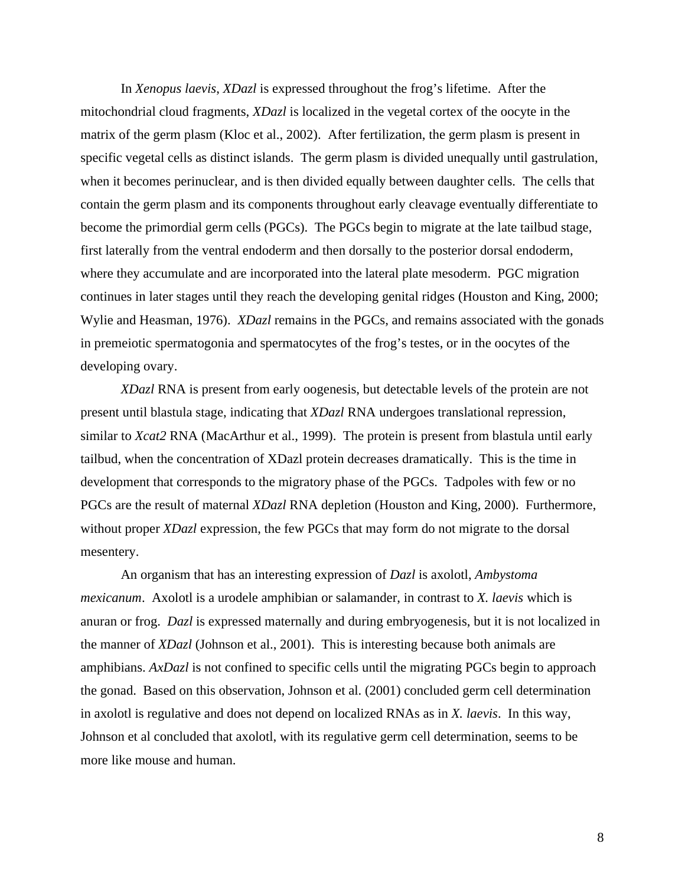In *Xenopus laevis*, *XDazl* is expressed throughout the frog's lifetime. After the mitochondrial cloud fragments, *XDazl* is localized in the vegetal cortex of the oocyte in the matrix of the germ plasm (Kloc et al., 2002). After fertilization, the germ plasm is present in specific vegetal cells as distinct islands. The germ plasm is divided unequally until gastrulation, when it becomes perinuclear, and is then divided equally between daughter cells. The cells that contain the germ plasm and its components throughout early cleavage eventually differentiate to become the primordial germ cells (PGCs). The PGCs begin to migrate at the late tailbud stage, first laterally from the ventral endoderm and then dorsally to the posterior dorsal endoderm, where they accumulate and are incorporated into the lateral plate mesoderm. PGC migration continues in later stages until they reach the developing genital ridges (Houston and King, 2000; Wylie and Heasman, 1976). *XDazl* remains in the PGCs, and remains associated with the gonads in premeiotic spermatogonia and spermatocytes of the frog's testes, or in the oocytes of the developing ovary.

*XDazl* RNA is present from early oogenesis, but detectable levels of the protein are not present until blastula stage, indicating that *XDazl* RNA undergoes translational repression, similar to *Xcat2* RNA (MacArthur et al., 1999). The protein is present from blastula until early tailbud, when the concentration of XDazl protein decreases dramatically. This is the time in development that corresponds to the migratory phase of the PGCs. Tadpoles with few or no PGCs are the result of maternal *XDazl* RNA depletion (Houston and King, 2000). Furthermore, without proper *XDazl* expression, the few PGCs that may form do not migrate to the dorsal mesentery.

An organism that has an interesting expression of *Dazl* is axolotl, *Ambystoma mexicanum*. Axolotl is a urodele amphibian or salamander, in contrast to *X. laevis* which is anuran or frog. *Dazl* is expressed maternally and during embryogenesis, but it is not localized in the manner of *XDazl* (Johnson et al., 2001). This is interesting because both animals are amphibians. *AxDazl* is not confined to specific cells until the migrating PGCs begin to approach the gonad. Based on this observation, Johnson et al. (2001) concluded germ cell determination in axolotl is regulative and does not depend on localized RNAs as in *X. laevis*. In this way, Johnson et al concluded that axolotl, with its regulative germ cell determination, seems to be more like mouse and human.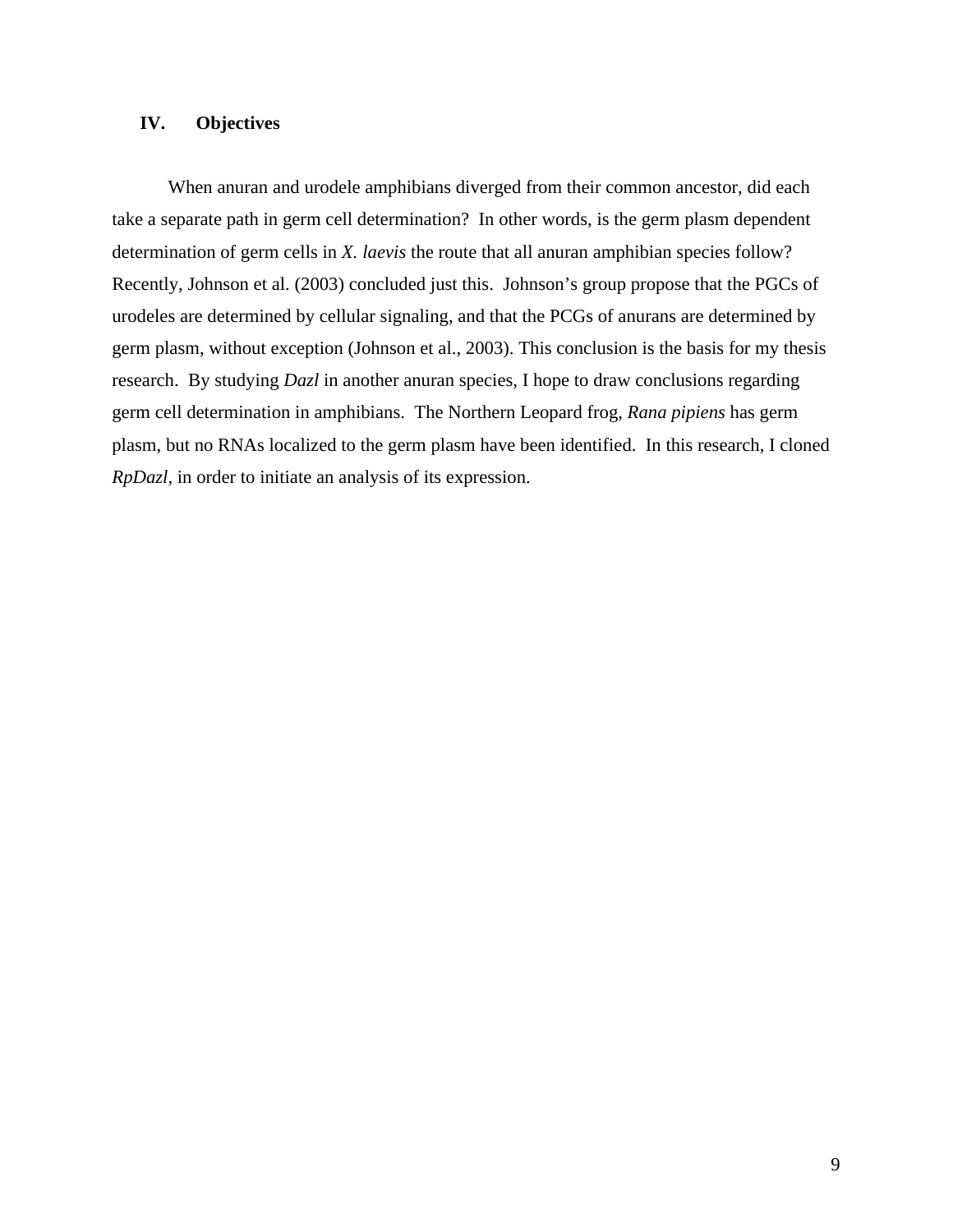## IV. Objectives

When anuran and urodele amphibians diverged from their common ancestor, did each take a separate path in germ cell determination? In other words, is the germ plasm dependent determination of germ cells in *X. laevis* the route that all anuran amphibian species follow? Recently, Johnson et al. (2003) concluded just this. Johnson's group propose that the PGCs of urodeles are determined by cellular signaling, and that the PCGs of anurans are determined by germ plasm, without exception (Johnson et al., 2003). This conclusion is the basis for my thesis research. By studying *Dazl* in another anuran species, I hope to draw conclusions regarding germ cell determination in amphibians. The Northern Leopard frog, *Rana pipiens* has germ plasm, but no RNAs localized to the germ plasm have been identified. In this research, I cloned *RpDazl*, in order to initiate an analysis of its expression.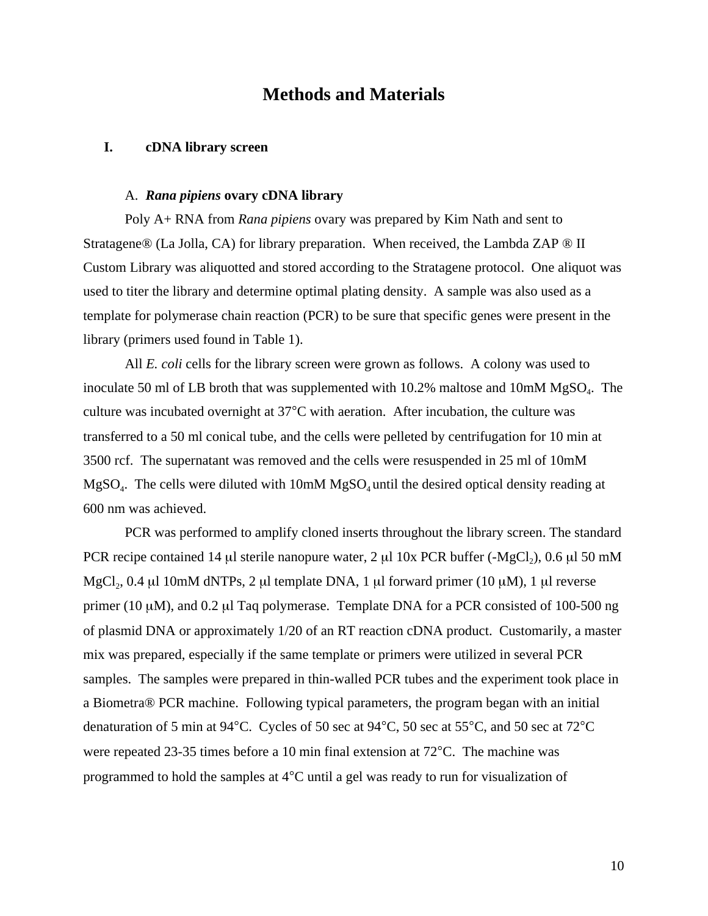# Methods and Materials

## I. cDNA library screen

### A. *Rana pipiens* ovary cDNA library

Poly A+ RNA from *Rana pipiens* ovary was prepared by Kim Nath and sent to Stratagene® (La Jolla, CA) for library preparation. When received, the Lambda ZAP ® II Custom Library was aliquotted and stored according to the Stratagene protocol. One aliquot was used to titer the library and determine optimal plating density. A sample was also used as a template for polymerase chain reaction (PCR) to be sure that specific genes were present in the library (primers used found in Table 1).

All *E. coli* cells for the library screen were grown as follows. A colony was used to inoculate 50 ml of LB broth that was supplemented with 10.2% maltose and 10mM $MgSO_4$. The culture was incubated overnight at 37°C with aeration. After incubation, the culture was transferred to a 50 ml conical tube, and the cells were pelleted by centrifugation for 10 min at 3500 rcf. The supernatant was removed and the cells were resuspended in 25 ml of 10mM $MgSO_4$. The cells were diluted with 10mM $MgSO_4$ until the desired optical density reading at 600 nm was achieved.

PCR was performed to amplify cloned inserts throughout the library screen. The standard PCR recipe contained 14 μl sterile nanopure water, 2 μl 10x PCR buffer (-$MgCl_2$), 0.6 μl 50 mM $MgCl_2$, 0.4 μl 10mM dNTPs, 2 μl template DNA, 1 μl forward primer (10 μM), 1 μl reverse primer (10 μM), and 0.2 μl Taq polymerase. Template DNA for a PCR consisted of 100-500 ng of plasmid DNA or approximately 1/20 of an RT reaction cDNA product. Customarily, a master mix was prepared, especially if the same template or primers were utilized in several PCR samples. The samples were prepared in thin-walled PCR tubes and the experiment took place in a Biometra® PCR machine. Following typical parameters, the program began with an initial denaturation of 5 min at 94°C. Cycles of 50 sec at 94°C, 50 sec at 55°C, and 50 sec at 72°C were repeated 23-35 times before a 10 min final extension at 72°C. The machine was programmed to hold the samples at 4°C until a gel was ready to run for visualization of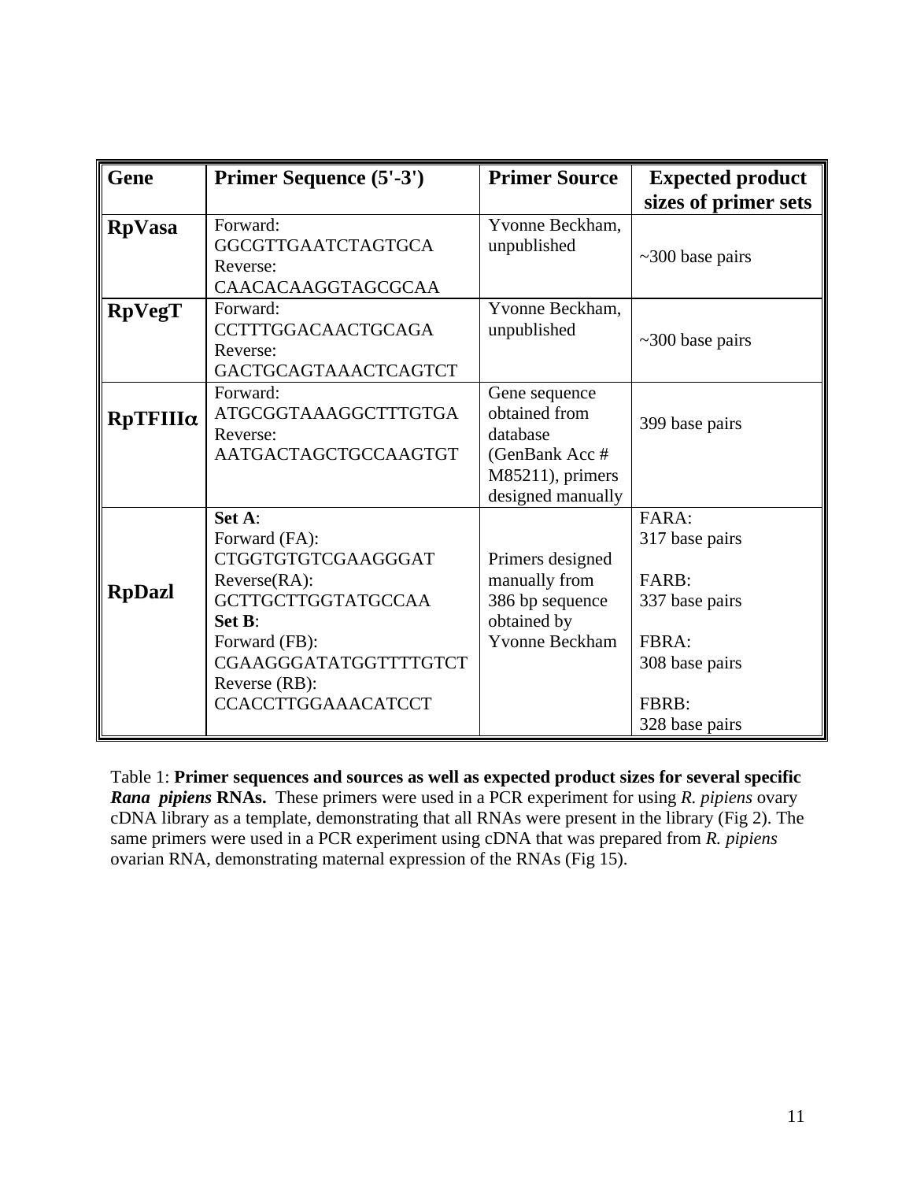| Gene | Primer Sequence (5'-3') | Primer Source | Expected product sizes of primer sets |
|---|---|---|---|
| **RpVasa** | Forward: GGCGTTGAATCTAGTGCA Reverse: CAACACAAGGTAGCGCAA | Yvonne Beckham, unpublished | ~300 base pairs |
| **RpVegT** | Forward: CCTTTGGACAACTGCAGA Reverse: GACTGCAGTAAACTCAGTCT | Yvonne Beckham, unpublished | ~300 base pairs |
| **RpTFIIIα** | Forward: ATGCGGTAAAGGCTTTGTGA Reverse: AATGACTAGCTGCCAAGTGT | Gene sequence obtained from database (GenBank Acc # M85211), primers designed manually | 399 base pairs |
| **RpDazl** | **Set A**: Forward (FA): CTGGTGTGTCGAAGGGAT Reverse(RA): GCTTGCTTGGTATGCCAA **Set B**: Forward (FB): CGAAGGGATATGGTTTTGTCT Reverse (RB): CCACCTTGGAAACATCCT | Primers designed manually from 386 bp sequence obtained by Yvonne Beckham | FARA: 317 base pairs FARB: 337 base pairs FBRA: 308 base pairs FBRB: 328 base pairs |

Table 1: **Primer sequences and sources as well as expected product sizes for several specific *Rana pipiens* RNAs.** These primers were used in a PCR experiment for using *R. pipiens* ovary cDNA library as a template, demonstrating that all RNAs were present in the library (Fig 2). The same primers were used in a PCR experiment using cDNA that was prepared from *R. pipiens* ovarian RNA, demonstrating maternal expression of the RNAs (Fig 15).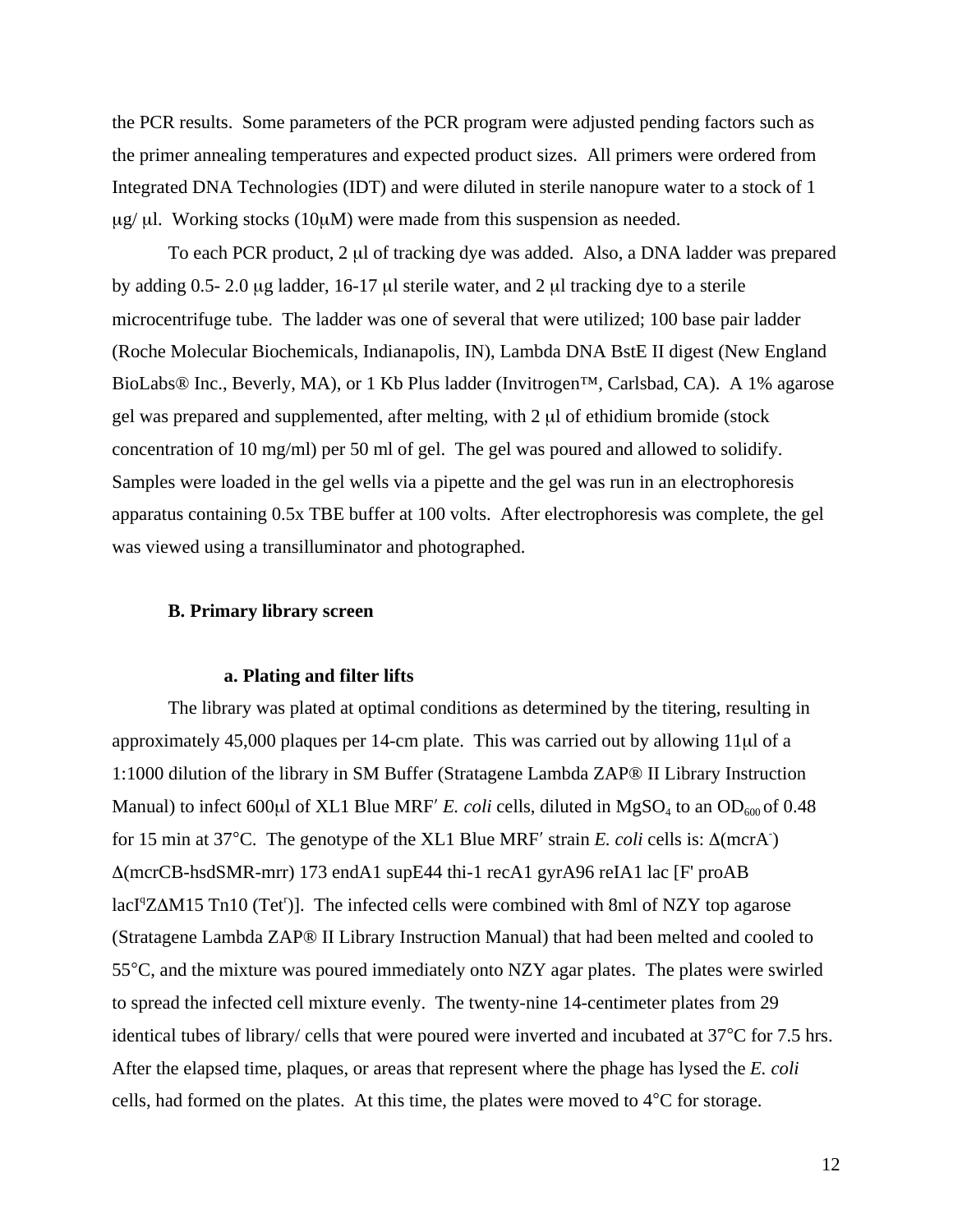the PCR results. Some parameters of the PCR program were adjusted pending factors such as the primer annealing temperatures and expected product sizes. All primers were ordered from Integrated DNA Technologies (IDT) and were diluted in sterile nanopure water to a stock of 1 μg/ μl. Working stocks (10μM) were made from this suspension as needed.

To each PCR product, 2 μl of tracking dye was added. Also, a DNA ladder was prepared by adding 0.5- 2.0 μg ladder, 16-17 μl sterile water, and 2 μl tracking dye to a sterile microcentrifuge tube. The ladder was one of several that were utilized; 100 base pair ladder (Roche Molecular Biochemicals, Indianapolis, IN), Lambda DNA BstE II digest (New England BioLabs® Inc., Beverly, MA), or 1 Kb Plus ladder (Invitrogen™, Carlsbad, CA). A 1% agarose gel was prepared and supplemented, after melting, with 2 μl of ethidium bromide (stock concentration of 10 mg/ml) per 50 ml of gel. The gel was poured and allowed to solidify. Samples were loaded in the gel wells via a pipette and the gel was run in an electrophoresis apparatus containing 0.5x TBE buffer at 100 volts. After electrophoresis was complete, the gel was viewed using a transilluminator and photographed.

### B. Primary library screen

#### a. Plating and filter lifts

The library was plated at optimal conditions as determined by the titering, resulting in approximately 45,000 plaques per 14-cm plate. This was carried out by allowing 11μl of a 1:1000 dilution of the library in SM Buffer (Stratagene Lambda ZAP® II Library Instruction Manual) to infect 600μl of XL1 Blue MRF′ *E. coli* cells, diluted in $MgSO_4$ to an $OD_{600}$ of 0.48 for 15 min at 37°C. The genotype of the XL1 Blue MRF′ strain *E. coli* cells is: Δ(mcrA$^-$) Δ(mcrCB-hsdSMR-mrr) 173 endA1 supE44 thi-1 recA1 gyrA96 reIA1 lac [F' proAB lacI$^q$ZΔM15 Tn10 (Tet$^r$)]. The infected cells were combined with 8ml of NZY top agarose (Stratagene Lambda ZAP® II Library Instruction Manual) that had been melted and cooled to 55°C, and the mixture was poured immediately onto NZY agar plates. The plates were swirled to spread the infected cell mixture evenly. The twenty-nine 14-centimeter plates from 29 identical tubes of library/ cells that were poured were inverted and incubated at 37°C for 7.5 hrs. After the elapsed time, plaques, or areas that represent where the phage has lysed the *E. coli* cells, had formed on the plates. At this time, the plates were moved to 4°C for storage.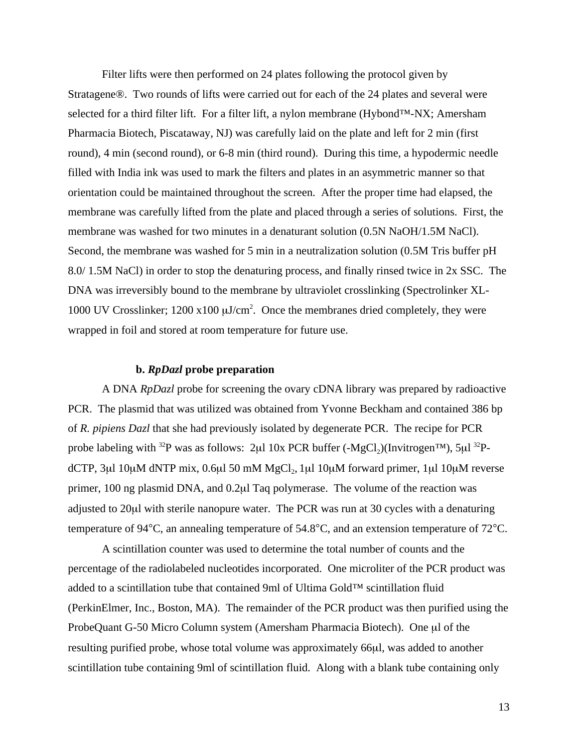Filter lifts were then performed on 24 plates following the protocol given by Stratagene®. Two rounds of lifts were carried out for each of the 24 plates and several were selected for a third filter lift. For a filter lift, a nylon membrane (Hybond™-NX; Amersham Pharmacia Biotech, Piscataway, NJ) was carefully laid on the plate and left for 2 min (first round), 4 min (second round), or 6-8 min (third round). During this time, a hypodermic needle filled with India ink was used to mark the filters and plates in an asymmetric manner so that orientation could be maintained throughout the screen. After the proper time had elapsed, the membrane was carefully lifted from the plate and placed through a series of solutions. First, the membrane was washed for two minutes in a denaturant solution (0.5N NaOH/1.5M NaCl). Second, the membrane was washed for 5 min in a neutralization solution (0.5M Tris buffer pH 8.0/ 1.5M NaCl) in order to stop the denaturing process, and finally rinsed twice in 2x SSC. The DNA was irreversibly bound to the membrane by ultraviolet crosslinking (Spectrolinker XL-1000 UV Crosslinker; 1200 x100 μJ/cm$^2$. Once the membranes dried completely, they were wrapped in foil and stored at room temperature for future use.

### b. *RpDazl* probe preparation

A DNA *RpDazl* probe for screening the ovary cDNA library was prepared by radioactive PCR. The plasmid that was utilized was obtained from Yvonne Beckham and contained 386 bp of *R. pipiens Dazl* that she had previously isolated by degenerate PCR. The recipe for PCR probe labeling with $^{32}$P was as follows: 2μl 10x PCR buffer (-$MgCl_2$)(Invitrogen™), 5μl $^{32}$P-dCTP, 3μl 10μM dNTP mix, 0.6μl 50 mM $MgCl_2$, 1μl 10μM forward primer, 1μl 10μM reverse primer, 100 ng plasmid DNA, and 0.2μl Taq polymerase. The volume of the reaction was adjusted to 20μl with sterile nanopure water. The PCR was run at 30 cycles with a denaturing temperature of 94°C, an annealing temperature of 54.8°C, and an extension temperature of 72°C.

A scintillation counter was used to determine the total number of counts and the percentage of the radiolabeled nucleotides incorporated. One microliter of the PCR product was added to a scintillation tube that contained 9ml of Ultima Gold™ scintillation fluid (PerkinElmer, Inc., Boston, MA). The remainder of the PCR product was then purified using the ProbeQuant G-50 Micro Column system (Amersham Pharmacia Biotech). One μl of the resulting purified probe, whose total volume was approximately 66μl, was added to another scintillation tube containing 9ml of scintillation fluid. Along with a blank tube containing only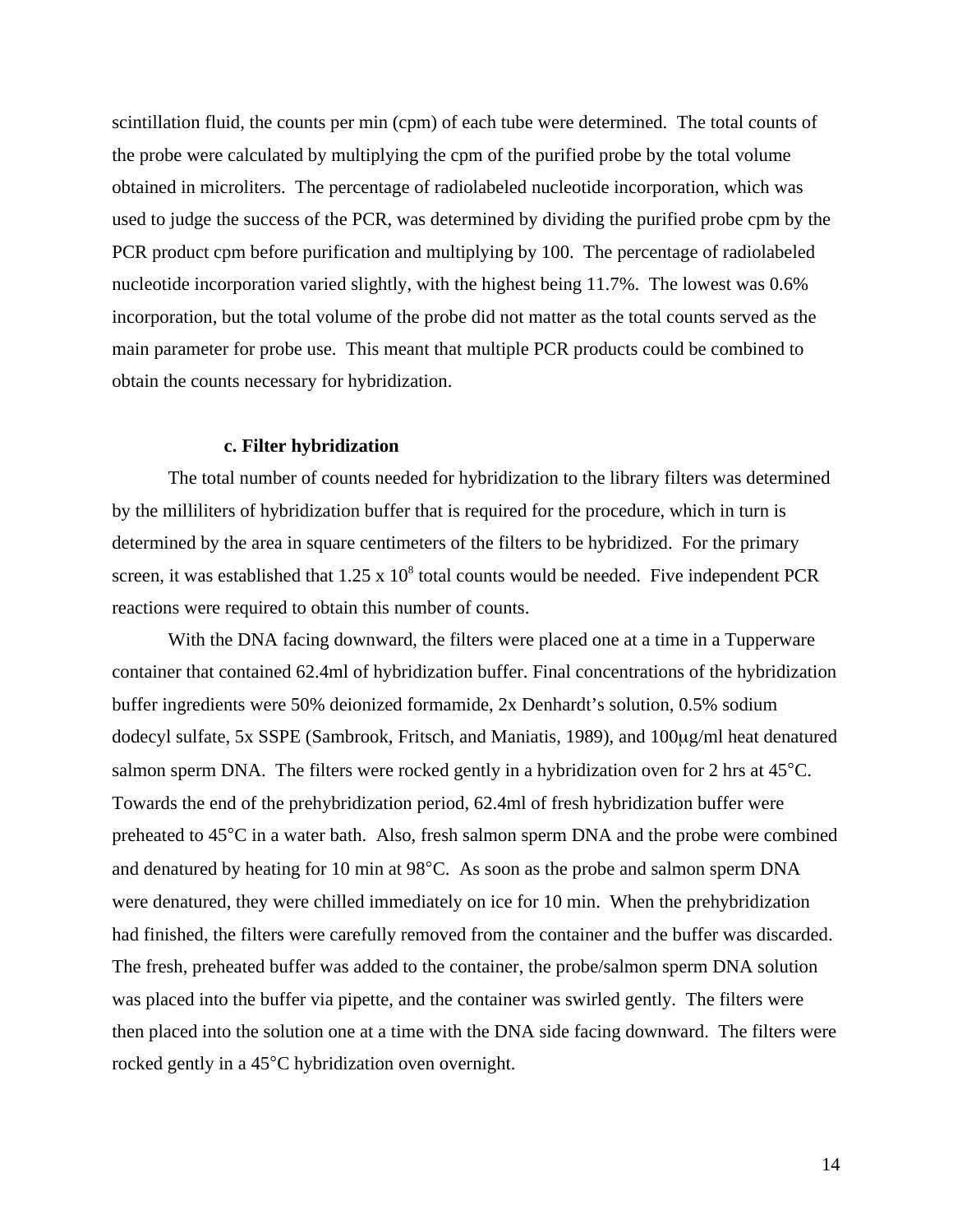scintillation fluid, the counts per min (cpm) of each tube were determined. The total counts of the probe were calculated by multiplying the cpm of the purified probe by the total volume obtained in microliters. The percentage of radiolabeled nucleotide incorporation, which was used to judge the success of the PCR, was determined by dividing the purified probe cpm by the PCR product cpm before purification and multiplying by 100. The percentage of radiolabeled nucleotide incorporation varied slightly, with the highest being 11.7%. The lowest was 0.6% incorporation, but the total volume of the probe did not matter as the total counts served as the main parameter for probe use. This meant that multiple PCR products could be combined to obtain the counts necessary for hybridization.

#### c. Filter hybridization

The total number of counts needed for hybridization to the library filters was determined by the milliliters of hybridization buffer that is required for the procedure, which in turn is determined by the area in square centimeters of the filters to be hybridized. For the primary screen, it was established that $1.25 \times 10^8$ total counts would be needed. Five independent PCR reactions were required to obtain this number of counts.

With the DNA facing downward, the filters were placed one at a time in a Tupperware container that contained 62.4ml of hybridization buffer. Final concentrations of the hybridization buffer ingredients were 50% deionized formamide, 2x Denhardt's solution, 0.5% sodium dodecyl sulfate, 5x SSPE (Sambrook, Fritsch, and Maniatis, 1989), and 100μg/ml heat denatured salmon sperm DNA. The filters were rocked gently in a hybridization oven for 2 hrs at 45°C. Towards the end of the prehybridization period, 62.4ml of fresh hybridization buffer were preheated to 45°C in a water bath. Also, fresh salmon sperm DNA and the probe were combined and denatured by heating for 10 min at 98°C. As soon as the probe and salmon sperm DNA were denatured, they were chilled immediately on ice for 10 min. When the prehybridization had finished, the filters were carefully removed from the container and the buffer was discarded. The fresh, preheated buffer was added to the container, the probe/salmon sperm DNA solution was placed into the buffer via pipette, and the container was swirled gently. The filters were then placed into the solution one at a time with the DNA side facing downward. The filters were rocked gently in a 45°C hybridization oven overnight.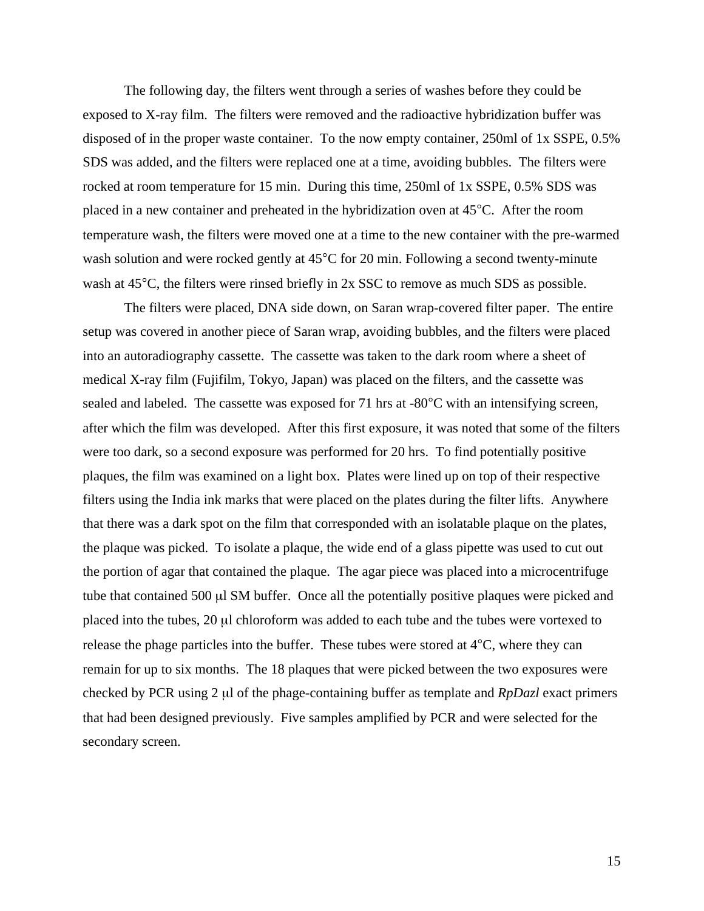The following day, the filters went through a series of washes before they could be exposed to X-ray film. The filters were removed and the radioactive hybridization buffer was disposed of in the proper waste container. To the now empty container, 250ml of 1x SSPE, 0.5% SDS was added, and the filters were replaced one at a time, avoiding bubbles. The filters were rocked at room temperature for 15 min. During this time, 250ml of 1x SSPE, 0.5% SDS was placed in a new container and preheated in the hybridization oven at 45°C. After the room temperature wash, the filters were moved one at a time to the new container with the pre-warmed wash solution and were rocked gently at 45°C for 20 min. Following a second twenty-minute wash at 45°C, the filters were rinsed briefly in 2x SSC to remove as much SDS as possible.

The filters were placed, DNA side down, on Saran wrap-covered filter paper. The entire setup was covered in another piece of Saran wrap, avoiding bubbles, and the filters were placed into an autoradiography cassette. The cassette was taken to the dark room where a sheet of medical X-ray film (Fujifilm, Tokyo, Japan) was placed on the filters, and the cassette was sealed and labeled. The cassette was exposed for 71 hrs at -80°C with an intensifying screen, after which the film was developed. After this first exposure, it was noted that some of the filters were too dark, so a second exposure was performed for 20 hrs. To find potentially positive plaques, the film was examined on a light box. Plates were lined up on top of their respective filters using the India ink marks that were placed on the plates during the filter lifts. Anywhere that there was a dark spot on the film that corresponded with an isolatable plaque on the plates, the plaque was picked. To isolate a plaque, the wide end of a glass pipette was used to cut out the portion of agar that contained the plaque. The agar piece was placed into a microcentrifuge tube that contained 500 μl SM buffer. Once all the potentially positive plaques were picked and placed into the tubes, 20 μl chloroform was added to each tube and the tubes were vortexed to release the phage particles into the buffer. These tubes were stored at 4°C, where they can remain for up to six months. The 18 plaques that were picked between the two exposures were checked by PCR using 2 μl of the phage-containing buffer as template and *RpDazl* exact primers that had been designed previously. Five samples amplified by PCR and were selected for the secondary screen.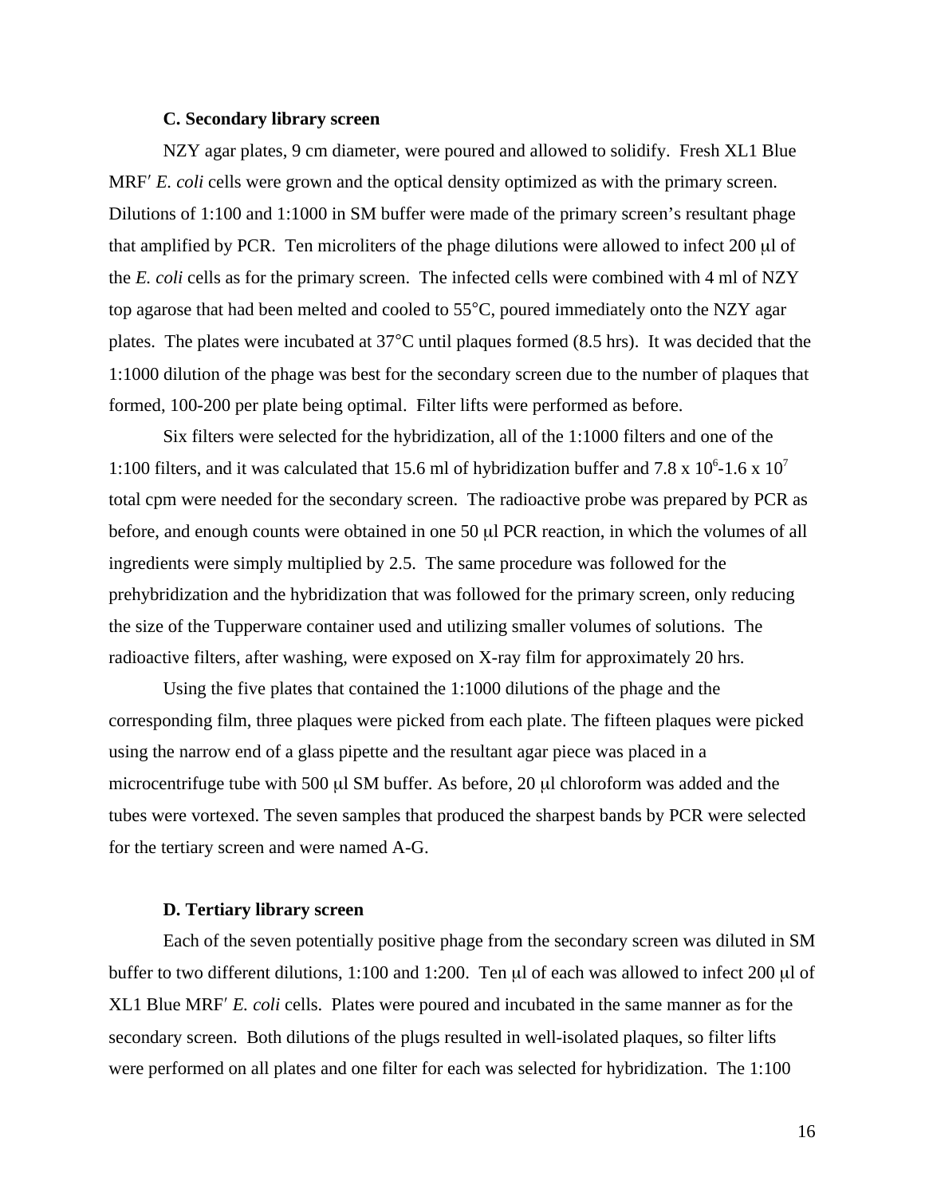### C. Secondary library screen

NZY agar plates, 9 cm diameter, were poured and allowed to solidify. Fresh XL1 Blue MRF′ *E. coli* cells were grown and the optical density optimized as with the primary screen. Dilutions of 1:100 and 1:1000 in SM buffer were made of the primary screen's resultant phage that amplified by PCR. Ten microliters of the phage dilutions were allowed to infect 200 μl of the *E. coli* cells as for the primary screen. The infected cells were combined with 4 ml of NZY top agarose that had been melted and cooled to 55°C, poured immediately onto the NZY agar plates. The plates were incubated at 37°C until plaques formed (8.5 hrs). It was decided that the 1:1000 dilution of the phage was best for the secondary screen due to the number of plaques that formed, 100-200 per plate being optimal. Filter lifts were performed as before.

Six filters were selected for the hybridization, all of the 1:1000 filters and one of the 1:100 filters, and it was calculated that 15.6 ml of hybridization buffer and $7.8 \times 10^6$-$1.6 \times 10^7$ total cpm were needed for the secondary screen. The radioactive probe was prepared by PCR as before, and enough counts were obtained in one 50 μl PCR reaction, in which the volumes of all ingredients were simply multiplied by 2.5. The same procedure was followed for the prehybridization and the hybridization that was followed for the primary screen, only reducing the size of the Tupperware container used and utilizing smaller volumes of solutions. The radioactive filters, after washing, were exposed on X-ray film for approximately 20 hrs.

Using the five plates that contained the 1:1000 dilutions of the phage and the corresponding film, three plaques were picked from each plate. The fifteen plaques were picked using the narrow end of a glass pipette and the resultant agar piece was placed in a microcentrifuge tube with 500 μl SM buffer. As before, 20 μl chloroform was added and the tubes were vortexed. The seven samples that produced the sharpest bands by PCR were selected for the tertiary screen and were named A-G.

### D. Tertiary library screen

Each of the seven potentially positive phage from the secondary screen was diluted in SM buffer to two different dilutions, 1:100 and 1:200. Ten μl of each was allowed to infect 200 μl of XL1 Blue MRF′ *E. coli* cells. Plates were poured and incubated in the same manner as for the secondary screen. Both dilutions of the plugs resulted in well-isolated plaques, so filter lifts were performed on all plates and one filter for each was selected for hybridization. The 1:100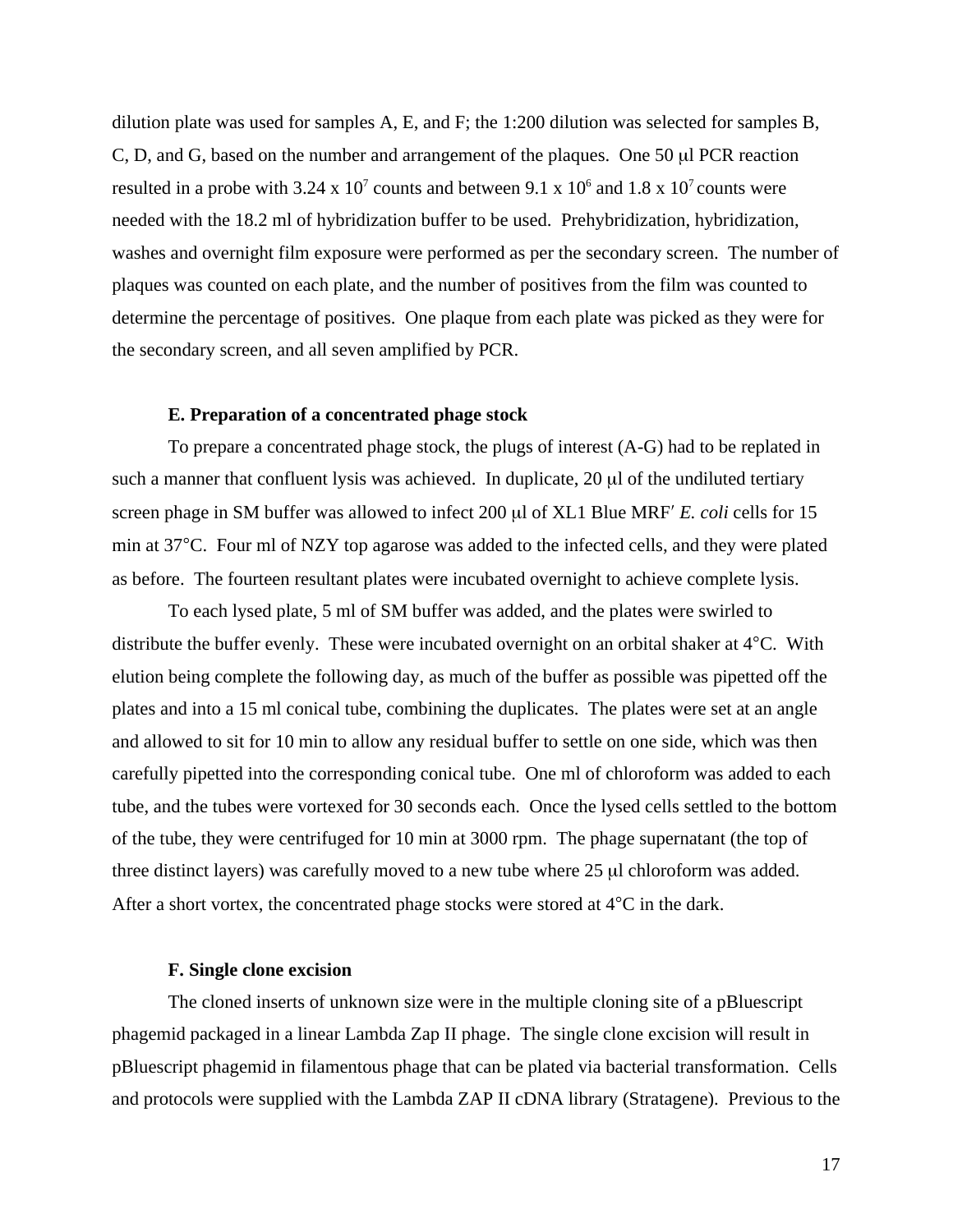dilution plate was used for samples A, E, and F; the 1:200 dilution was selected for samples B, C, D, and G, based on the number and arrangement of the plaques. One 50 μl PCR reaction resulted in a probe with $3.24 \times 10^7$ counts and between $9.1 \times 10^6$ and $1.8 \times 10^7$ counts were needed with the 18.2 ml of hybridization buffer to be used. Prehybridization, hybridization, washes and overnight film exposure were performed as per the secondary screen. The number of plaques was counted on each plate, and the number of positives from the film was counted to determine the percentage of positives. One plaque from each plate was picked as they were for the secondary screen, and all seven amplified by PCR.

### E. Preparation of a concentrated phage stock

To prepare a concentrated phage stock, the plugs of interest (A-G) had to be replated in such a manner that confluent lysis was achieved. In duplicate, 20 μl of the undiluted tertiary screen phage in SM buffer was allowed to infect 200 μl of XL1 Blue MRF′ *E. coli* cells for 15 min at 37°C. Four ml of NZY top agarose was added to the infected cells, and they were plated as before. The fourteen resultant plates were incubated overnight to achieve complete lysis.

To each lysed plate, 5 ml of SM buffer was added, and the plates were swirled to distribute the buffer evenly. These were incubated overnight on an orbital shaker at 4°C. With elution being complete the following day, as much of the buffer as possible was pipetted off the plates and into a 15 ml conical tube, combining the duplicates. The plates were set at an angle and allowed to sit for 10 min to allow any residual buffer to settle on one side, which was then carefully pipetted into the corresponding conical tube. One ml of chloroform was added to each tube, and the tubes were vortexed for 30 seconds each. Once the lysed cells settled to the bottom of the tube, they were centrifuged for 10 min at 3000 rpm. The phage supernatant (the top of three distinct layers) was carefully moved to a new tube where 25 μl chloroform was added. After a short vortex, the concentrated phage stocks were stored at 4°C in the dark.

### F. Single clone excision

The cloned inserts of unknown size were in the multiple cloning site of a pBluescript phagemid packaged in a linear Lambda Zap II phage. The single clone excision will result in pBluescript phagemid in filamentous phage that can be plated via bacterial transformation. Cells and protocols were supplied with the Lambda ZAP II cDNA library (Stratagene). Previous to the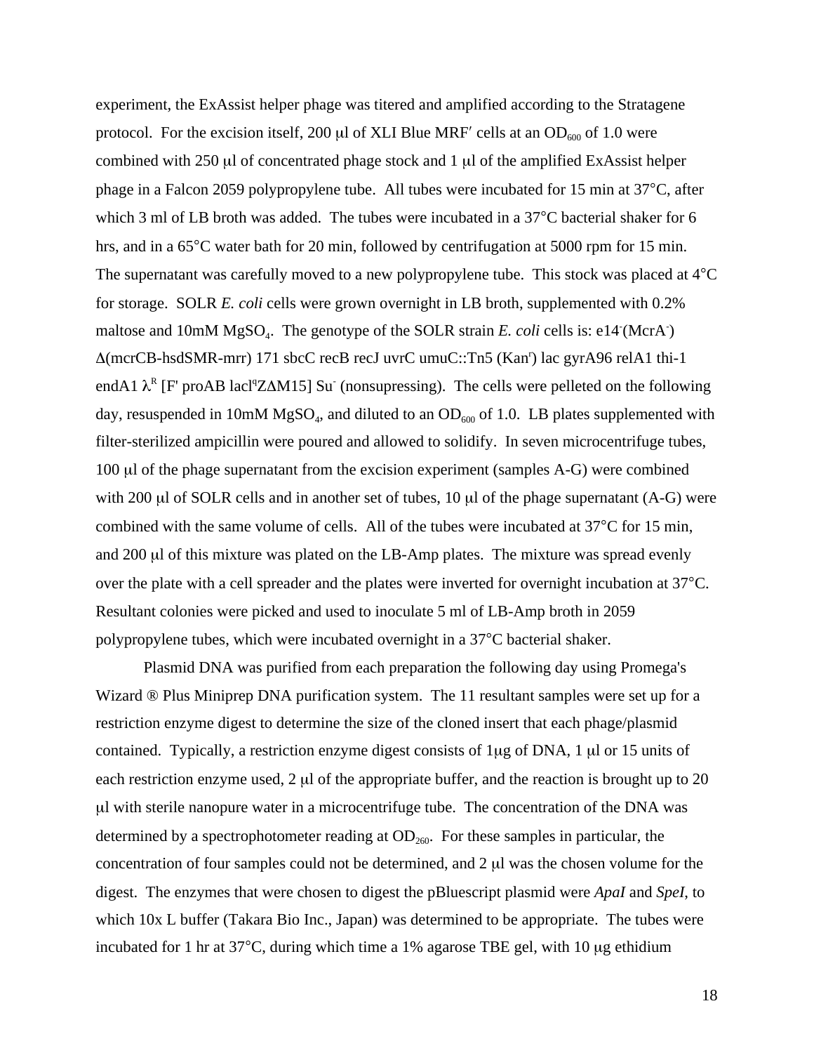experiment, the ExAssist helper phage was titered and amplified according to the Stratagene protocol. For the excision itself, 200 μl of XLI Blue MRF′ cells at an $OD_{600}$ of 1.0 were combined with 250 μl of concentrated phage stock and 1 μl of the amplified ExAssist helper phage in a Falcon 2059 polypropylene tube. All tubes were incubated for 15 min at 37°C, after which 3 ml of LB broth was added. The tubes were incubated in a 37°C bacterial shaker for 6 hrs, and in a 65°C water bath for 20 min, followed by centrifugation at 5000 rpm for 15 min. The supernatant was carefully moved to a new polypropylene tube. This stock was placed at 4°C for storage. SOLR *E. coli* cells were grown overnight in LB broth, supplemented with 0.2% maltose and 10mM $MgSO_4$. The genotype of the SOLR strain *E. coli* cells is: e14$^-$(McrA$^-$) Δ(mcrCB-hsdSMR-mrr) 171 sbcC recB recJ uvrC umuC::Tn5 (Kan$^r$) lac gyrA96 relA1 thi-1 endA1 $\lambda^R$ [F' proAB lacI$^q$ZΔM15] Su$^-$ (nonsupressing). The cells were pelleted on the following day, resuspended in 10mM $MgSO_4$, and diluted to an $OD_{600}$ of 1.0. LB plates supplemented with filter-sterilized ampicillin were poured and allowed to solidify. In seven microcentrifuge tubes, 100 μl of the phage supernatant from the excision experiment (samples A-G) were combined with 200 μl of SOLR cells and in another set of tubes, 10 μl of the phage supernatant (A-G) were combined with the same volume of cells. All of the tubes were incubated at 37°C for 15 min, and 200 μl of this mixture was plated on the LB-Amp plates. The mixture was spread evenly over the plate with a cell spreader and the plates were inverted for overnight incubation at 37°C. Resultant colonies were picked and used to inoculate 5 ml of LB-Amp broth in 2059 polypropylene tubes, which were incubated overnight in a 37°C bacterial shaker.

Plasmid DNA was purified from each preparation the following day using Promega's Wizard ® Plus Miniprep DNA purification system. The 11 resultant samples were set up for a restriction enzyme digest to determine the size of the cloned insert that each phage/plasmid contained. Typically, a restriction enzyme digest consists of 1μg of DNA, 1 μl or 15 units of each restriction enzyme used, 2 μl of the appropriate buffer, and the reaction is brought up to 20 μl with sterile nanopure water in a microcentrifuge tube. The concentration of the DNA was determined by a spectrophotometer reading at $OD_{260}$. For these samples in particular, the concentration of four samples could not be determined, and 2 μl was the chosen volume for the digest. The enzymes that were chosen to digest the pBluescript plasmid were *ApaI* and *SpeI*, to which 10x L buffer (Takara Bio Inc., Japan) was determined to be appropriate. The tubes were incubated for 1 hr at 37°C, during which time a 1% agarose TBE gel, with 10 μg ethidium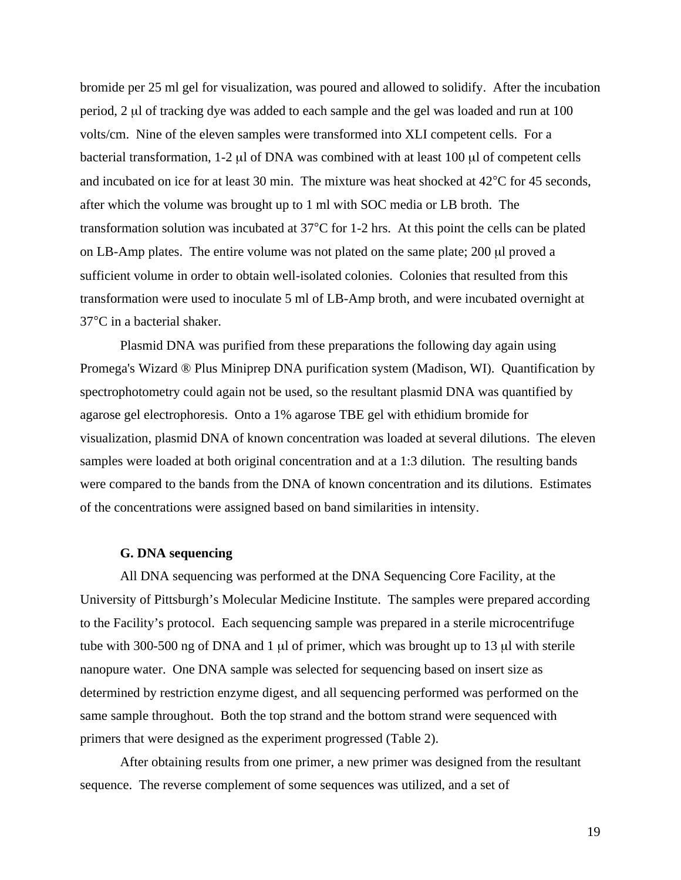bromide per 25 ml gel for visualization, was poured and allowed to solidify. After the incubation period, 2 μl of tracking dye was added to each sample and the gel was loaded and run at 100 volts/cm. Nine of the eleven samples were transformed into XLI competent cells. For a bacterial transformation, 1-2 μl of DNA was combined with at least 100 μl of competent cells and incubated on ice for at least 30 min. The mixture was heat shocked at 42°C for 45 seconds, after which the volume was brought up to 1 ml with SOC media or LB broth. The transformation solution was incubated at 37°C for 1-2 hrs. At this point the cells can be plated on LB-Amp plates. The entire volume was not plated on the same plate; 200 μl proved a sufficient volume in order to obtain well-isolated colonies. Colonies that resulted from this transformation were used to inoculate 5 ml of LB-Amp broth, and were incubated overnight at 37°C in a bacterial shaker.

Plasmid DNA was purified from these preparations the following day again using Promega's Wizard ® Plus Miniprep DNA purification system (Madison, WI). Quantification by spectrophotometry could again not be used, so the resultant plasmid DNA was quantified by agarose gel electrophoresis. Onto a 1% agarose TBE gel with ethidium bromide for visualization, plasmid DNA of known concentration was loaded at several dilutions. The eleven samples were loaded at both original concentration and at a 1:3 dilution. The resulting bands were compared to the bands from the DNA of known concentration and its dilutions. Estimates of the concentrations were assigned based on band similarities in intensity.

### G. DNA sequencing

All DNA sequencing was performed at the DNA Sequencing Core Facility, at the University of Pittsburgh's Molecular Medicine Institute. The samples were prepared according to the Facility's protocol. Each sequencing sample was prepared in a sterile microcentrifuge tube with 300-500 ng of DNA and 1 μl of primer, which was brought up to 13 μl with sterile nanopure water. One DNA sample was selected for sequencing based on insert size as determined by restriction enzyme digest, and all sequencing performed was performed on the same sample throughout. Both the top strand and the bottom strand were sequenced with primers that were designed as the experiment progressed (Table 2).

After obtaining results from one primer, a new primer was designed from the resultant sequence. The reverse complement of some sequences was utilized, and a set of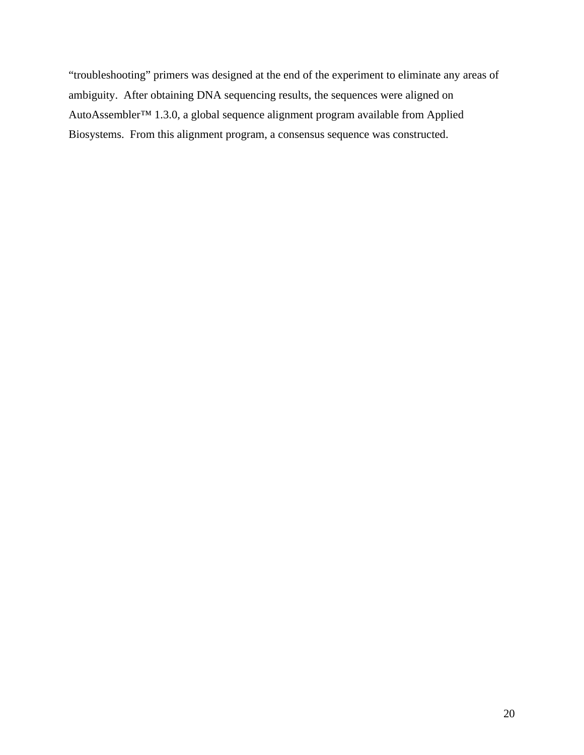“troubleshooting” primers was designed at the end of the experiment to eliminate any areas of ambiguity. After obtaining DNA sequencing results, the sequences were aligned on AutoAssembler™ 1.3.0, a global sequence alignment program available from Applied Biosystems. From this alignment program, a consensus sequence was constructed.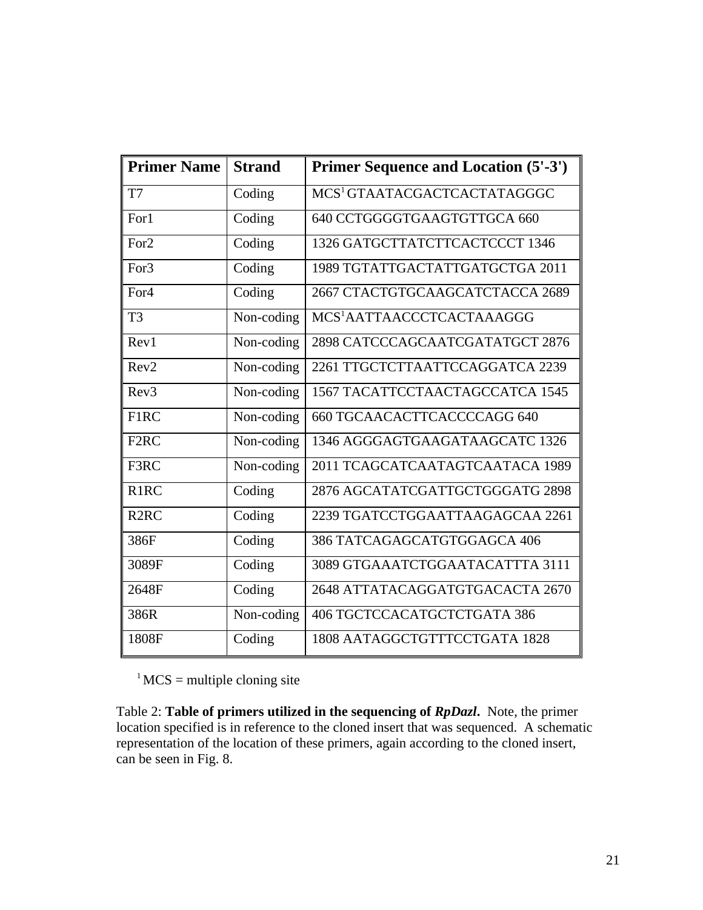| Primer Name | Strand | Primer Sequence and Location (5'-3') |
| --- | --- | --- |
| T7 | Coding | MCS[1] GTAATACGACTCACTATAGGGC |
| For1 | Coding | 640 CCTGGGGTGAAGTGTTGCA 660 |
| For2 | Coding | 1326 GATGCTTATCTTCACTCCCT 1346 |
| For3 | Coding | 1989 TGTATTGACTATTGATGCTGA 2011 |
| For4 | Coding | 2667 CTACTGTGCAAGCATCTACCA 2689 |
| T3 | Non-coding | MCS[1]AATTAACCCTCACTAAAGGG |
| Rev1 | Non-coding | 2898 CATCCCAGCAATCGATATGCT 2876 |
| Rev2 | Non-coding | 2261 TTGCTCTTAATTCCAGGATCA 2239 |
| Rev3 | Non-coding | 1567 TACATTCCTAACTAGCCATCA 1545 |
| F1RC | Non-coding | 660 TGCAACACTTCACCCCAGG 640 |
| F2RC | Non-coding | 1346 AGGGAGTGAAGATAAGCATC 1326 |
| F3RC | Non-coding | 2011 TCAGCATCAATAGTCAATACA 1989 |
| R1RC | Coding | 2876 AGCATATCGATTGCTGGGATG 2898 |
| R2RC | Coding | 2239 TGATCCTGGAATTAAGAGCAA 2261 |
| 386F | Coding | 386 TATCAGAGCATGTGGAGCA 406 |
| 3089F | Coding | 3089 GTGAAATCTGGAATACATTTA 3111 |
| 2648F | Coding | 2648 ATTATACAGGATGTGACACTA 2670 |
| 386R | Non-coding | 406 TGCTCCACATGCTCTGATA 386 |
| 1808F | Coding | 1808 AATAGGCTGTTTCCTGATA 1828 |

[1] MCS = multiple cloning site

Table 2: **Table of primers utilized in the sequencing of *RpDazl*.** Note, the primer location specified is in reference to the cloned insert that was sequenced. A schematic representation of the location of these primers, again according to the cloned insert, can be seen in Fig. 8.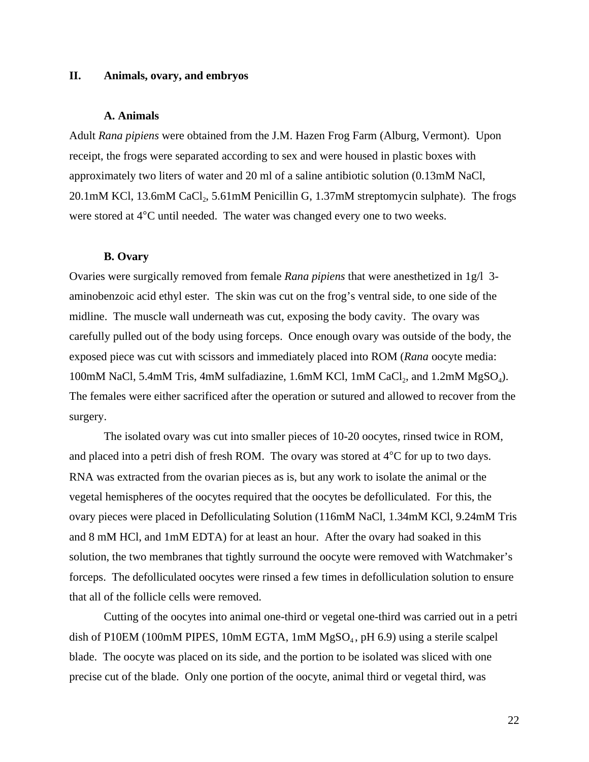## II. Animals, ovary, and embryos

### A. Animals

Adult *Rana pipiens* were obtained from the J.M. Hazen Frog Farm (Alburg, Vermont). Upon receipt, the frogs were separated according to sex and were housed in plastic boxes with approximately two liters of water and 20 ml of a saline antibiotic solution (0.13mM NaCl, 20.1mM KCl, 13.6mM $CaCl_2$, 5.61mM Penicillin G, 1.37mM streptomycin sulphate). The frogs were stored at 4°C until needed. The water was changed every one to two weeks.

### B. Ovary

Ovaries were surgically removed from female *Rana pipiens* that were anesthetized in 1g/l 3-aminobenzoic acid ethyl ester. The skin was cut on the frog's ventral side, to one side of the midline. The muscle wall underneath was cut, exposing the body cavity. The ovary was carefully pulled out of the body using forceps. Once enough ovary was outside of the body, the exposed piece was cut with scissors and immediately placed into ROM (*Rana* oocyte media: 100mM NaCl, 5.4mM Tris, 4mM sulfadiazine, 1.6mM KCl, 1mM $CaCl_2$, and 1.2mM $MgSO_4$). The females were either sacrificed after the operation or sutured and allowed to recover from the surgery.

The isolated ovary was cut into smaller pieces of 10-20 oocytes, rinsed twice in ROM, and placed into a petri dish of fresh ROM. The ovary was stored at 4°C for up to two days. RNA was extracted from the ovarian pieces as is, but any work to isolate the animal or the vegetal hemispheres of the oocytes required that the oocytes be defolliculated. For this, the ovary pieces were placed in Defolliculating Solution (116mM NaCl, 1.34mM KCl, 9.24mM Tris and 8 mM HCl, and 1mM EDTA) for at least an hour. After the ovary had soaked in this solution, the two membranes that tightly surround the oocyte were removed with Watchmaker's forceps. The defolliculated oocytes were rinsed a few times in defolliculation solution to ensure that all of the follicle cells were removed.

Cutting of the oocytes into animal one-third or vegetal one-third was carried out in a petri dish of P10EM (100mM PIPES, 10mM EGTA, 1mM $MgSO_4$ , pH 6.9) using a sterile scalpel blade. The oocyte was placed on its side, and the portion to be isolated was sliced with one precise cut of the blade. Only one portion of the oocyte, animal third or vegetal third, was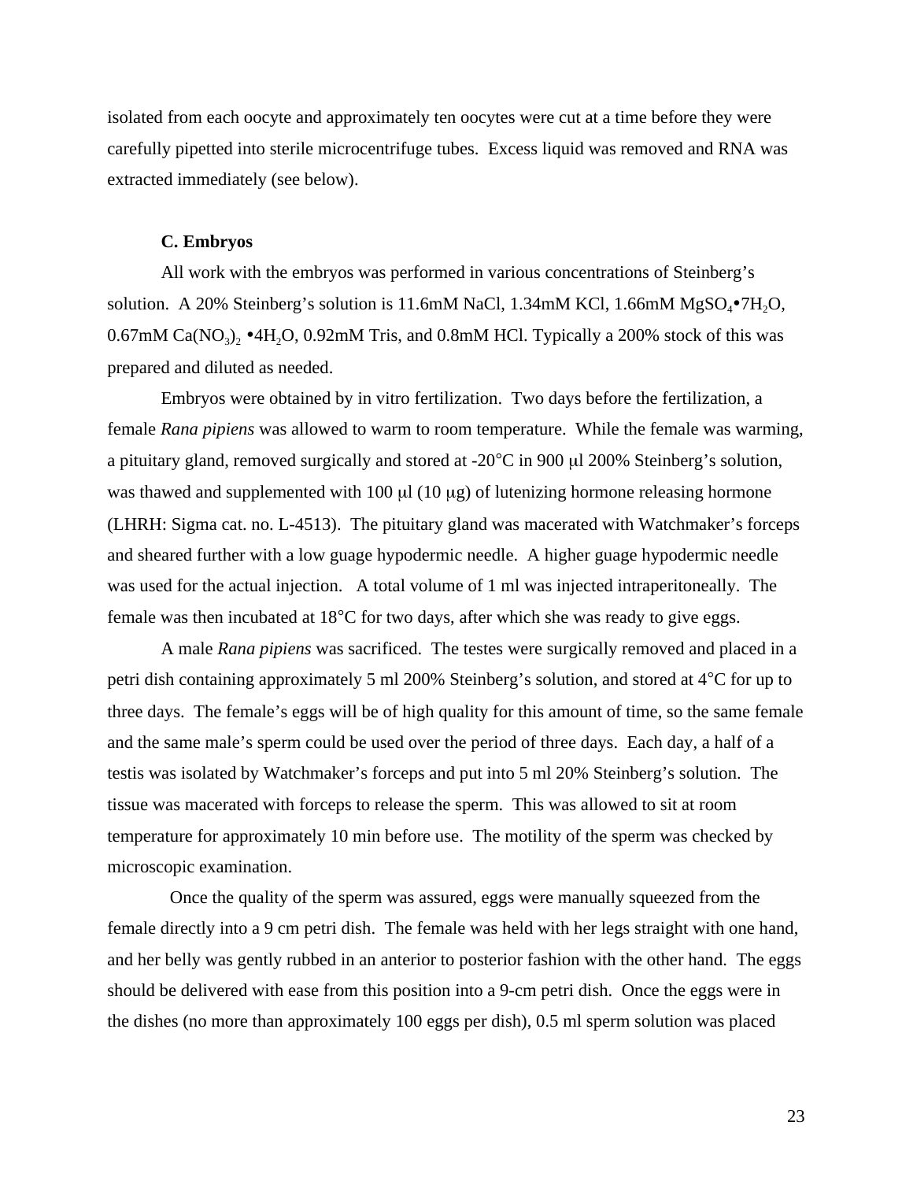isolated from each oocyte and approximately ten oocytes were cut at a time before they were carefully pipetted into sterile microcentrifuge tubes. Excess liquid was removed and RNA was extracted immediately (see below).

### C. Embryos

All work with the embryos was performed in various concentrations of Steinberg's solution. A 20% Steinberg's solution is 11.6mM NaCl, 1.34mM KCl, 1.66mM $MgSO_4 \bullet 7H_2O$, 0.67mM $Ca(NO_3)_2 \bullet 4H_2O$, 0.92mM Tris, and 0.8mM HCl. Typically a 200% stock of this was prepared and diluted as needed.

Embryos were obtained by in vitro fertilization. Two days before the fertilization, a female *Rana pipiens* was allowed to warm to room temperature. While the female was warming, a pituitary gland, removed surgically and stored at -20°C in 900 μl 200% Steinberg's solution, was thawed and supplemented with 100 μl (10 μg) of lutenizing hormone releasing hormone (LHRH: Sigma cat. no. L-4513). The pituitary gland was macerated with Watchmaker's forceps and sheared further with a low guage hypodermic needle. A higher guage hypodermic needle was used for the actual injection. A total volume of 1 ml was injected intraperitoneally. The female was then incubated at 18°C for two days, after which she was ready to give eggs.

A male *Rana pipiens* was sacrificed. The testes were surgically removed and placed in a petri dish containing approximately 5 ml 200% Steinberg's solution, and stored at 4°C for up to three days. The female's eggs will be of high quality for this amount of time, so the same female and the same male's sperm could be used over the period of three days. Each day, a half of a testis was isolated by Watchmaker's forceps and put into 5 ml 20% Steinberg's solution. The tissue was macerated with forceps to release the sperm. This was allowed to sit at room temperature for approximately 10 min before use. The motility of the sperm was checked by microscopic examination.

Once the quality of the sperm was assured, eggs were manually squeezed from the female directly into a 9 cm petri dish. The female was held with her legs straight with one hand, and her belly was gently rubbed in an anterior to posterior fashion with the other hand. The eggs should be delivered with ease from this position into a 9-cm petri dish. Once the eggs were in the dishes (no more than approximately 100 eggs per dish), 0.5 ml sperm solution was placed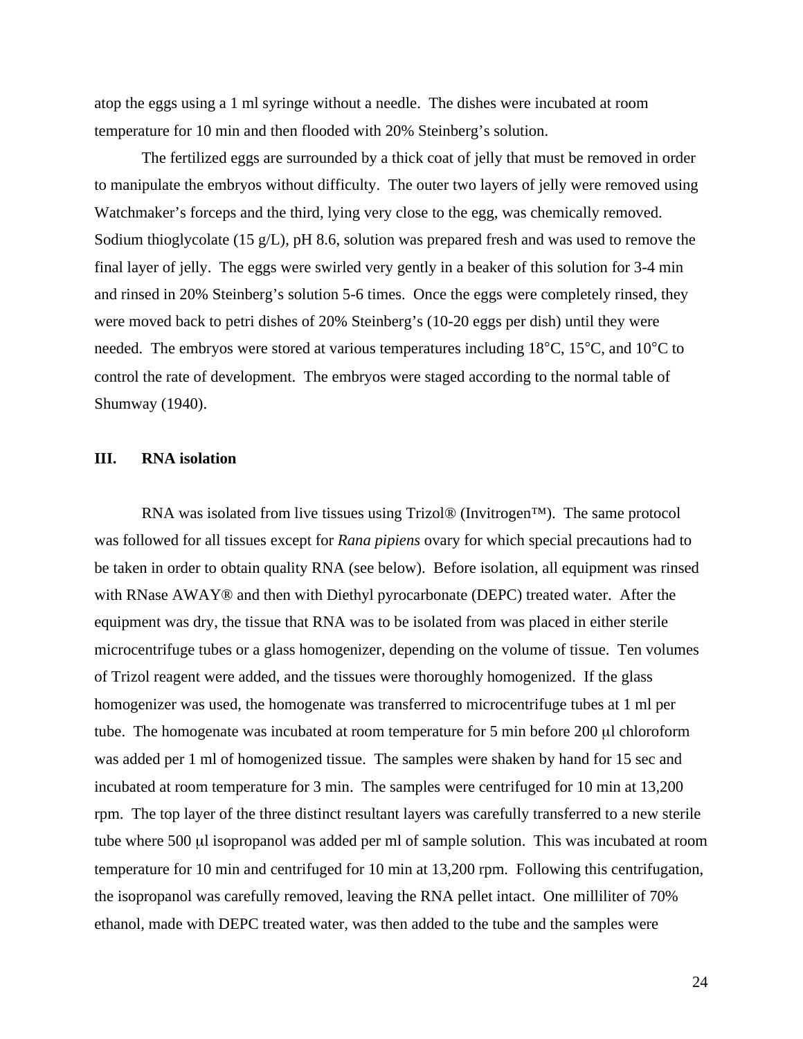atop the eggs using a 1 ml syringe without a needle. The dishes were incubated at room temperature for 10 min and then flooded with 20% Steinberg's solution.

The fertilized eggs are surrounded by a thick coat of jelly that must be removed in order to manipulate the embryos without difficulty. The outer two layers of jelly were removed using Watchmaker's forceps and the third, lying very close to the egg, was chemically removed. Sodium thioglycolate (15 g/L), pH 8.6, solution was prepared fresh and was used to remove the final layer of jelly. The eggs were swirled very gently in a beaker of this solution for 3-4 min and rinsed in 20% Steinberg's solution 5-6 times. Once the eggs were completely rinsed, they were moved back to petri dishes of 20% Steinberg's (10-20 eggs per dish) until they were needed. The embryos were stored at various temperatures including 18°C, 15°C, and 10°C to control the rate of development. The embryos were staged according to the normal table of Shumway (1940).

## III. RNA isolation

RNA was isolated from live tissues using Trizol® (Invitrogen™). The same protocol was followed for all tissues except for *Rana pipiens* ovary for which special precautions had to be taken in order to obtain quality RNA (see below). Before isolation, all equipment was rinsed with RNase AWAY® and then with Diethyl pyrocarbonate (DEPC) treated water. After the equipment was dry, the tissue that RNA was to be isolated from was placed in either sterile microcentrifuge tubes or a glass homogenizer, depending on the volume of tissue. Ten volumes of Trizol reagent were added, and the tissues were thoroughly homogenized. If the glass homogenizer was used, the homogenate was transferred to microcentrifuge tubes at 1 ml per tube. The homogenate was incubated at room temperature for 5 min before 200 μl chloroform was added per 1 ml of homogenized tissue. The samples were shaken by hand for 15 sec and incubated at room temperature for 3 min. The samples were centrifuged for 10 min at 13,200 rpm. The top layer of the three distinct resultant layers was carefully transferred to a new sterile tube where 500 μl isopropanol was added per ml of sample solution. This was incubated at room temperature for 10 min and centrifuged for 10 min at 13,200 rpm. Following this centrifugation, the isopropanol was carefully removed, leaving the RNA pellet intact. One milliliter of 70% ethanol, made with DEPC treated water, was then added to the tube and the samples were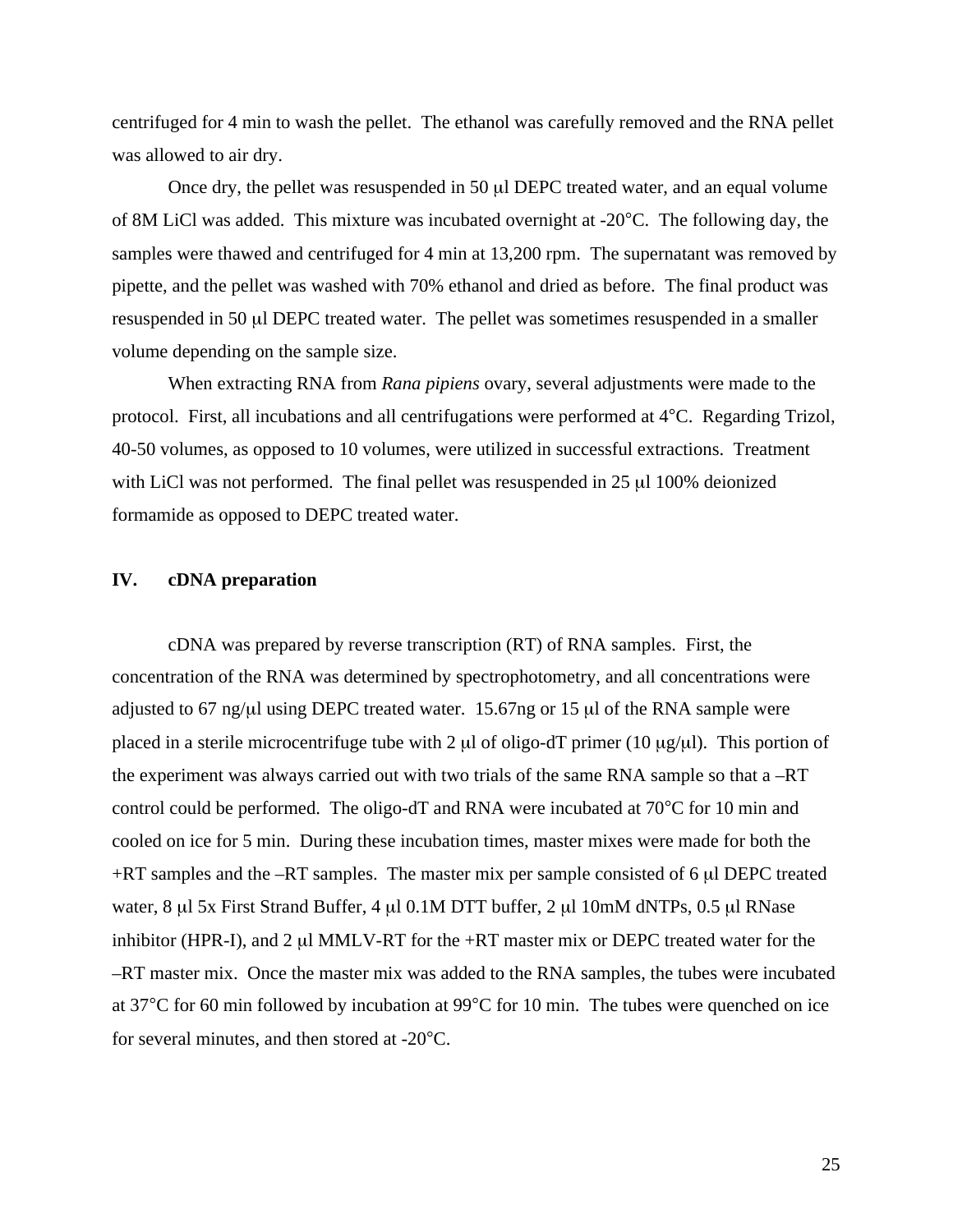centrifuged for 4 min to wash the pellet. The ethanol was carefully removed and the RNA pellet was allowed to air dry.

Once dry, the pellet was resuspended in 50 μl DEPC treated water, and an equal volume of 8M LiCl was added. This mixture was incubated overnight at -20°C. The following day, the samples were thawed and centrifuged for 4 min at 13,200 rpm. The supernatant was removed by pipette, and the pellet was washed with 70% ethanol and dried as before. The final product was resuspended in 50 μl DEPC treated water. The pellet was sometimes resuspended in a smaller volume depending on the sample size.

When extracting RNA from *Rana pipiens* ovary, several adjustments were made to the protocol. First, all incubations and all centrifugations were performed at 4°C. Regarding Trizol, 40-50 volumes, as opposed to 10 volumes, were utilized in successful extractions. Treatment with LiCl was not performed. The final pellet was resuspended in 25 μl 100% deionized formamide as opposed to DEPC treated water.

## IV. cDNA preparation

cDNA was prepared by reverse transcription (RT) of RNA samples. First, the concentration of the RNA was determined by spectrophotometry, and all concentrations were adjusted to 67 ng/μl using DEPC treated water. 15.67ng or 15 μl of the RNA sample were placed in a sterile microcentrifuge tube with 2 μl of oligo-dT primer (10 μg/μl). This portion of the experiment was always carried out with two trials of the same RNA sample so that a –RT control could be performed. The oligo-dT and RNA were incubated at 70°C for 10 min and cooled on ice for 5 min. During these incubation times, master mixes were made for both the +RT samples and the –RT samples. The master mix per sample consisted of 6 μl DEPC treated water, 8 μl 5x First Strand Buffer, 4 μl 0.1M DTT buffer, 2 μl 10mM dNTPs, 0.5 μl RNase inhibitor (HPR-I), and 2 μl MMLV-RT for the +RT master mix or DEPC treated water for the –RT master mix. Once the master mix was added to the RNA samples, the tubes were incubated at 37°C for 60 min followed by incubation at 99°C for 10 min. The tubes were quenched on ice for several minutes, and then stored at -20°C.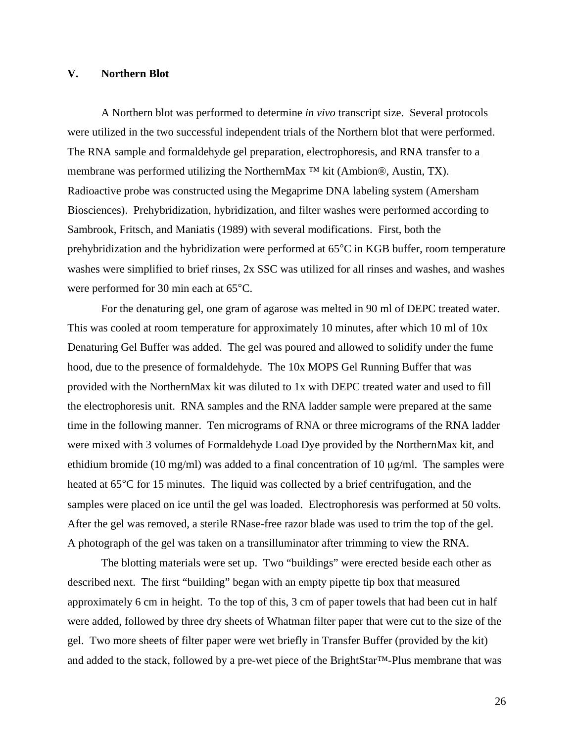## V. Northern Blot

A Northern blot was performed to determine *in vivo* transcript size. Several protocols were utilized in the two successful independent trials of the Northern blot that were performed. The RNA sample and formaldehyde gel preparation, electrophoresis, and RNA transfer to a membrane was performed utilizing the NorthernMax ™ kit (Ambion®, Austin, TX). Radioactive probe was constructed using the Megaprime DNA labeling system (Amersham Biosciences). Prehybridization, hybridization, and filter washes were performed according to Sambrook, Fritsch, and Maniatis (1989) with several modifications. First, both the prehybridization and the hybridization were performed at 65°C in KGB buffer, room temperature washes were simplified to brief rinses, 2x SSC was utilized for all rinses and washes, and washes were performed for 30 min each at 65°C.

For the denaturing gel, one gram of agarose was melted in 90 ml of DEPC treated water. This was cooled at room temperature for approximately 10 minutes, after which 10 ml of 10x Denaturing Gel Buffer was added. The gel was poured and allowed to solidify under the fume hood, due to the presence of formaldehyde. The 10x MOPS Gel Running Buffer that was provided with the NorthernMax kit was diluted to 1x with DEPC treated water and used to fill the electrophoresis unit. RNA samples and the RNA ladder sample were prepared at the same time in the following manner. Ten micrograms of RNA or three micrograms of the RNA ladder were mixed with 3 volumes of Formaldehyde Load Dye provided by the NorthernMax kit, and ethidium bromide (10 mg/ml) was added to a final concentration of 10 μg/ml. The samples were heated at 65°C for 15 minutes. The liquid was collected by a brief centrifugation, and the samples were placed on ice until the gel was loaded. Electrophoresis was performed at 50 volts. After the gel was removed, a sterile RNase-free razor blade was used to trim the top of the gel. A photograph of the gel was taken on a transilluminator after trimming to view the RNA.

The blotting materials were set up. Two "buildings" were erected beside each other as described next. The first "building" began with an empty pipette tip box that measured approximately 6 cm in height. To the top of this, 3 cm of paper towels that had been cut in half were added, followed by three dry sheets of Whatman filter paper that were cut to the size of the gel. Two more sheets of filter paper were wet briefly in Transfer Buffer (provided by the kit) and added to the stack, followed by a pre-wet piece of the BrightStar™-Plus membrane that was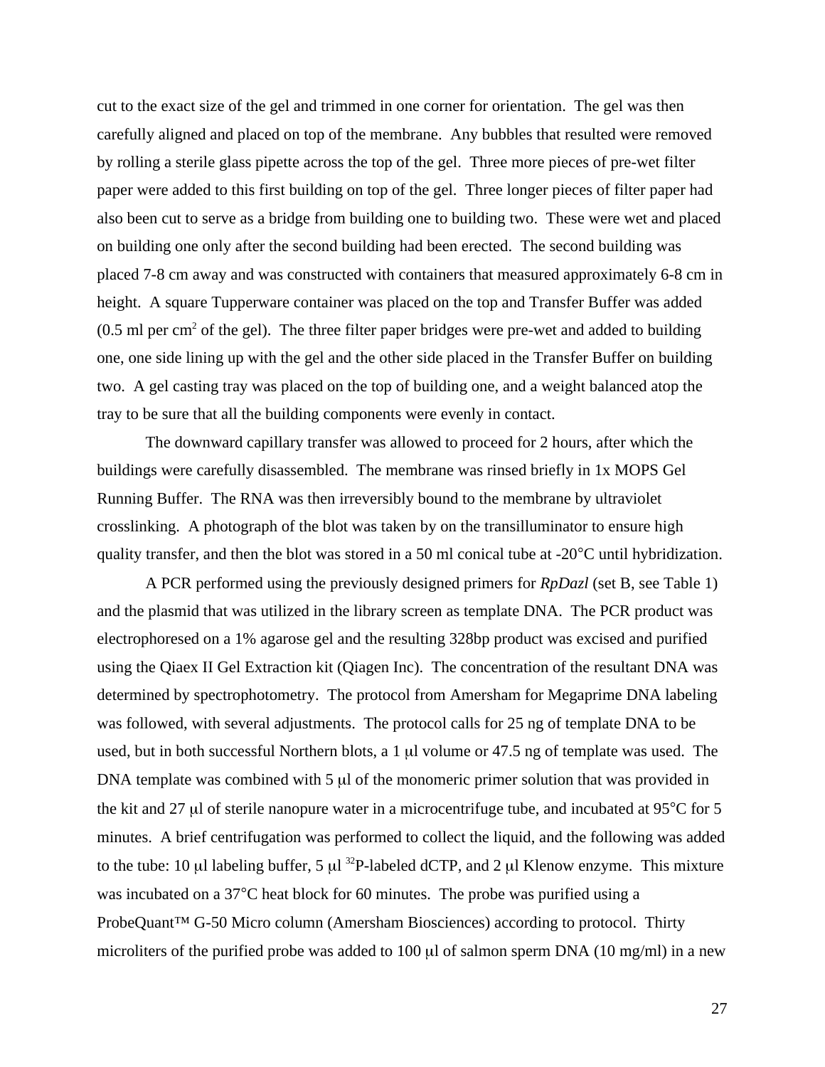cut to the exact size of the gel and trimmed in one corner for orientation. The gel was then carefully aligned and placed on top of the membrane. Any bubbles that resulted were removed by rolling a sterile glass pipette across the top of the gel. Three more pieces of pre-wet filter paper were added to this first building on top of the gel. Three longer pieces of filter paper had also been cut to serve as a bridge from building one to building two. These were wet and placed on building one only after the second building had been erected. The second building was placed 7-8 cm away and was constructed with containers that measured approximately 6-8 cm in height. A square Tupperware container was placed on the top and Transfer Buffer was added (0.5 ml per $cm^2$ of the gel). The three filter paper bridges were pre-wet and added to building one, one side lining up with the gel and the other side placed in the Transfer Buffer on building two. A gel casting tray was placed on the top of building one, and a weight balanced atop the tray to be sure that all the building components were evenly in contact.

The downward capillary transfer was allowed to proceed for 2 hours, after which the buildings were carefully disassembled. The membrane was rinsed briefly in 1x MOPS Gel Running Buffer. The RNA was then irreversibly bound to the membrane by ultraviolet crosslinking. A photograph of the blot was taken by on the transilluminator to ensure high quality transfer, and then the blot was stored in a 50 ml conical tube at -20°C until hybridization.

A PCR performed using the previously designed primers for *RpDazl* (set B, see Table 1) and the plasmid that was utilized in the library screen as template DNA. The PCR product was electrophoresed on a 1% agarose gel and the resulting 328bp product was excised and purified using the Qiaex II Gel Extraction kit (Qiagen Inc). The concentration of the resultant DNA was determined by spectrophotometry. The protocol from Amersham for Megaprime DNA labeling was followed, with several adjustments. The protocol calls for 25 ng of template DNA to be used, but in both successful Northern blots, a 1 μl volume or 47.5 ng of template was used. The DNA template was combined with 5 μl of the monomeric primer solution that was provided in the kit and 27 μl of sterile nanopure water in a microcentrifuge tube, and incubated at 95°C for 5 minutes. A brief centrifugation was performed to collect the liquid, and the following was added to the tube: 10 μl labeling buffer, 5 μl $^{32}$P-labeled dCTP, and 2 μl Klenow enzyme. This mixture was incubated on a 37°C heat block for 60 minutes. The probe was purified using a ProbeQuant™ G-50 Micro column (Amersham Biosciences) according to protocol. Thirty microliters of the purified probe was added to 100 μl of salmon sperm DNA (10 mg/ml) in a new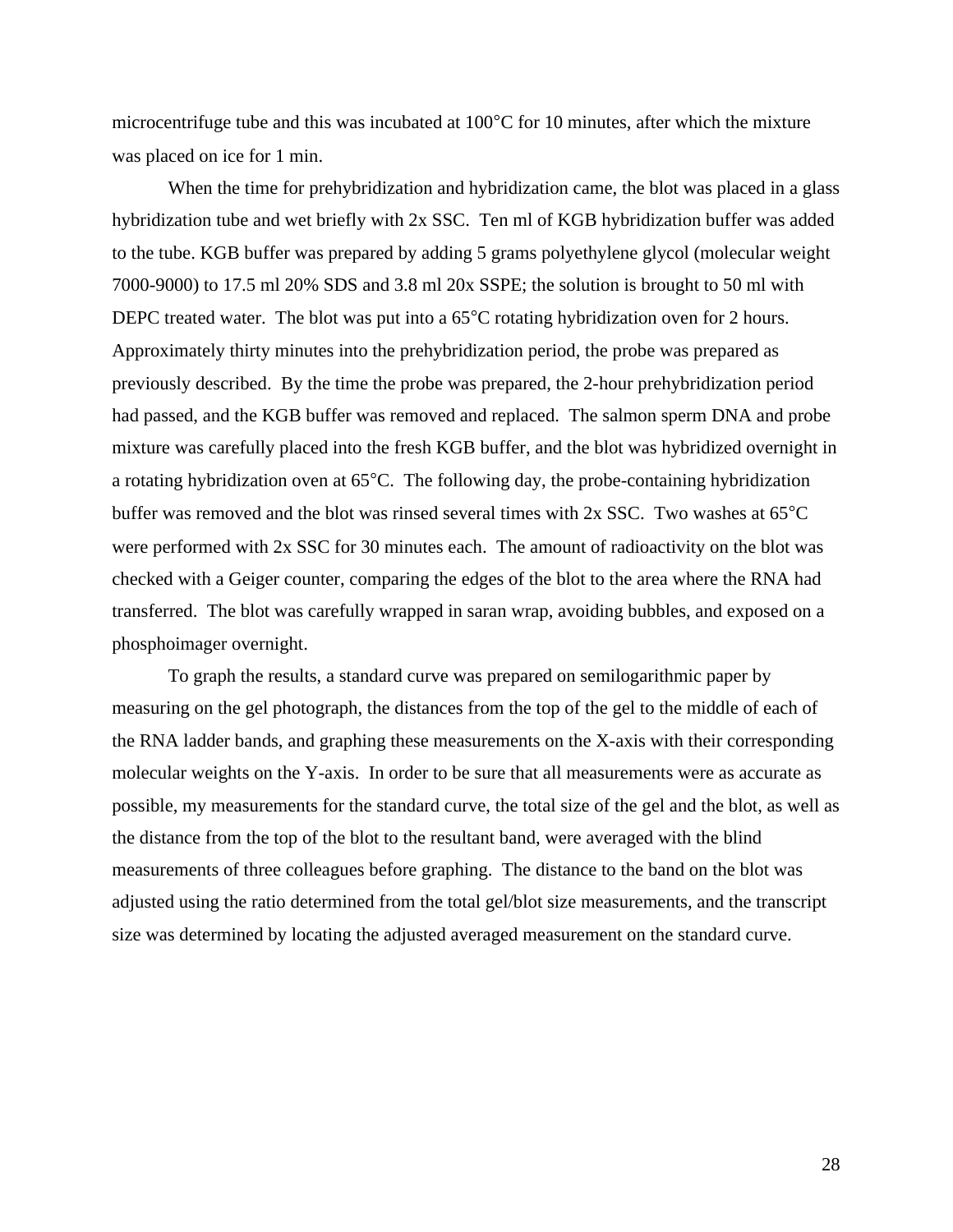microcentrifuge tube and this was incubated at 100°C for 10 minutes, after which the mixture was placed on ice for 1 min.

When the time for prehybridization and hybridization came, the blot was placed in a glass hybridization tube and wet briefly with 2x SSC. Ten ml of KGB hybridization buffer was added to the tube. KGB buffer was prepared by adding 5 grams polyethylene glycol (molecular weight 7000-9000) to 17.5 ml 20% SDS and 3.8 ml 20x SSPE; the solution is brought to 50 ml with DEPC treated water. The blot was put into a 65°C rotating hybridization oven for 2 hours. Approximately thirty minutes into the prehybridization period, the probe was prepared as previously described. By the time the probe was prepared, the 2-hour prehybridization period had passed, and the KGB buffer was removed and replaced. The salmon sperm DNA and probe mixture was carefully placed into the fresh KGB buffer, and the blot was hybridized overnight in a rotating hybridization oven at 65°C. The following day, the probe-containing hybridization buffer was removed and the blot was rinsed several times with 2x SSC. Two washes at 65°C were performed with 2x SSC for 30 minutes each. The amount of radioactivity on the blot was checked with a Geiger counter, comparing the edges of the blot to the area where the RNA had transferred. The blot was carefully wrapped in saran wrap, avoiding bubbles, and exposed on a phosphoimager overnight.

To graph the results, a standard curve was prepared on semilogarithmic paper by measuring on the gel photograph, the distances from the top of the gel to the middle of each of the RNA ladder bands, and graphing these measurements on the X-axis with their corresponding molecular weights on the Y-axis. In order to be sure that all measurements were as accurate as possible, my measurements for the standard curve, the total size of the gel and the blot, as well as the distance from the top of the blot to the resultant band, were averaged with the blind measurements of three colleagues before graphing. The distance to the band on the blot was adjusted using the ratio determined from the total gel/blot size measurements, and the transcript size was determined by locating the adjusted averaged measurement on the standard curve.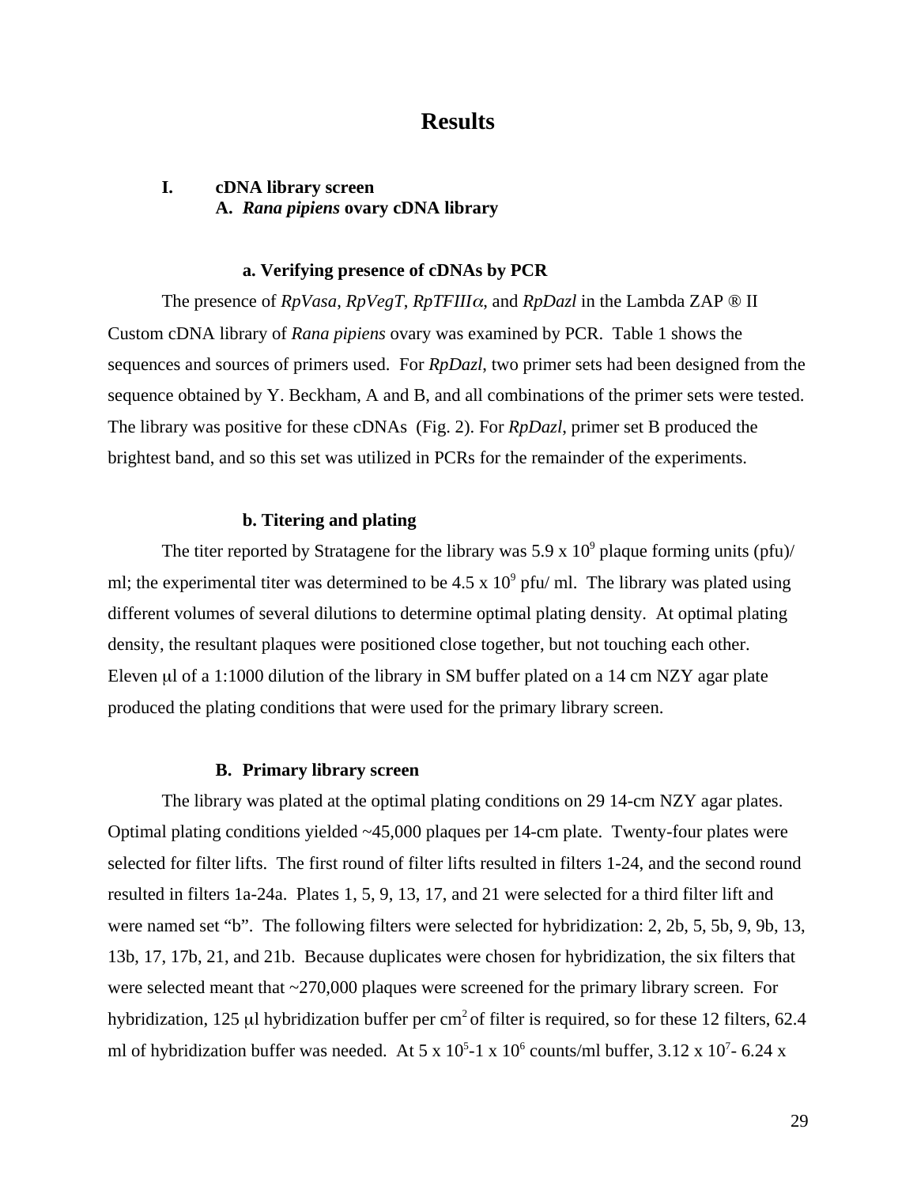# Results

## I. cDNA library screen

### A. *Rana pipiens* ovary cDNA library

#### a. Verifying presence of cDNAs by PCR

The presence of *RpVasa*, *RpVegT*, *RpTFIIIα*, and *RpDazl* in the Lambda ZAP ® II Custom cDNA library of *Rana pipiens* ovary was examined by PCR. Table 1 shows the sequences and sources of primers used. For *RpDazl*, two primer sets had been designed from the sequence obtained by Y. Beckham, A and B, and all combinations of the primer sets were tested. The library was positive for these cDNAs (Fig. 2). For *RpDazl*, primer set B produced the brightest band, and so this set was utilized in PCRs for the remainder of the experiments.

#### b. Titering and plating

The titer reported by Stratagene for the library was $5.9 \times 10^9$ plaque forming units (pfu)/ ml; the experimental titer was determined to be $4.5 \times 10^9$ pfu/ ml. The library was plated using different volumes of several dilutions to determine optimal plating density. At optimal plating density, the resultant plaques were positioned close together, but not touching each other. Eleven μl of a 1:1000 dilution of the library in SM buffer plated on a 14 cm NZY agar plate produced the plating conditions that were used for the primary library screen.

### B. Primary library screen

The library was plated at the optimal plating conditions on 29 14-cm NZY agar plates. Optimal plating conditions yielded ~45,000 plaques per 14-cm plate. Twenty-four plates were selected for filter lifts. The first round of filter lifts resulted in filters 1-24, and the second round resulted in filters 1a-24a. Plates 1, 5, 9, 13, 17, and 21 were selected for a third filter lift and were named set "b". The following filters were selected for hybridization: 2, 2b, 5, 5b, 9, 9b, 13, 13b, 17, 17b, 21, and 21b. Because duplicates were chosen for hybridization, the six filters that were selected meant that ~270,000 plaques were screened for the primary library screen. For hybridization, 125 μl hybridization buffer per $cm^2$ of filter is required, so for these 12 filters, 62.4 ml of hybridization buffer was needed. At $5 \times 10^5$-$1 \times 10^6$ counts/ml buffer, $3.12 \times 10^7$- $6.24 \times$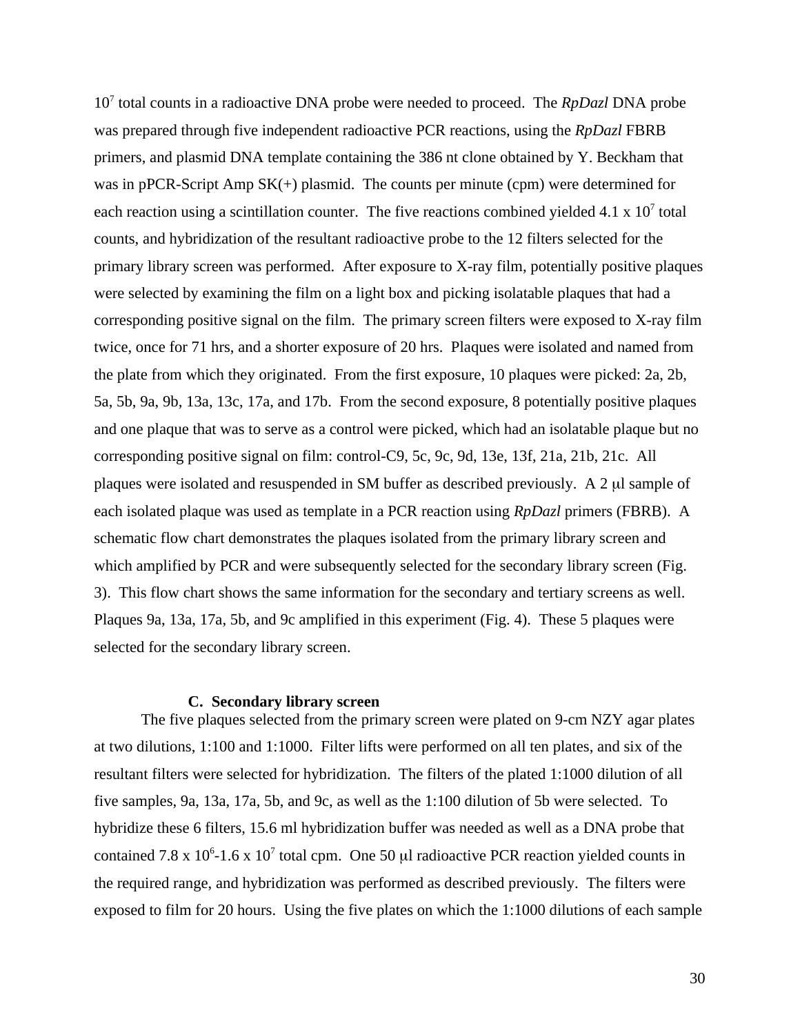$10^7$ total counts in a radioactive DNA probe were needed to proceed. The *RpDazl* DNA probe was prepared through five independent radioactive PCR reactions, using the *RpDazl* FBRB primers, and plasmid DNA template containing the 386 nt clone obtained by Y. Beckham that was in pPCR-Script Amp SK(+) plasmid. The counts per minute (cpm) were determined for each reaction using a scintillation counter. The five reactions combined yielded $4.1 \times 10^7$ total counts, and hybridization of the resultant radioactive probe to the 12 filters selected for the primary library screen was performed. After exposure to X-ray film, potentially positive plaques were selected by examining the film on a light box and picking isolatable plaques that had a corresponding positive signal on the film. The primary screen filters were exposed to X-ray film twice, once for 71 hrs, and a shorter exposure of 20 hrs. Plaques were isolated and named from the plate from which they originated. From the first exposure, 10 plaques were picked: 2a, 2b, 5a, 5b, 9a, 9b, 13a, 13c, 17a, and 17b. From the second exposure, 8 potentially positive plaques and one plaque that was to serve as a control were picked, which had an isolatable plaque but no corresponding positive signal on film: control-C9, 5c, 9c, 9d, 13e, 13f, 21a, 21b, 21c. All plaques were isolated and resuspended in SM buffer as described previously. A 2 μl sample of each isolated plaque was used as template in a PCR reaction using *RpDazl* primers (FBRB). A schematic flow chart demonstrates the plaques isolated from the primary library screen and which amplified by PCR and were subsequently selected for the secondary library screen (Fig. 3). This flow chart shows the same information for the secondary and tertiary screens as well. Plaques 9a, 13a, 17a, 5b, and 9c amplified in this experiment (Fig. 4). These 5 plaques were selected for the secondary library screen.

### C. Secondary library screen

The five plaques selected from the primary screen were plated on 9-cm NZY agar plates at two dilutions, 1:100 and 1:1000. Filter lifts were performed on all ten plates, and six of the resultant filters were selected for hybridization. The filters of the plated 1:1000 dilution of all five samples, 9a, 13a, 17a, 5b, and 9c, as well as the 1:100 dilution of 5b were selected. To hybridize these 6 filters, 15.6 ml hybridization buffer was needed as well as a DNA probe that contained $7.8 \times 10^6$-$1.6 \times 10^7$ total cpm. One 50 μl radioactive PCR reaction yielded counts in the required range, and hybridization was performed as described previously. The filters were exposed to film for 20 hours. Using the five plates on which the 1:1000 dilutions of each sample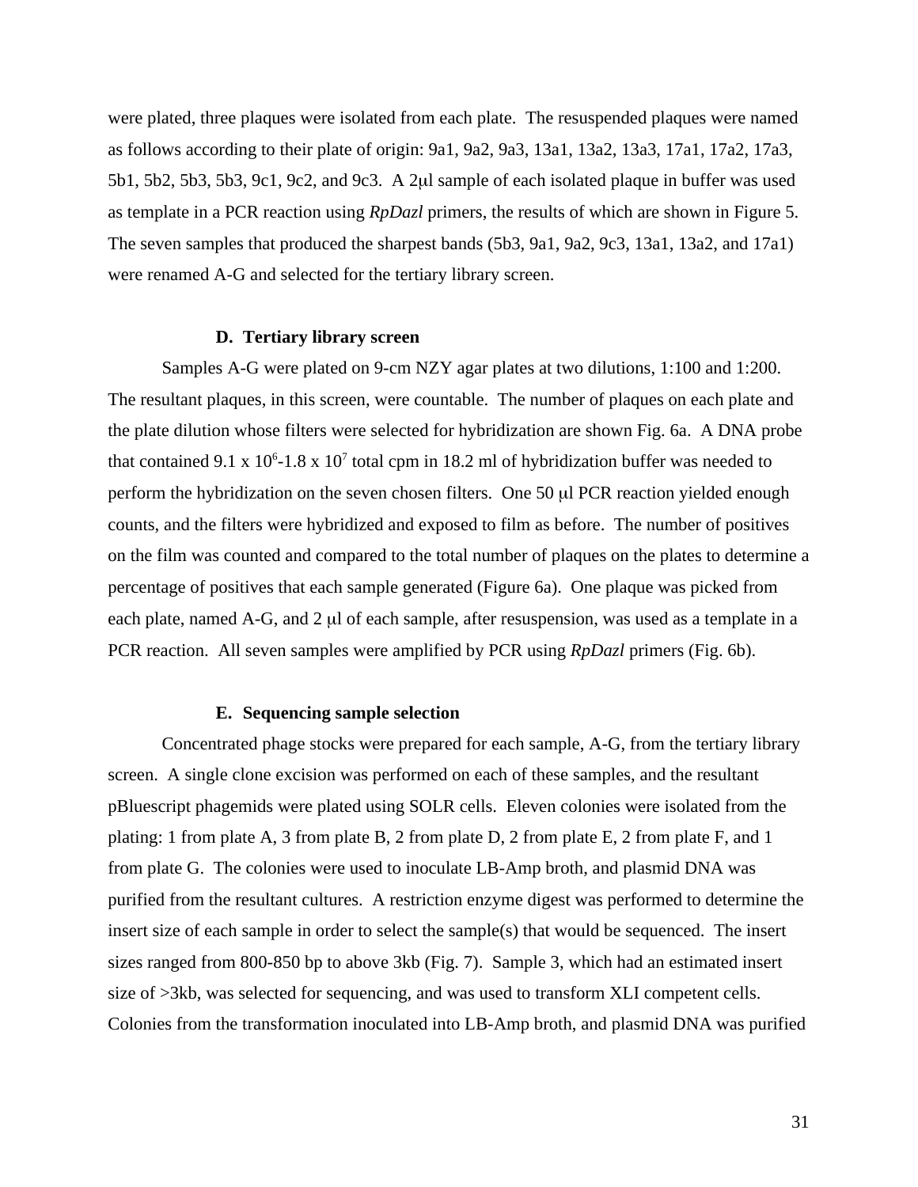were plated, three plaques were isolated from each plate. The resuspended plaques were named as follows according to their plate of origin: 9a1, 9a2, 9a3, 13a1, 13a2, 13a3, 17a1, 17a2, 17a3, 5b1, 5b2, 5b3, 5b3, 9c1, 9c2, and 9c3. A 2μl sample of each isolated plaque in buffer was used as template in a PCR reaction using *RpDazl* primers, the results of which are shown in Figure 5. The seven samples that produced the sharpest bands (5b3, 9a1, 9a2, 9c3, 13a1, 13a2, and 17a1) were renamed A-G and selected for the tertiary library screen.

### D. Tertiary library screen

Samples A-G were plated on 9-cm NZY agar plates at two dilutions, 1:100 and 1:200. The resultant plaques, in this screen, were countable. The number of plaques on each plate and the plate dilution whose filters were selected for hybridization are shown Fig. 6a. A DNA probe that contained $9.1 \times 10^{6}$-$1.8 \times 10^{7}$ total cpm in 18.2 ml of hybridization buffer was needed to perform the hybridization on the seven chosen filters. One 50 μl PCR reaction yielded enough counts, and the filters were hybridized and exposed to film as before. The number of positives on the film was counted and compared to the total number of plaques on the plates to determine a percentage of positives that each sample generated (Figure 6a). One plaque was picked from each plate, named A-G, and 2 μl of each sample, after resuspension, was used as a template in a PCR reaction. All seven samples were amplified by PCR using *RpDazl* primers (Fig. 6b).

### E. Sequencing sample selection

Concentrated phage stocks were prepared for each sample, A-G, from the tertiary library screen. A single clone excision was performed on each of these samples, and the resultant pBluescript phagemids were plated using SOLR cells. Eleven colonies were isolated from the plating: 1 from plate A, 3 from plate B, 2 from plate D, 2 from plate E, 2 from plate F, and 1 from plate G. The colonies were used to inoculate LB-Amp broth, and plasmid DNA was purified from the resultant cultures. A restriction enzyme digest was performed to determine the insert size of each sample in order to select the sample(s) that would be sequenced. The insert sizes ranged from 800-850 bp to above 3kb (Fig. 7). Sample 3, which had an estimated insert size of >3kb, was selected for sequencing, and was used to transform XLI competent cells. Colonies from the transformation inoculated into LB-Amp broth, and plasmid DNA was purified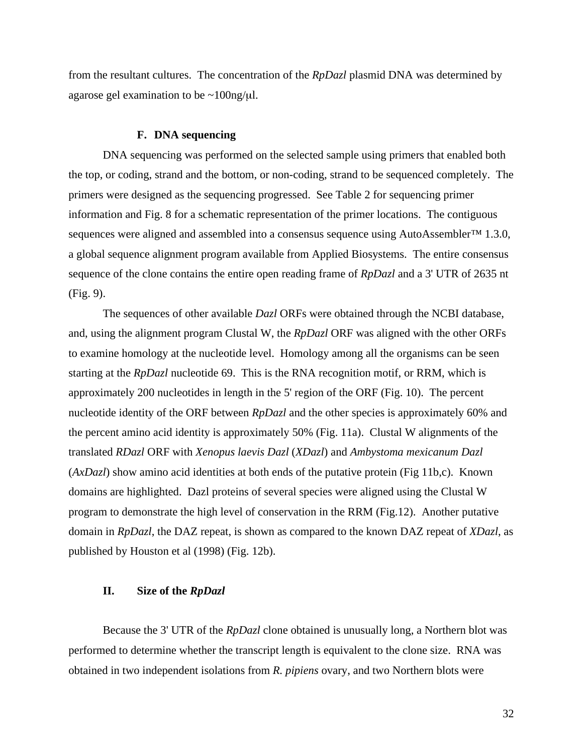from the resultant cultures. The concentration of the *RpDazl* plasmid DNA was determined by agarose gel examination to be ~100ng/μl.

### F. DNA sequencing

DNA sequencing was performed on the selected sample using primers that enabled both the top, or coding, strand and the bottom, or non-coding, strand to be sequenced completely. The primers were designed as the sequencing progressed. See Table 2 for sequencing primer information and Fig. 8 for a schematic representation of the primer locations. The contiguous sequences were aligned and assembled into a consensus sequence using AutoAssembler™ 1.3.0, a global sequence alignment program available from Applied Biosystems. The entire consensus sequence of the clone contains the entire open reading frame of *RpDazl* and a 3' UTR of 2635 nt (Fig. 9).

The sequences of other available *Dazl* ORFs were obtained through the NCBI database, and, using the alignment program Clustal W, the *RpDazl* ORF was aligned with the other ORFs to examine homology at the nucleotide level. Homology among all the organisms can be seen starting at the *RpDazl* nucleotide 69. This is the RNA recognition motif, or RRM, which is approximately 200 nucleotides in length in the 5' region of the ORF (Fig. 10). The percent nucleotide identity of the ORF between *RpDazl* and the other species is approximately 60% and the percent amino acid identity is approximately 50% (Fig. 11a). Clustal W alignments of the translated *RDazl* ORF with *Xenopus laevis Dazl* (*XDazl*) and *Ambystoma mexicanum Dazl* (*AxDazl*) show amino acid identities at both ends of the putative protein (Fig 11b,c). Known domains are highlighted. Dazl proteins of several species were aligned using the Clustal W program to demonstrate the high level of conservation in the RRM (Fig.12). Another putative domain in *RpDazl*, the DAZ repeat, is shown as compared to the known DAZ repeat of *XDazl*, as published by Houston et al (1998) (Fig. 12b).

## II. Size of the *RpDazl*

Because the 3' UTR of the *RpDazl* clone obtained is unusually long, a Northern blot was performed to determine whether the transcript length is equivalent to the clone size. RNA was obtained in two independent isolations from *R. pipiens* ovary, and two Northern blots were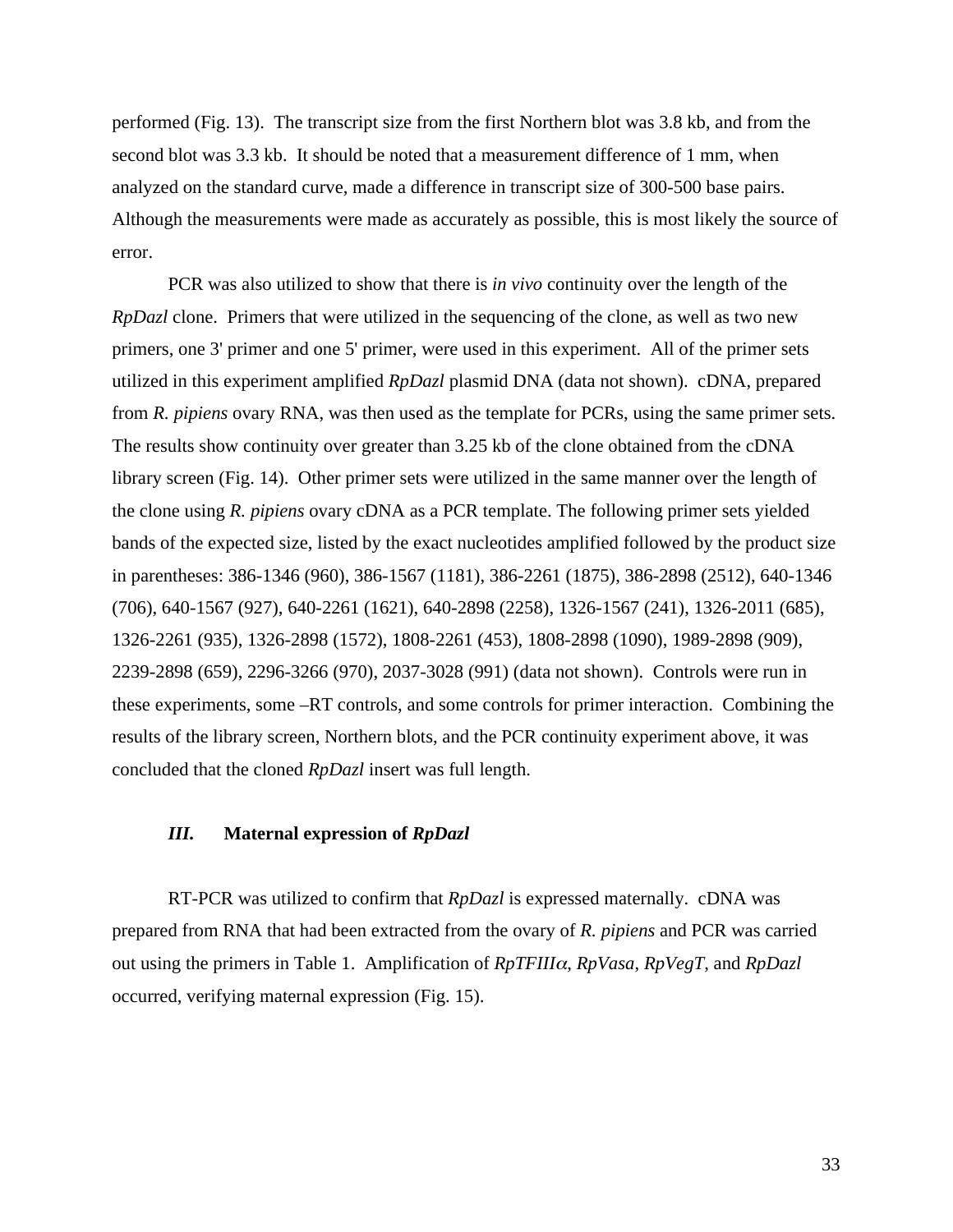performed (Fig. 13). The transcript size from the first Northern blot was 3.8 kb, and from the second blot was 3.3 kb. It should be noted that a measurement difference of 1 mm, when analyzed on the standard curve, made a difference in transcript size of 300-500 base pairs. Although the measurements were made as accurately as possible, this is most likely the source of error.

PCR was also utilized to show that there is *in vivo* continuity over the length of the *RpDazl* clone. Primers that were utilized in the sequencing of the clone, as well as two new primers, one 3' primer and one 5' primer, were used in this experiment. All of the primer sets utilized in this experiment amplified *RpDazl* plasmid DNA (data not shown). cDNA, prepared from *R. pipiens* ovary RNA, was then used as the template for PCRs, using the same primer sets. The results show continuity over greater than 3.25 kb of the clone obtained from the cDNA library screen (Fig. 14). Other primer sets were utilized in the same manner over the length of the clone using *R. pipiens* ovary cDNA as a PCR template. The following primer sets yielded bands of the expected size, listed by the exact nucleotides amplified followed by the product size in parentheses: 386-1346 (960), 386-1567 (1181), 386-2261 (1875), 386-2898 (2512), 640-1346 (706), 640-1567 (927), 640-2261 (1621), 640-2898 (2258), 1326-1567 (241), 1326-2011 (685), 1326-2261 (935), 1326-2898 (1572), 1808-2261 (453), 1808-2898 (1090), 1989-2898 (909), 2239-2898 (659), 2296-3266 (970), 2037-3028 (991) (data not shown). Controls were run in these experiments, some –RT controls, and some controls for primer interaction. Combining the results of the library screen, Northern blots, and the PCR continuity experiment above, it was concluded that the cloned *RpDazl* insert was full length.

### *III.* Maternal expression of *RpDazl*

RT-PCR was utilized to confirm that *RpDazl* is expressed maternally. cDNA was prepared from RNA that had been extracted from the ovary of *R. pipiens* and PCR was carried out using the primers in Table 1. Amplification of *RpTFIII*$\alpha$, *RpVasa*, *RpVegT*, and *RpDazl* occurred, verifying maternal expression (Fig. 15).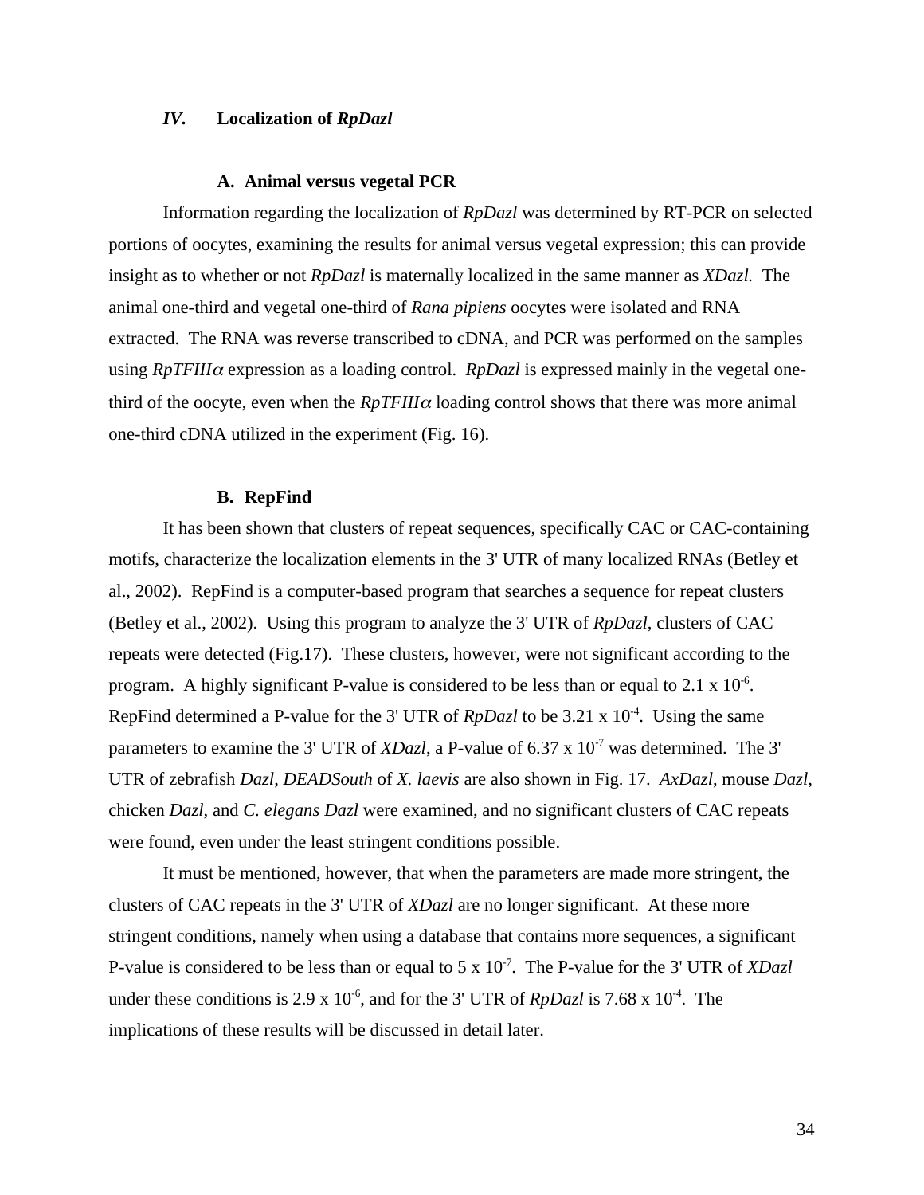## *IV.* Localization of *RpDazl*

### A. Animal versus vegetal PCR

Information regarding the localization of *RpDazl* was determined by RT-PCR on selected portions of oocytes, examining the results for animal versus vegetal expression; this can provide insight as to whether or not *RpDazl* is maternally localized in the same manner as *XDazl.* The animal one-third and vegetal one-third of *Rana pipiens* oocytes were isolated and RNA extracted. The RNA was reverse transcribed to cDNA, and PCR was performed on the samples using *RpTFIIIα* expression as a loading control. *RpDazl* is expressed mainly in the vegetal one-third of the oocyte, even when the *RpTFIIIα* loading control shows that there was more animal one-third cDNA utilized in the experiment (Fig. 16).

### B. RepFind

It has been shown that clusters of repeat sequences, specifically CAC or CAC-containing motifs, characterize the localization elements in the 3' UTR of many localized RNAs (Betley et al., 2002). RepFind is a computer-based program that searches a sequence for repeat clusters (Betley et al., 2002). Using this program to analyze the 3' UTR of *RpDazl*, clusters of CAC repeats were detected (Fig.17). These clusters, however, were not significant according to the program. A highly significant P-value is considered to be less than or equal to $2.1 \times 10^{-6}$. RepFind determined a P-value for the 3' UTR of *RpDazl* to be $3.21 \times 10^{-4}$. Using the same parameters to examine the 3' UTR of *XDazl*, a P-value of $6.37 \times 10^{-7}$ was determined. The 3' UTR of zebrafish *Dazl*, *DEADSouth* of *X. laevis* are also shown in Fig. 17. *AxDazl*, mouse *Dazl*, chicken *Dazl*, and *C. elegans Dazl* were examined, and no significant clusters of CAC repeats were found, even under the least stringent conditions possible.

It must be mentioned, however, that when the parameters are made more stringent, the clusters of CAC repeats in the 3' UTR of *XDazl* are no longer significant. At these more stringent conditions, namely when using a database that contains more sequences, a significant P-value is considered to be less than or equal to $5 \times 10^{-7}$. The P-value for the 3' UTR of *XDazl* under these conditions is $2.9 \times 10^{-6}$, and for the 3' UTR of *RpDazl* is $7.68 \times 10^{-4}$. The implications of these results will be discussed in detail later.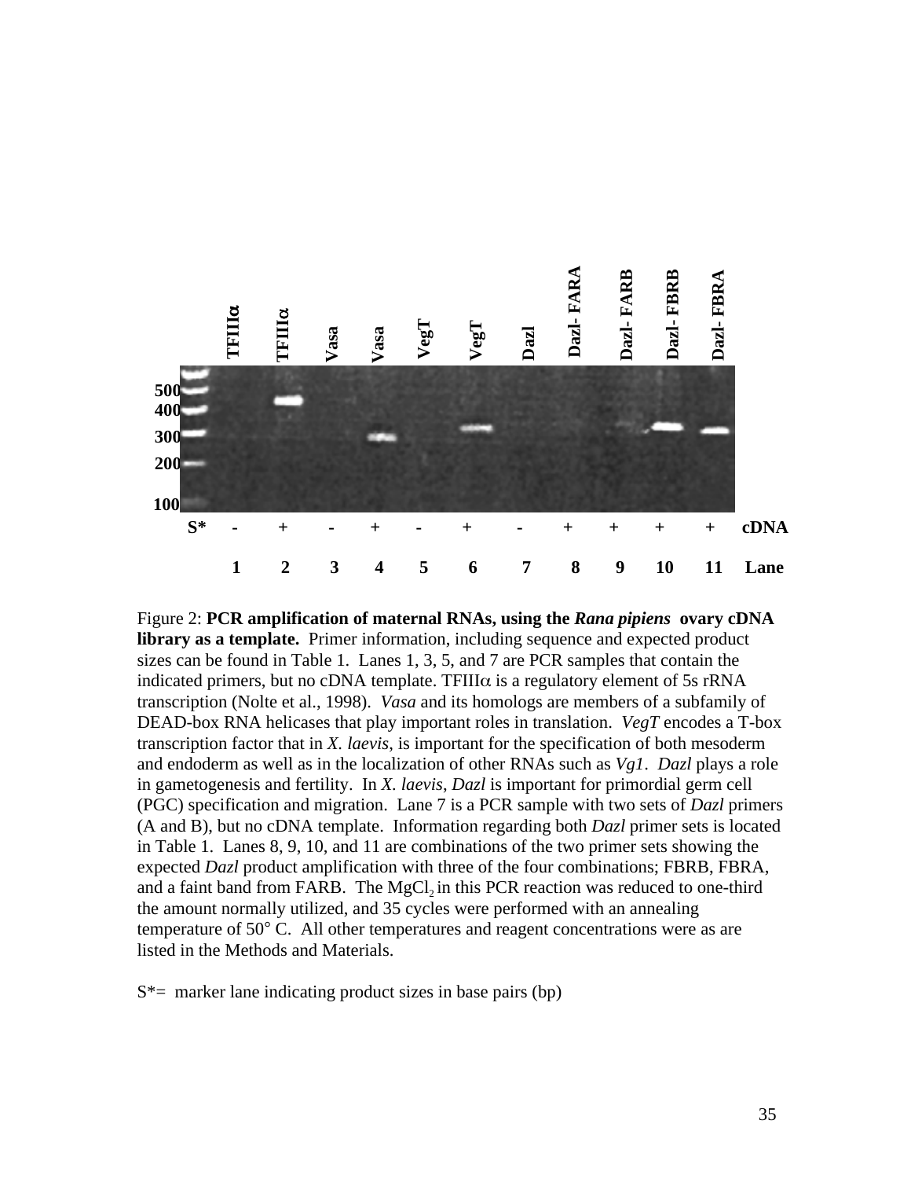Figure 2: **PCR amplification of maternal RNAs, using the *Rana pipiens* ovary cDNA library as a template.** Primer information, including sequence and expected product sizes can be found in Table 1. Lanes 1, 3, 5, and 7 are PCR samples that contain the indicated primers, but no cDNA template. TFIIIα is a regulatory element of 5s rRNA transcription (Nolte et al., 1998). *Vasa* and its homologs are members of a subfamily of DEAD-box RNA helicases that play important roles in translation. *VegT* encodes a T-box transcription factor that in *X. laevis*, is important for the specification of both mesoderm and endoderm as well as in the localization of other RNAs such as *Vg1*. *Dazl* plays a role in gametogenesis and fertility. In *X. laevis*, *Dazl* is important for primordial germ cell (PGC) specification and migration. Lane 7 is a PCR sample with two sets of *Dazl* primers (A and B), but no cDNA template. Information regarding both *Dazl* primer sets is located in Table 1. Lanes 8, 9, 10, and 11 are combinations of the two primer sets showing the expected *Dazl* product amplification with three of the four combinations; FBRB, FBRA, and a faint band from FARB. The $MgCl_2$ in this PCR reaction was reduced to one-third the amount normally utilized, and 35 cycles were performed with an annealing temperature of 50° C. All other temperatures and reagent concentrations were as are listed in the Methods and Materials.

S*= marker lane indicating product sizes in base pairs (bp)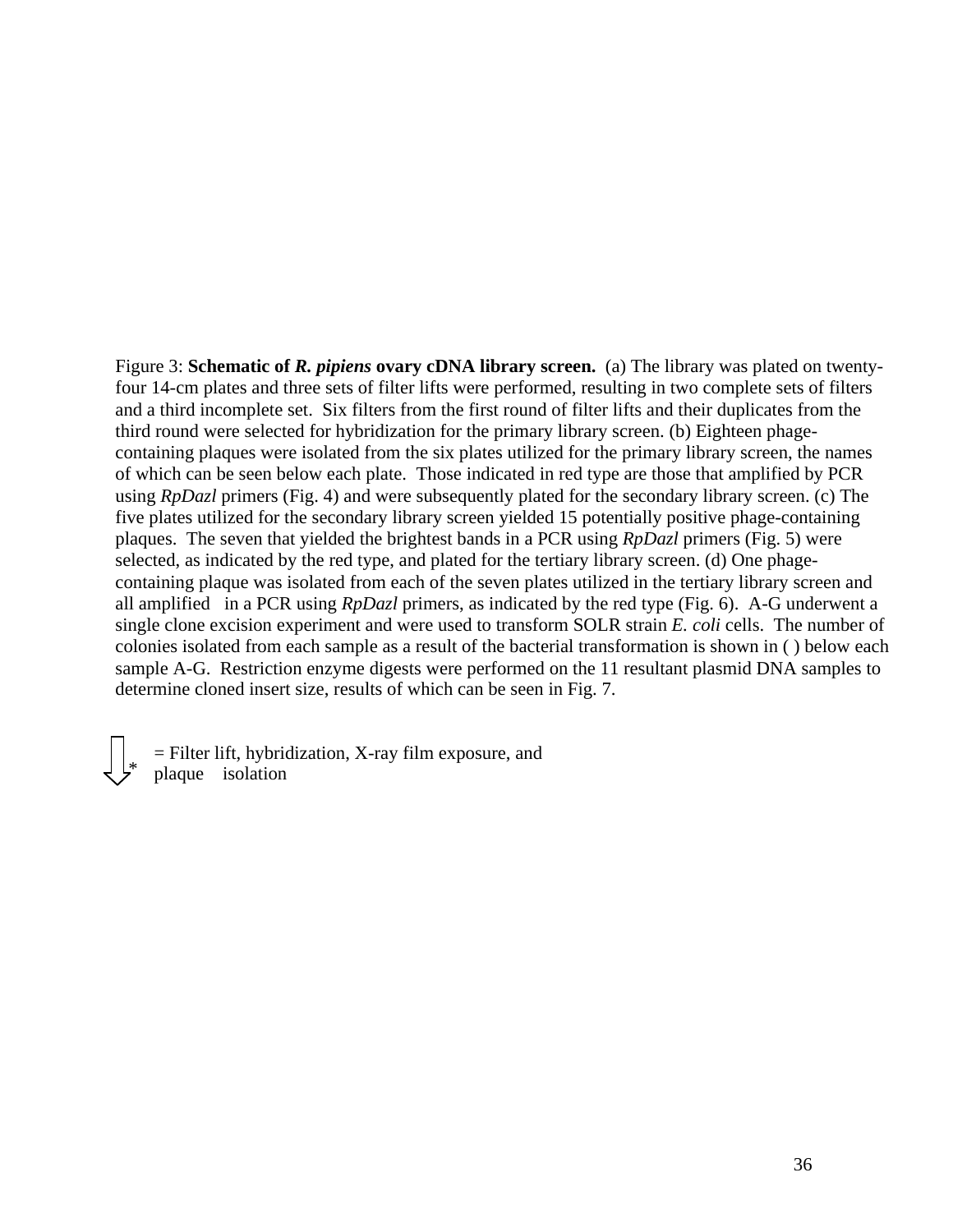Figure 3: **Schematic of *R. pipiens* ovary cDNA library screen.** (a) The library was plated on twenty-four 14-cm plates and three sets of filter lifts were performed, resulting in two complete sets of filters and a third incomplete set. Six filters from the first round of filter lifts and their duplicates from the third round were selected for hybridization for the primary library screen. (b) Eighteen phage-containing plaques were isolated from the six plates utilized for the primary library screen, the names of which can be seen below each plate. Those indicated in red type are those that amplified by PCR using *RpDazl* primers (Fig. 4) and were subsequently plated for the secondary library screen. (c) The five plates utilized for the secondary library screen yielded 15 potentially positive phage-containing plaques. The seven that yielded the brightest bands in a PCR using *RpDazl* primers (Fig. 5) were selected, as indicated by the red type, and plated for the tertiary library screen. (d) One phage-containing plaque was isolated from each of the seven plates utilized in the tertiary library screen and all amplified in a PCR using *RpDazl* primers, as indicated by the red type (Fig. 6). A-G underwent a single clone excision experiment and were used to transform SOLR strain *E. coli* cells. The number of colonies isolated from each sample as a result of the bacterial transformation is shown in ( ) below each sample A-G. Restriction enzyme digests were performed on the 11 resultant plasmid DNA samples to determine cloned insert size, results of which can be seen in Fig. 7.

⇩* = Filter lift, hybridization, X-ray film exposure, and plaque isolation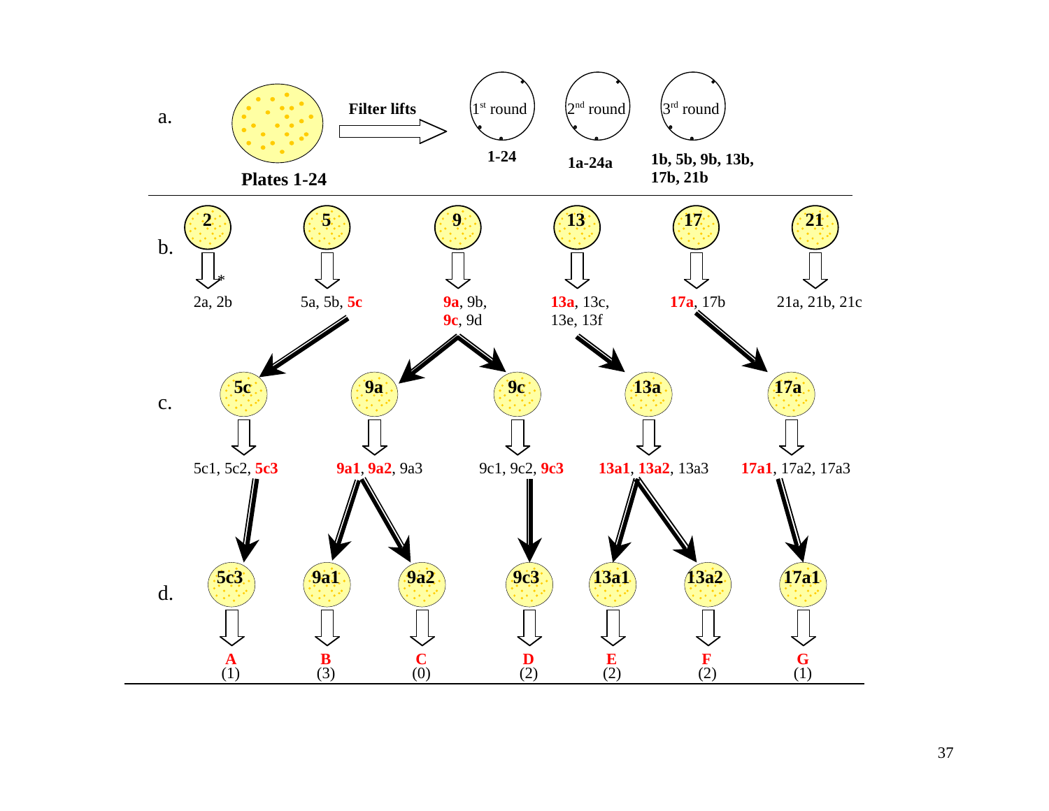a.

**Plates 1-24** → **Filter lifts** → 1[st] round (**1-24**), 2[nd] round (**1a-24a**), 3[rd] round (**1b, 5b, 9b, 13b, 17b, 21b**)

b.

| 2 | 5 | 9 | 13 | 17 | 21 |
|---|---|---|---|---|---|
| 2a, 2b * | 5a, 5b, **5c** | **9a**, 9b, **9c**, 9d | **13a**, 13c, 13e, 13f | **17a**, 17b | 21a, 21b, 21c |

c.

| 5c | 9a | 9c | 13a | 17a |
|---|---|---|---|---|
| 5c1, 5c2, **5c3** | **9a1**, **9a2**, 9a3 | 9c1, 9c2, **9c3** | **13a1**, **13a2**, 13a3 | **17a1**, 17a2, 17a3 |

d.

| 5c3 | 9a1 | 9a2 | 9c3 | 13a1 | 13a2 | 17a1 |
|---|---|---|---|---|---|---|
| **A** (1) | **B** (3) | **C** (0) | **D** (2) | **E** (2) | **F** (2) | **G** (1) |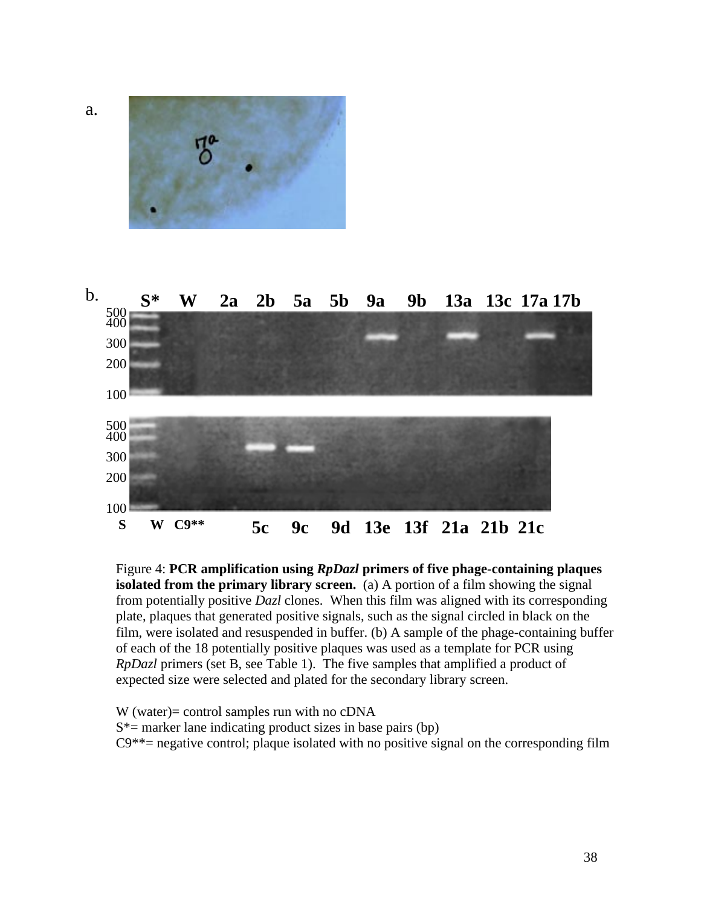a.

b.

Figure 4: **PCR amplification using *RpDazl* primers of five phage-containing plaques isolated from the primary library screen.** (a) A portion of a film showing the signal from potentially positive *Dazl* clones. When this film was aligned with its corresponding plate, plaques that generated positive signals, such as the signal circled in black on the film, were isolated and resuspended in buffer. (b) A sample of the phage-containing buffer of each of the 18 potentially positive plaques was used as a template for PCR using *RpDazl* primers (set B, see Table 1). The five samples that amplified a product of expected size were selected and plated for the secondary library screen.

W (water)= control samples run with no cDNA
S*= marker lane indicating product sizes in base pairs (bp)
C9**= negative control; plaque isolated with no positive signal on the corresponding film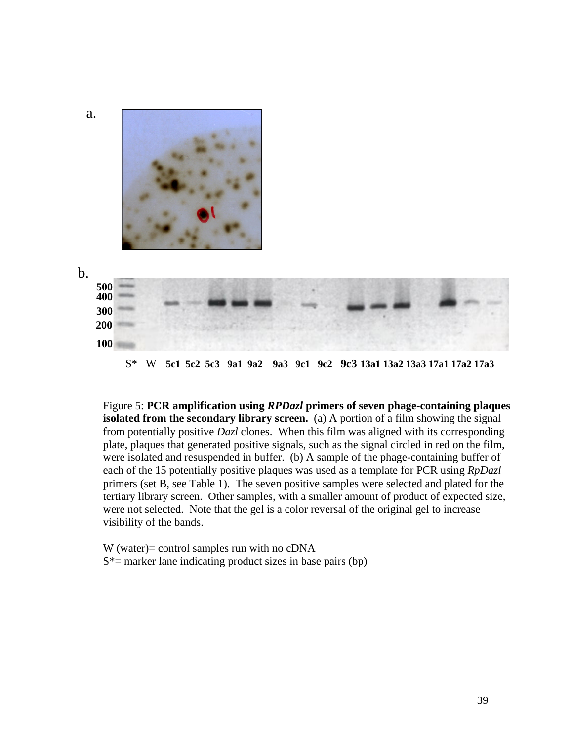a.

b.

Figure 5: **PCR amplification using *RPDazl* primers of seven phage-containing plaques isolated from the secondary library screen.** (a) A portion of a film showing the signal from potentially positive *Dazl* clones. When this film was aligned with its corresponding plate, plaques that generated positive signals, such as the signal circled in red on the film, were isolated and resuspended in buffer. (b) A sample of the phage-containing buffer of each of the 15 potentially positive plaques was used as a template for PCR using *RpDazl* primers (set B, see Table 1). The seven positive samples were selected and plated for the tertiary library screen. Other samples, with a smaller amount of product of expected size, were not selected. Note that the gel is a color reversal of the original gel to increase visibility of the bands.

W (water)= control samples run with no cDNA
S*= marker lane indicating product sizes in base pairs (bp)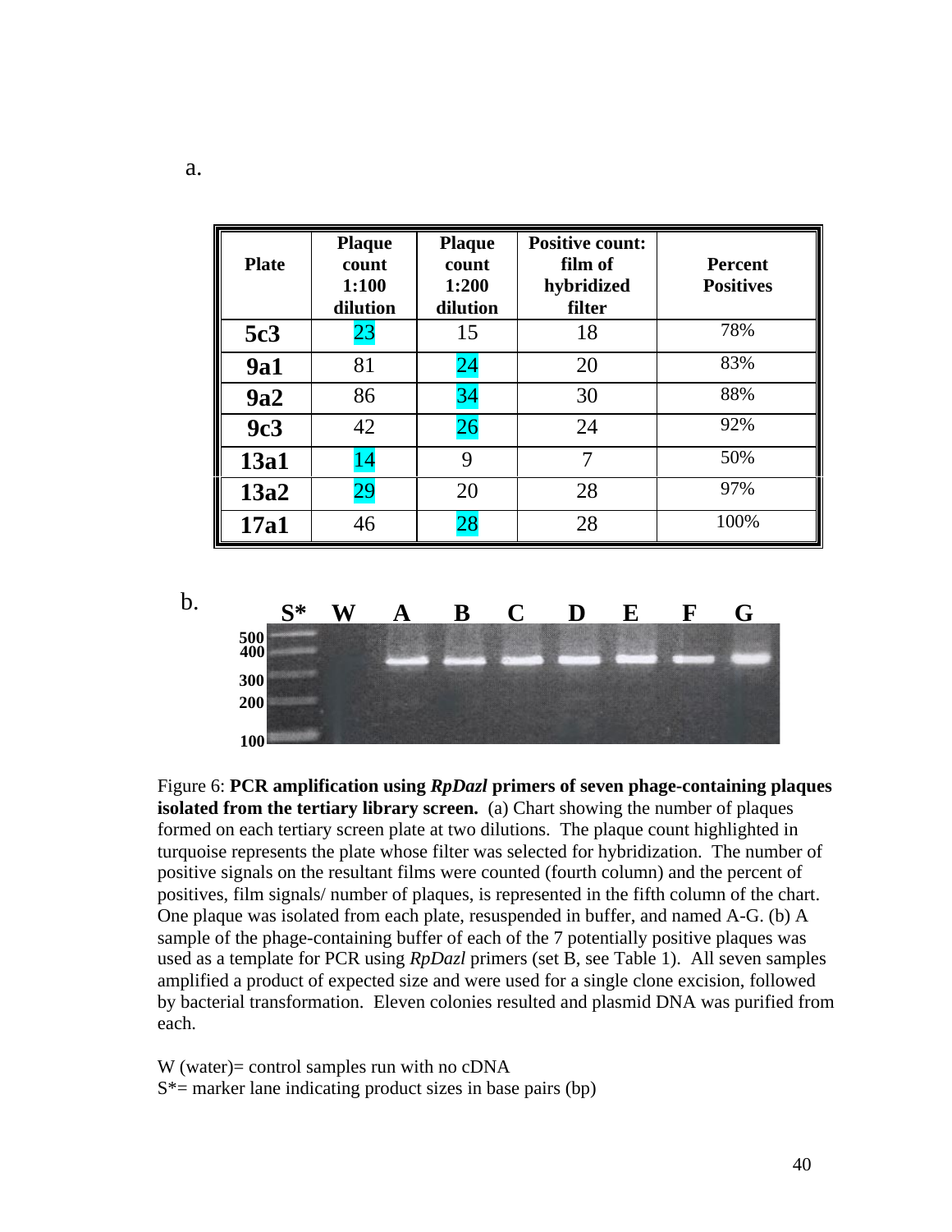a.

| Plate | Plaque count 1:100 dilution | Plaque count 1:200 dilution | Positive count: film of hybridized filter | Percent Positives |
|---|---|---|---|---|
| **5c3** | 23 | 15 | 18 | 78% |
| **9a1** | 81 | 24 | 20 | 83% |
| **9a2** | 86 | 34 | 30 | 88% |
| **9c3** | 42 | 26 | 24 | 92% |
| **13a1** | 14 | 9 | 7 | 50% |
| **13a2** | 29 | 20 | 28 | 97% |
| **17a1** | 46 | 28 | 28 | 100% |

b.

Figure 6: **PCR amplification using *RpDazl* primers of seven phage-containing plaques isolated from the tertiary library screen.** (a) Chart showing the number of plaques formed on each tertiary screen plate at two dilutions. The plaque count highlighted in turquoise represents the plate whose filter was selected for hybridization. The number of positive signals on the resultant films were counted (fourth column) and the percent of positives, film signals/ number of plaques, is represented in the fifth column of the chart. One plaque was isolated from each plate, resuspended in buffer, and named A-G. (b) A sample of the phage-containing buffer of each of the 7 potentially positive plaques was used as a template for PCR using *RpDazl* primers (set B, see Table 1). All seven samples amplified a product of expected size and were used for a single clone excision, followed by bacterial transformation. Eleven colonies resulted and plasmid DNA was purified from each.

W (water)= control samples run with no cDNA
S*= marker lane indicating product sizes in base pairs (bp)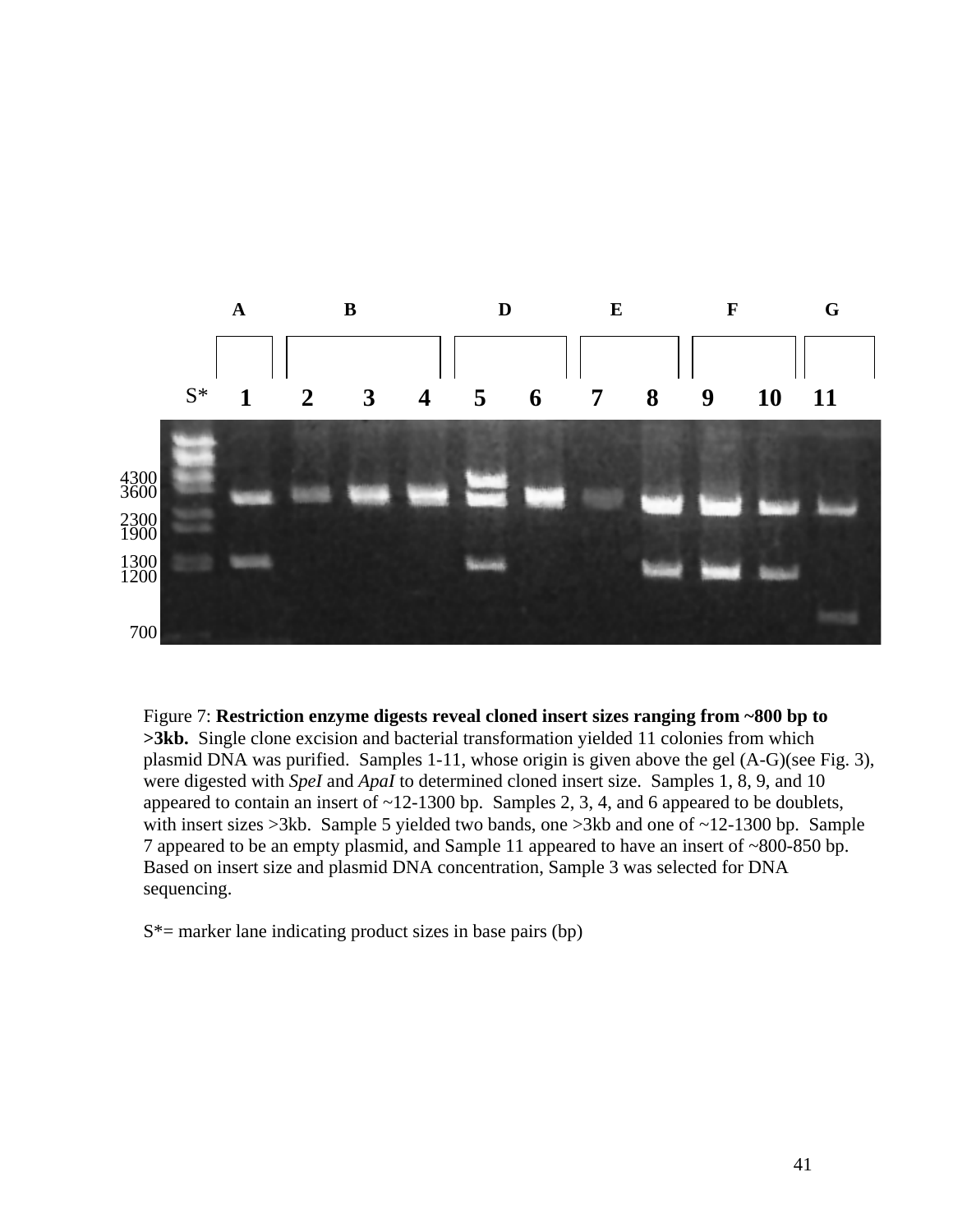Figure 7: **Restriction enzyme digests reveal cloned insert sizes ranging from ~800 bp to >3kb.** Single clone excision and bacterial transformation yielded 11 colonies from which plasmid DNA was purified. Samples 1-11, whose origin is given above the gel (A-G)(see Fig. 3), were digested with *SpeI* and *ApaI* to determined cloned insert size. Samples 1, 8, 9, and 10 appeared to contain an insert of ~12-1300 bp. Samples 2, 3, 4, and 6 appeared to be doublets, with insert sizes >3kb. Sample 5 yielded two bands, one >3kb and one of ~12-1300 bp. Sample 7 appeared to be an empty plasmid, and Sample 11 appeared to have an insert of ~800-850 bp. Based on insert size and plasmid DNA concentration, Sample 3 was selected for DNA sequencing.

S*= marker lane indicating product sizes in base pairs (bp)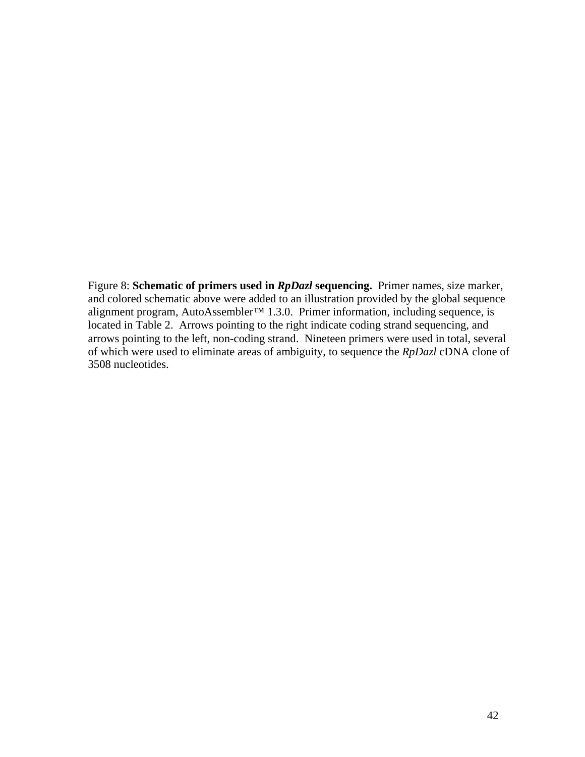Figure 8: **Schematic of primers used in *RpDazl* sequencing.** Primer names, size marker, and colored schematic above were added to an illustration provided by the global sequence alignment program, AutoAssembler™ 1.3.0. Primer information, including sequence, is located in Table 2. Arrows pointing to the right indicate coding strand sequencing, and arrows pointing to the left, non-coding strand. Nineteen primers were used in total, several of which were used to eliminate areas of ambiguity, to sequence the *RpDazl* cDNA clone of 3508 nucleotides.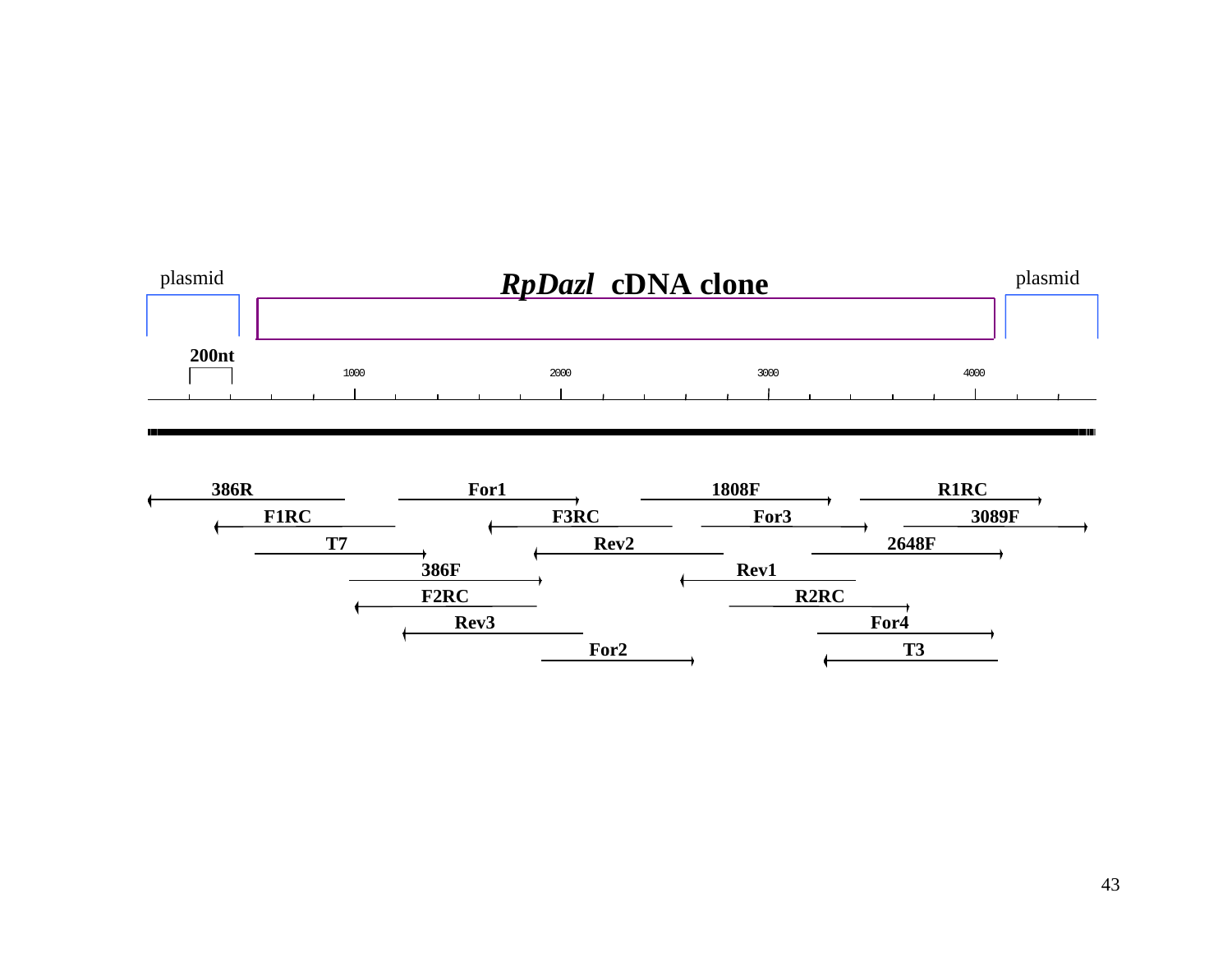plasmid

## *RpDazl* cDNA clone

plasmid

200nt

1000 2000 3000 4000

386R For1 1808F R1RC

F1RC F3RC For3 3089F

T7 Rev2 2648F

386F Rev1

F2RC R2RC

Rev3 For4

For2 T3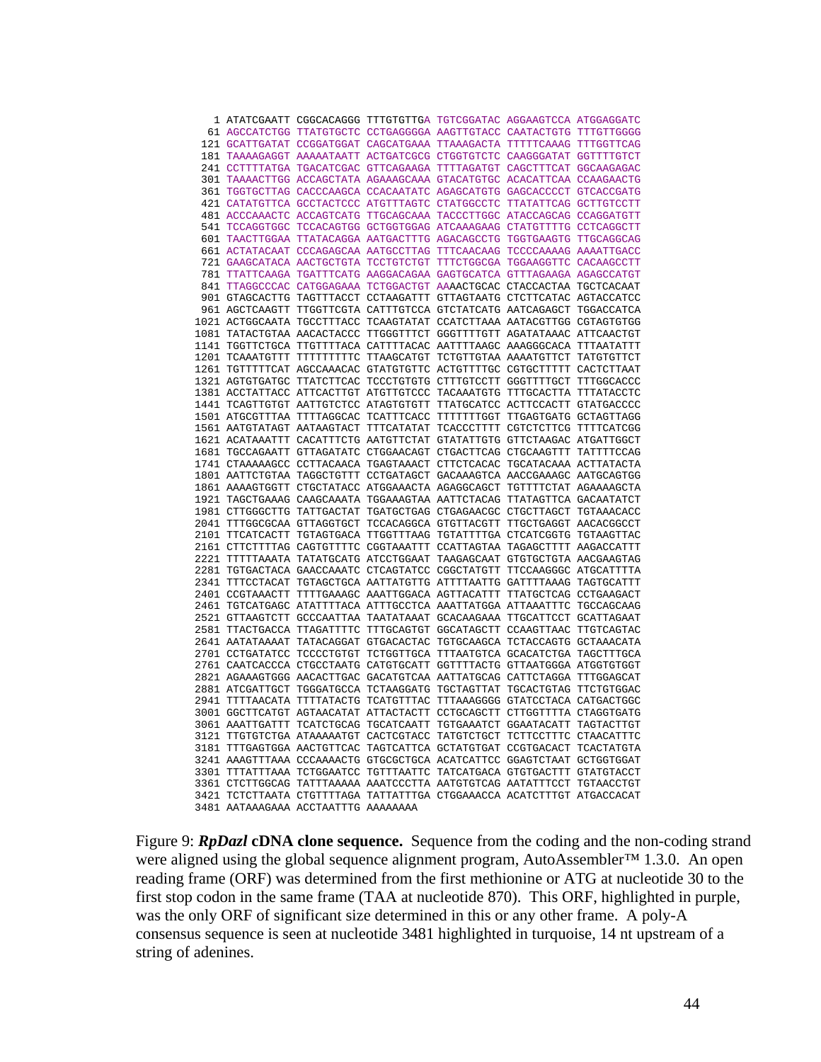```
   1 ATATCGAATT CGGCACAGGG TTTGTGTTGA TGTCGGATAC AGGAAGTCCA ATGGAGGATC
  61 AGCCATCTGG TTATGTGCTC CCTGAGGGGA AAGTTGTACC CAATACTGTG TTTGTTGGGG
 121 GCATTGATAT CCGGATGGAT CAGCATGAAA TTAAAGACTA TTTTTCAAAG TTTGGTTCAG
 181 TAAAAGAGGT AAAAATAATT ACTGATCGCG CTGGTGTCTC CAAGGGATAT GGTTTTGTCT
 241 CCTTTTATGA TGACATCGAC GTTCAGAAGA TTTTAGATGT CAGCTTTCAT GGCAAGAGAC
 301 TAAAACTTGG ACCAGCTATA AGAAAGCAAA GTACATGTGC ACACATTCAA CCAAGAACTG
 361 TGGTGCTTAG CACCCAAGCA CCACAATATC AGAGCATGTG GAGCACCCCT GTCACCGATG
 421 CATATGTTCA GCCTACTCCC ATGTTTAGTC CTATGGCCTC TTATATTCAG GCTTGTCCTT
 481 ACCCAAACTC ACCAGTCATG TTGCAGCAAA TACCCTTGGC ATACCAGCAG CCAGGATGTT
 541 TCCAGGTGGC TCCACAGTGG GCTGGTGGAG ATCAAAGAAG CTATGTTTTG CCTCAGGCTT
 601 TAACTTGGAA TTATACAGGA AATGACTTTG AGACAGCCTG TGGTGAAGTG TTGCAGGCAG
 661 ACTATACAAT CCCAGAGCAA AATGCCTTAG TTTCAACAAG TCCCCAAAAG AAAATTGACC
 721 GAAGCATACA AACTGCTGTA TCCTGTCTGT TTTCTGGCGA TGGAAGGTTC CACAAGCCTT
 781 TTATTCAAGA TGATTTCATG AAGGACAGAA GAGTGCATCA GTTTAGAAGA AGAGCCATGT
 841 TTAGGCCCAC CATGGAGAAA TCTGGACTGT AAAACTGCAC CTACCACTAA TGCTCACAAT
 901 GTAGCACTTG TAGTTTACCT CCTAAGATTT GTTAGTAATG CTCTTCATAC AGTACCATCC
 961 AGCTCAAGTT TTGGTTCGTA CATTTGTCCA GTCTATCATG AATCAGAGCT TGGACCATCA
1021 ACTGGCAATA TGCCTTTACC TCAAGTATAT CCATCTTAAA AATACGTTGG CGTAGTGTGG
1081 TATACTGTAA AACACTACCC TTGGGTTTCT GGGTTTTGTT AGATATAAAC ATTCAACTGT
1141 TGGTTCTGCA TTGTTTTACA CATTTTACAC AATTTTAAGC AAAGGGCACA TTTAATATTT
1201 TCAAATGTTT TTTTTTTTTC TTAAGCATGT TCTGTTGTAA AAAATGTTCT TATGTGTTCT
1261 TGTTTTTCAT AGCCAAACAC GTATGTGTTC ACTGTTTTGC CGTGCTTTTT CACTCTTAAT
1321 AGTGTGATGC TTATCTTCAC TCCCTGTGTG CTTTGTCCTT GGGTTTTGCT TTTGGCACCC
1381 ACCTATTACC ATTCACTTGT ATGTTGTCCC TACAAATGTG TTTGCACTTA TTTATACCTC
1441 TCAGTTGTGT AATTGTCTCC ATAGTGTGTT TTATGCATCC ACTTCCACTT GTATGACCCC
1501 ATGCGTTTAA TTTTAGGCAC TCATTTCACC TTTTTTTGGT TTGAGTGATG GCTAGTTAGG
1561 AATGTATAGT AATAAGTACT TTTCATATAT TCACCCTTTT CGTCTCTTCG TTTTCATCGG
1621 ACATAAATTT CACATTTCTG AATGTTCTAT GTATATTGTG GTTCTAAGAC ATGATTGGCT
1681 TGCCAGAATT GTTAGATATC CTGGAACAGT CTGACTTCAG CTGCAAGTTT TATTTTCCAG
1741 CTAAAAAGCC CCTTACAACA TGAGTAAACT CTTCTCACAC TGCATACAAA ACTTATACTA
1801 AATTCTGTAA TAGGCTGTTT CCTGATAGCT GACAAAGTCA AACCGAAAGC AATGCAGTGG
1861 AAAAGTGGTT CTGCTATACC ATGGAAACTA AGAGGCAGCT TGTTTTCTAT AGAAAAGCTA
1921 TAGCTGAAAG CAAGCAAATA TGGAAAGTAA AATTCTACAG TTATAGTTCA GACAATATCT
1981 CTTGGGCTTG TATTGACTAT TGATGCTGAG CTGAGAACGC CTGCTTAGCT TGTAAACACC
2041 TTTGGCGCAA GTTAGGTGCT TCCACAGGCA GTGTTACGTT TTGCTGAGGT AACACGGCCT
2101 TTCATCACTT TGTAGTGACA TTGGTTTAAG TGTATTTTGA CTCATCGGTG TGTAAGTTAC
2161 CTTCTTTTAG CAGTGTTTTC CGGTAAATTT CCATTAGTAA TAGAGCTTTT AAGACCATTT
2221 TTTTTAAATA TATATGCATG ATCCTGGAAT TAAGAGCAAT GTGTGCTGTA AACGAAGTAG
2281 TGTGACTACA GAACCAAATC CTCAGTATCC CGGCTATGTT TTCCAAGGGC ATGCATTTTA
2341 TTTCCTACAT TGTAGCTGCA AATTATGTTG ATTTTAATTG GATTTTAAAG TAGTGCATTT
2401 CCGTAAACTT TTTTGAAAGC AAATTGGACA AGTTACATTT TTATGCTCAG CCTGAAGACT
2461 TGTCATGAGC ATATTTTACA ATTTGCCTCA AAATTATGGA ATTAAATTTC TGCCAGCAAG
2521 GTTAAGTCTT GCCCAATTAA TAATATAAAT GCACAAGAAA TTGCATTCCT GCATTAGAAT
2581 TTACTGACCA TTAGATTTTC TTTGCAGTGT GGCATAGCTT CCAAGTTAAC TTGTCAGTAC
2641 AATATAAAAT TATACAGGAT GTGACACTAC TGTGCAAGCA TCTACCAGTG GCTAAACATA
2701 CCTGATATCC TCCCCTGTGT TCTGGTTGCA TTTAATGTCA GCACATCTGA TAGCTTTGCA
2761 CAATCACCCA CTGCCTAATG CATGTGCATT GGTTTTACTG GTTAATGGGA ATGGTGTGGT
2821 AGAAAGTGGG AACACTTGAC GACATGTCAA AATTATGCAG CATTCTAGGA TTTGGAGCAT
2881 ATCGATTGCT TGGGATGCCA TCTAAGGATG TGCTAGTTAT TGCACTGTAG TTCTGTGGAC
2941 TTTTAACATA TTTTATACTG TCATGTTTAC TTTAAAGGGG GTATCCTACA CATGACTGGC
3001 GGCTTCATGT AGTAACATAT ATTACTACTT CCTGCAGCTT CTTGGTTTTA CTAGGTGATG
3061 AAATTGATTT TCATCTGCAG TGCATCAATT TGTGAAATCT GGAATACATT TAGTACTTGT
3121 TTGTGTCTGA ATAAAAATGT CACTCGTACC TATGTCTGCT TCTTCCTTTC CTAACATTTC
3181 TTTGAGTGGA AACTGTTCAC TAGTCATTCA GCTATGTGAT CCGTGACACT TCACTATGTA
3241 AAAGTTTAAA CCCAAAACTG GTGCGCTGCA ACATCATTCC GGAGTCTAAT GCTGGTGGAT
3301 TTTATTTAAA TCTGGAATCC TGTTTAATTC TATCATGACA GTGTGACTTT GTATGTACCT
3361 CTCTTGGCAG TATTTAAAAA AAATCCCTTA AATGTGTCAG AATATTTCCT TGTAACCTGT
3421 TCTCTTAATA CTGTTTTAGA TATTATTTGA CTGGAAACCA ACATCTTTGT ATGACCACAT
3481 AATAAAGAAA ACCTAATTTG AAAAAAAA
```

Figure 9: ***RpDazl* cDNA clone sequence.** Sequence from the coding and the non-coding strand were aligned using the global sequence alignment program, AutoAssembler™ 1.3.0. An open reading frame (ORF) was determined from the first methionine or ATG at nucleotide 30 to the first stop codon in the same frame (TAA at nucleotide 870). This ORF, highlighted in purple, was the only ORF of significant size determined in this or any other frame. A poly-A consensus sequence is seen at nucleotide 3481 highlighted in turquoise, 14 nt upstream of a string of adenines.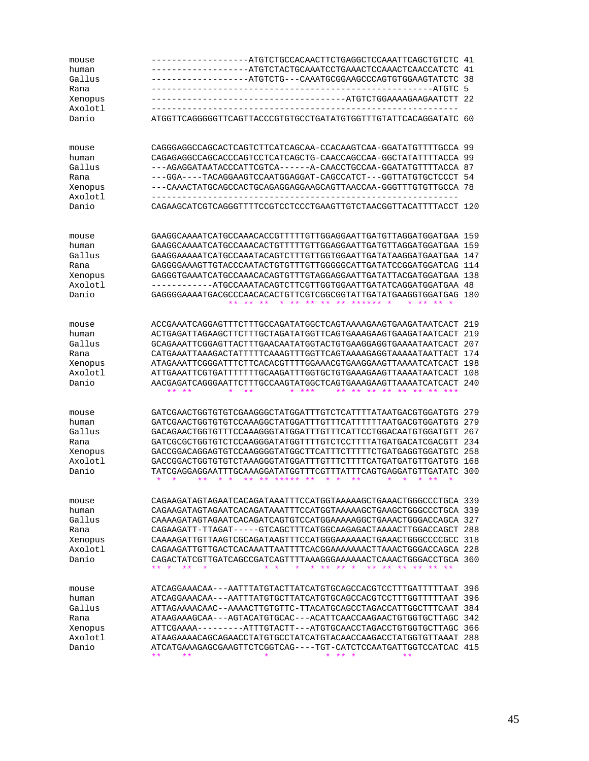```
mouse       -------------------ATGTCTGCCACAACTTCTGAGGCTCCAAATTCAGCTGTCTC 41
human       -------------------ATGTCTACTGCAAATCCTGAAACTCCAAACTCAACCATCTC 41
Gallus      -------------------ATGTCTG---CAAATGCGGAAGCCCAGTGTGGAAGTATCTC 38
Rana        -------------------------------------------------------ATGTC 5
Xenopus     --------------------------------------ATGTCTGGAAAAGAAGAATCTT 22
Axolotl     ------------------------------------------------------------
Danio       ATGGTTCAGGGGGTTCAGTTACCCGTGTGCCTGATATGTGGTTTGTATTCACAGGATATC 60


mouse       CAGGGAGGCCAGCACTCAGTCTTCATCAGCAA-CCACAAGTCAA-GGATATGTTTTGCCA 99
human       CAGAGAGGCCAGCACCCAGTCCTCATCAGCTG-CAACCAGCCAA-GGCTATATTTTACCA 99
Gallus      ---AGAGGATAATACCCATTCGTCA------A-CAACCTGCCAA-GGATATGTTTTACCA 87
Rana        ---GGA----TACAGGAAGTCCAATGGAGGAT-CAGCCATCT---GGTTATGTGCTCCCT 54
Xenopus     ---CAAACTATGCAGCCACTGCAGAGGAGGAAGCAGTTAACCAA-GGGTTTGTGTTGCCA 78
Axolotl     ------------------------------------------------------------
Danio       CAGAAGCATCGTCAGGGTTTTCCGTCCTCCCTGAAGTTGTCTAACGGTTACATTTTACCT 120


mouse       GAAGGCAAAATCATGCCAAACACCGTTTTTGTTGGAGGAATTGATGTTAGGATGGATGAA 159
human       GAAGGCAAAATCATGCCAAACACTGTTTTTGTGGAGGAATTGATGTTAGGATGGATGAA 159
Gallus      GAAGGAAAAATCATGCCAAATACAGTCTTTGTTGGTGGAATTGATATAAGGATGAATGAA 147
Rana        GAGGGGAAAGTTGTACCCAATACTGTGTTTGTTGGGGGCATTGATATCCGGATGGATCAG 114
Xenopus     GAGGGTGAAATCATGCCAAACACAGTGTTTGTAGGAGGAATTGATATTACGATGGATGAA 138
Axolotl     ------------ATGCCAAATACAGTCTTCGTTGGTGGAATTGATATCAGGATGGATGAA 48
Danio       GAGGGGAAAATGACGCCCAACACACTGTTCGTCGGCGGTATTGATATGAAGGTGGATGAG 180
                        ** ** **  * ** ** ** ** ****** *    * ** ** *


mouse       ACCGAAATCAGGAGTTTCTTTGCCAGATATGGCTCAGTAAAAGAAGTGAAGATAATCACT 219
human       ACTGAGATTAGAAGCTTCTTTGCTAGATATGGTTCAGTGAAAGAAGTGAAGATAATCACT 219
Gallus      GCAGAAATTCGGAGTTACTTTGAACAATATGGTACTGTGAAGGAGGTGAAAATAATCACT 207
Rana        CATGAAATTAAAGACTATTTTTCAAAGTTTGGTTCAGTAAAAGAGGTAAAAATAATTACT 174
Xenopus     ATAGAAATTCGGGATTTCTTCACACGTTTTGGAAACGTGAAGGAAGTTAAAATCATCACT 198
Axolotl     ATTGAAATTCGTGATTTTTTTGCAAGATTTGGTGCTGTGAAAGAAGTTAAAATAATCACT 108
Danio       AACGAGATCAGGGAATTCTTTGCCAAGTATGGCTCAGTGAAAGAAGTTAAAATCATCACT 240
               ** **        *  **        * ***     ** ** ** ** ** ** ** ***


mouse       GATCGAACTGGTGTGTCGAAGGGCTATGGATTTGTCTCATTTTATAATGACGTGGATGTG 279
human       GATCGAACTGGTGTGTCCAAAGGCTATGGATTTGTTTCATTTTTTAATGACGTGGATGTG 279
Gallus      GACAGAACTGGTGTTTCCAAAGGGTATGGATTTGTTTCATTCCTGGACAATGTGGATGTT 267
Rana        GATCGCGCTGGTGTCTCCAAGGGATATGGTTTTGTCTCCTTTTATGATGACATCGACGTT 234
Xenopus     GACCGGACAGGAGTGTCCAAGGGGTATGGCTTCATTTCTTTTTCTGATGAGGTGGATGTC 258
Axolotl     GACCGGACTGGTGTGTCTAAAGGGTATGGATTTGTTTCTTTTCATGATGATGTTGATGTG 168
Danio       TATCGAGGAGGAATTTGCAAAGGATATGGTTTCGTTTATTTCAGTGAGGATGTTGATATC 300
             *  *     **  * *  ** ** ***** **  * *   **      *  *  * **   *


mouse       CAGAAGATAGTAGAATCACAGATAAATTTCCATGGTAAAAAGCTGAAACTGGGCCCTGCA 339
human       CAGAAGATAGTAGAATCACAGATAAATTTCCATGGTAAAAAGCTGAAGCTGGGCCCTGCA 339
Gallus      CAAAAGATAGTAGAATCACAGATCAGTGTCCATGGAAAAAGGCTGAAACTGGGACCAGCA 327
Rana        CAGAAGATT-TTAGAT-----GTCAGCTTTCATGGCAAGAGACTAAAACTTGGACCAGCT 288
Xenopus     CAAAAGATTGTTAAGTCGCAGATAAGTTTCCATGGGAAAAAACTGAAACTGGGCCCCGCC 318
Axolotl     CAGAAGATTGTTGACTCACAAATTAATTTTCACGGAAAAAAACTTAAACTGGGACCAGCA 228
Danio       CAGACTATCGTTGATCAGCCGATCAGTTTTAAAGGGAAAAAACTCAAACTGGGACCTGCA 360
            ** *  **  *              * *    *  * ** ** *   ** ** ** ** ** **


mouse       ATCAGGAAACAA---AATTTATGTACTTATCATGTGCAGCCACGTCCTTTGATTTTTAAT 396
human       ATCAGGAAACAA---AATTTATGTGCTTATCATGTGCAGCCACGTCCTTTGGTTTTTAAT 396
Gallus      ATTAGAAAACAAC--AAAACTTGTGTTC-TTACATGCAGCCTAGACCATTGGCTTTCAAT 384
Rana        ATAAGAAAGCAA---AGTACATGTGCAC---ACATTCAACCAAGAACTGTGGTGCTTAGC 342
Xenopus     ATTCGAAAA---------ATTTGTACTT---ATGTGCAACCTAGACCTGTGGTGCTTAGC 366
Axolotl     ATAAGAAAACAGCAGAACCTATGTGCCTATCATGTACAACCAAGACCTATGGTGTTAAAT 288
Danio       ATCATGAAAGAGCGAAGTTCTCGGTCAG----TGT-CATCTCCAATGATTGGTCCATCAC 415
            **     **              *           * ** *          **
```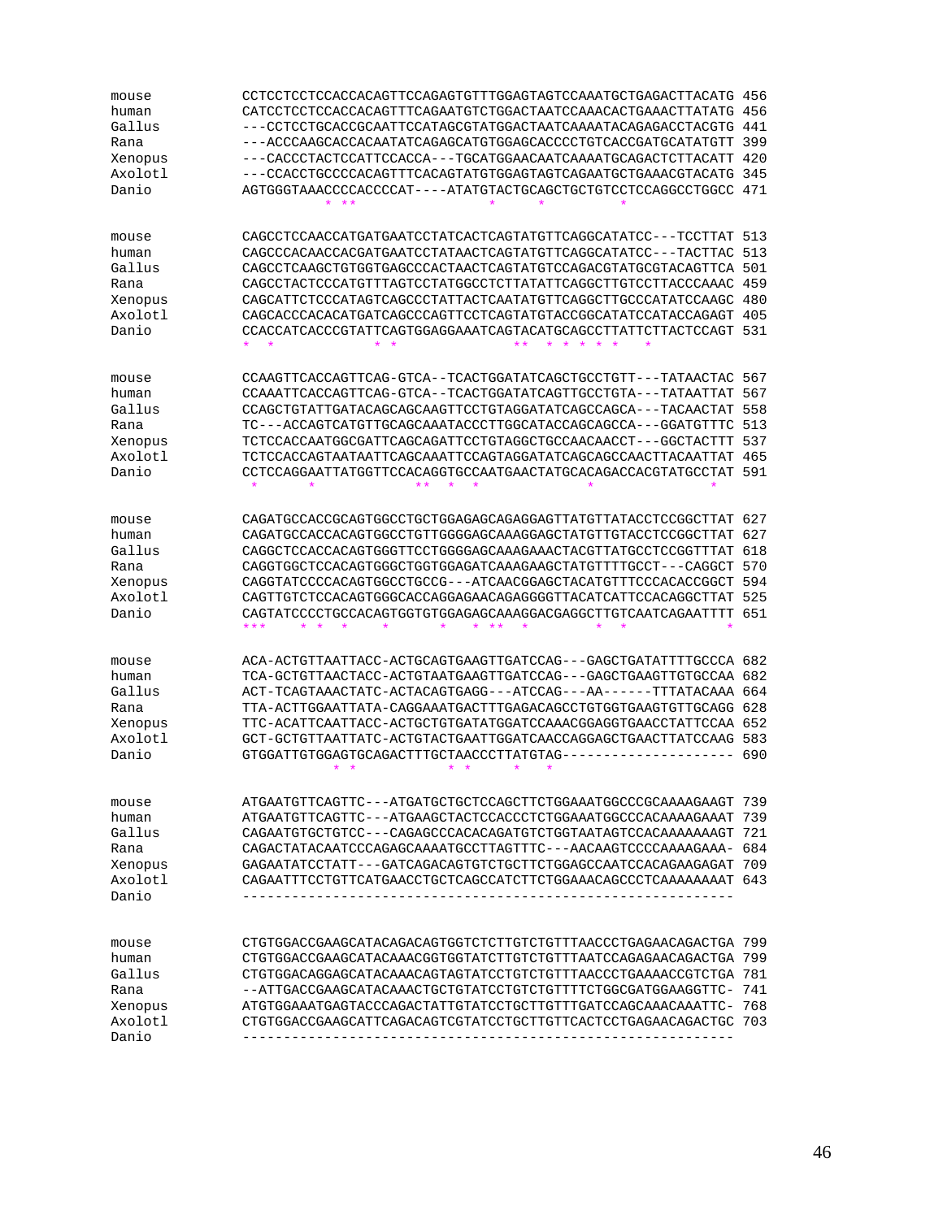```
mouse      CCTCCTCCTCCACCACAGTTCCAGAGTGTTTGGAGTAGTCCAAATGCTGAGACTTACATG 456
human      CATCCTCCTCCACCACAGTTTCAGAATGTCTGGACTAATCCAAACACTGAAACTTATATG 456
Gallus     ---CCTCCTGCACCGCAATTCCATAGCGTATGGACTAATCAAAATACAGAGACCTACGTG 441
Rana       ---ACCCAAGCACCACAATATCAGAGCATGTGGAGCACCCCTGTCACCGATGCATATGTT 399
Xenopus    ---CACCCTACTCCATTCCACCA---TGCATGGAACAATCAAAATGCAGACTCTTACATT 420
Axolotl    ---CCACCTGCCCCACAGTTTCACAGTATGTGGAGTAGTCAGAATGCTGAAACGTACATG 345
Danio      AGTGGGTAAACCCCACCCCAT----ATATGTACTGCAGCTGCTGTCCTCCAGGCCTGGCC 471
                       * **                *       *              *

mouse      CAGCCTCCAACCATGATGAATCCTATCACTCAGTATGTTCAGGCATATCC---TCCTTAT 513
human      CAGCCCACAACCACGATGAATCCTATAACTCAGTATGTTCAGGCATATCC---TACTTAC 513
Gallus     CAGCCTCAAGCTGTGGTGAGCCCACTAACTCAGTATGTCCAGACGTATGCGTACAGTTCA 501
Rana       CAGCCTACTCCCATGTTTAGTCCTATGGCCTCTTATATTCAGGCTTGTCCTTACCCAAAC 459
Xenopus    CAGCATTCTCCCATAGTCAGCCCTATTACTCAATATGTTCAGGCTTGCCCATATCCAAGC 480
Axolotl    CAGCACCCACACATGATCAGCCCAGTTCCTCAGTATGTACCGGCATATCCATACCAGAGT 405
Danio      CCACCATCACCCGTATTCAGTGGAGGAAATCAGTACATGCAGCCTTATTCTTACTCCAGT 531
           *   *             * *                **  * * * * *    *

mouse      CCAAGTTCACCAGTTCAG-GTCA--TCACTGGATATCAGCTGCCTGTT---TATAACTAC 567
human      CCAAATTCACCAGTTCAG-GTCA--TCACTGGATATCAGTTGCCTGTA---TATAATTAT 567
Gallus     CCAGCTGTATTGATACAGCAGCAAGTTCCTGTAGGATATCAGCCAGCA---TACAACTAT 558
Rana       TC---ACCAGTCATGTTGCAGCAAATACCCTTGGCATACCAGCAGCCA---GGATGTTTC 513
Xenopus    TCTCCACCAATGGCGATTCAGCAGATTCCTGTAGGCTGCCAACAACCT---GGCTACTTT 537
Axolotl    TCTCCACCAGTAATAATTCAGCAAATTCCAGTAGGATATCAGCAGCCAACTTACAATTAT 465
Danio      CCTCCAGGAATTATGGTTCCACAGGTGCCAATGAACTATGCACAGACCACGTATGCCTAT 591
             *        *            **   *    *                  *              *

mouse      CAGATGCCACCGCAGTGGCCTGCTGGAGAGCAGAGGAGTTATGTTATACCTCCGGCTTAT 627
human      CAGATGCCACCACAGTGGCCTGTTGGGGAGCAAAGGAGCTATGTTGTACCTCCGGCTTAT 627
Gallus     CAGGCTCCACCACAGTGGGTTCCTGGGGAGCAAAGAAACTACGTTATGCCTCCGGTTTAT 618
Rana       CAGGTGGCTCCACAGTGGGCTGGTGGAGATCAAAGAAGCTATGTTTTGCCT---CAGGCT 570
Xenopus    CAGGTATCCCCACAGTGGCCTGCCG---ATCAACGGAGCTACATGTTTCCCACACCGGCT 594
Axolotl    CAGTTGTCTCCACAGTGGGCACCAGGAGAACAGAGGGGTTACATCATTCCACAGGCTTAT 525
Danio      CAGTATCCCCTGCCACAGTGGTGTGGAGAGCAAAGGACGAGGCTTGTCAATCAGAATTTT 651
           ***     * *   *      *       *    * **   *           *   *            *

mouse      ACA-ACTGTTAATTACC-ACTGCAGTGAAGTTGATCCAG---GAGCTGATATTTTGCCCA 682
human      TCA-GCTGTTAACTACC-ACTGTAATGAAGTTGATCCAG---GAGCTGAAGTTGTGCCAA 682
Gallus     ACT-TCAGTAAACTATC-ACTACAGTGAGG---ATCCAG---AA------TTTATACAAA 664
Rana       TTA-ACTTGGAATTATA-CAGGAAATGACTTTGAGACAGCCTGTGGTGAAGTGTTGCAGG 628
Xenopus    TTC-ACATTCAATTACC-ACTGCTGTGATATGGATCCAAACGGAGGTGAACCTATTCCAA 652
Axolotl    GCT-GCTGTTAATTATC-ACTGTACTGAATTGGATCAACCAGGAGCTGAACTTATCCAAG 583
Danio      GTGGATTGTGGAGTGCAGACTTTGCTAACCCTTATGTAG-------------------- 690
                          * *           * *       *    *

mouse      ATGAATGTTCAGTTC---ATGATGCTGCTCCAGCTTCTGGAAATGGCCCGCAAAAGAAGT 739
human      ATGAATGTTCAGTTC---ATGAAGCTACTCCACCCTCTGGAAATGGCCCACAAAAGAAAT 739
Gallus     CAGAATGTGCTGTCC---CAGAGCCCACACAGATGTCTGGTAATAGTCCACAAAAAAAGT 721
Rana       CAGACTATACAATCCCAGAGCAAAATGCCTTAGTTTC---AACAAGTCCCCAAAAGAAA- 684
Xenopus    GAGAATATCCTATT---GATCAGACAGTGTCTGCTTCTGGAGCCAATCCACAGAAGAGAT 709
Axolotl    CAGAATTTCCTGTTCATGAACCTGCTCAGCCATCTTCTGGAAACAGCCCTCAAAAAAAAT 643
Danio      ------------------------------------------------------------

mouse      CTGTGGACCGAAGCATACAGACAGTGGTCTCTTGTCTGTTTAACCCTGAGAACAGACTGA 799
human      CTGTGGACCGAAGCATACAAACGGTGGTATCTTGTCTGTTTAATCCAGAGAACAGACTGA 799
Gallus     CTGTGGACAGGAGCATACAAACAGTAGTATCCTGTCTGTTTAACCCTGAAAACCGTCTGA 781
Rana       --ATTGACCGAAGCATACAAACTGCTGTATCCTGTCTGTTTTCTGGCGATGGAAGGTTC- 741
Xenopus    ATGTGGAAATGAGTACCCAGACTATTGTATCCTGCTTGTTTGATCCAGCAAACAAATTC- 768
Axolotl    CTGTGGACCGAAGCATTCAGACAGTCGTATCCTGCTTGTTCACTCCTGAGAACAGACTGC 703
Danio      ------------------------------------------------------------
```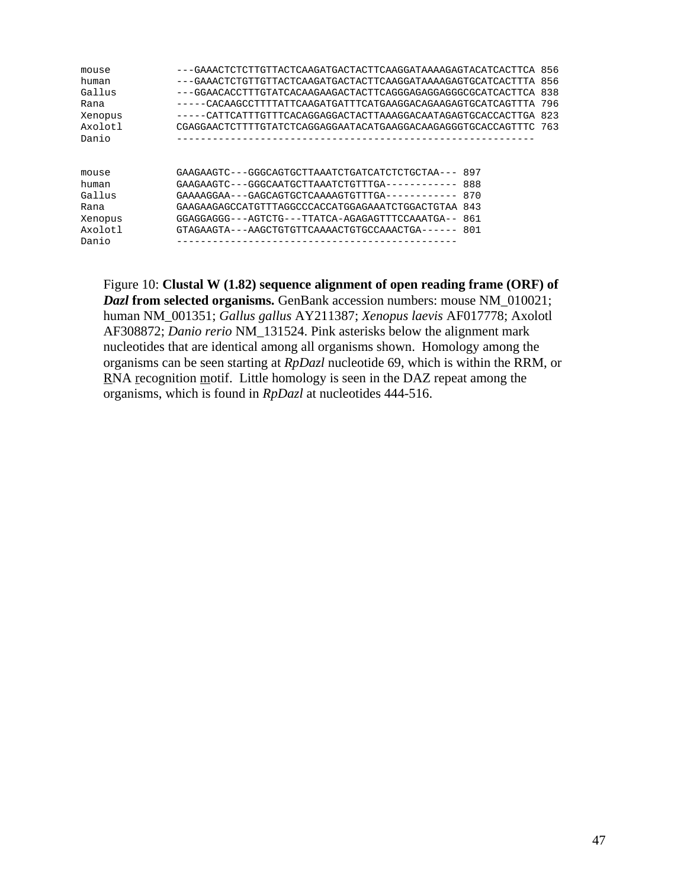```
mouse          ---GAAACTCTCTTGTTACTCAAGATGACTACTTCAAGGATAAAAGAGTACATCACTTCA 856
human          ---GAAACTCTGTTGTTACTCAAGATGACTACTTCAAGGATAAAAGAGTGCATCACTTTA 856
Gallus         ---GGAACACCTTTGTATCACAAGAAGACTACTTCAGGGAGAGGAGGGCGCATCACTTCA 838
Rana           -----CACAAGCCTTTTATTCAAGATGATTTCATGAAGGACAGAAGAGTGCATCAGTTTA 796
Xenopus        -----CATTCATTTGTTTCACAGGAGGACTACTTAAAGGACAATAGAGTGCACCACTTGA 823
Axolotl        CGAGGAACTCTTTTGTATCTCAGGAGGAATACATGAAGGACAAGAGGGTGCACCAGTTTC 763
Danio          ------------------------------------------------------------


mouse          GAAGAAGTC---GGGCAGTGCTTAAATCTGATCATCTCTGCTAA--- 897
human          GAAGAAGTC---GGGCAATGCTTAAATCTGTTTGA------------ 888
Gallus         GAAAAGGAA---GAGCAGTGCTCAAAAGTGTTTGA------------ 870
Rana           GAAGAAGAGCCATGTTTAGGCCCACCATGGAGAAATCTGGACTGTAA 843
Xenopus        GGAGGAGGG---AGTCTG---TTATCA-AGAGAGTTTCCAAATGA-- 861
Axolotl        GTAGAAGTA---AAGCTGTGTTCAAAACTGTGCCAAACTGA------ 801
Danio          -----------------------------------------------
```

Figure 10: **Clustal W (1.82) sequence alignment of open reading frame (ORF) of *Dazl* from selected organisms.** GenBank accession numbers: mouse NM_010021; human NM_001351; *Gallus gallus* AY211387; *Xenopus laevis* AF017778; Axolotl AF308872; *Danio rerio* NM_131524. Pink asterisks below the alignment mark nucleotides that are identical among all organisms shown. Homology among the organisms can be seen starting at *RpDazl* nucleotide 69, which is within the RRM, or <u>R</u>NA <u>r</u>ecognition <u>m</u>otif. Little homology is seen in the DAZ repeat among the organisms, which is found in *RpDazl* at nucleotides 444-516.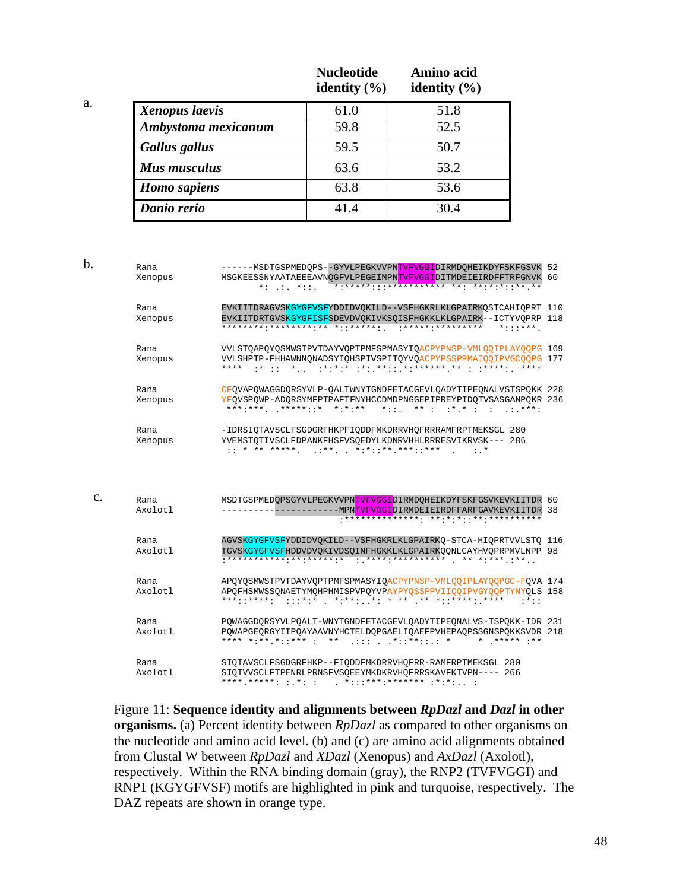a.

| | Nucleotide identity (%) | Amino acid identity (%) |
|---|---|---|
| ***Xenopus laevis*** | 61.0 | 51.8 |
| ***Ambystoma mexicanum*** | 59.8 | 52.5 |
| ***Gallus gallus*** | 59.5 | 50.7 |
| ***Mus musculus*** | 63.6 | 53.2 |
| ***Homo sapiens*** | 63.8 | 53.6 |
| ***Danio rerio*** | 41.4 | 30.4 |

b.

```
Rana        ------MSDTGSPMEDQPS-GYVLPEGKVVPNTVFVGGIDIRMDQHEIKDYFSKFGSVK 52
Xenopus     MSGKEESSNYAATAEEEAVNQGFVLPEGEIMPNTVFVGGIDITMDEIEIRDFFTRFGNVK 60
                  *: .:. *::.    *:*****:::*********** **: **:*:*::**.**

Rana        EVKIITDRAGVSKGYGFVSFYDDIDVQKILD--VSFHGKRLKLGPAIRKQSTCAHIQPRT 110
Xenopus     EVKIITDRTGVSKGYGFISFSDEVDVQKIVKSQISFHGKKLKLGPAIRK--ICTYVQPRP 118
            ********:********:** *::*****:.  :*****:*********    *:::***.

Rana        VVLSTQAPQYQSMWSTPVTDAYVQPTPMFSPMASYIQACPYPNSP-VMLQQIPLAYQQPG 169
Xenopus     VVLSHPTP-FHHAWNNQNADSYIQHSPIVSPITQYVQACPYPSSPPMAIQQIPVGCQQPG 177
            ****  :* ::  *..  :*:*:* :*:.**:.*:::.*:******.** : :****:. ****

Rana        CFQVAPQWAGGDQRSYVLP-QALTWNYTGNDFETACGEVLQADYTIPEQNALVSTSPQKK 228
Xenopus     YFQVSPQWP-ADQRSYMFPTPAFTFNYHCCDMDPNGGEPIPREYPIDQTVSASGANPQKR 236
             ***:***. .*****::*   *:*:*   *::.  ** :  :*.* :  :  .:.***:

Rana        -IDRSIQTAVSCLFSGDGRFHKPFIQDDFMKDRRVHQFRRRAMFRPTMEKSGL 280
Xenopus     YVEMSTQTIVSCLFDPANKFHSFVSQEDYLKDNRVHHLRRESVIKRVSK--- 286
             :: * ** *****.  .:**. . *:*::**.***::***  .    :.*
```

c.

```
Rana        MSDTGSPMEDQPSGYVLPEGKVVPNTVFVGGIDIRMDQHEIKDYFSKFGSVKEVKIITDR 60
Axolotl     ---------------------MPNTVFVGGIDIRMDEIEIRDFFARFGAVKEVKIITDR 38
                                 :**************: **:*:*::**:*********

Rana        AGVSKGYGFVSFYDDIDVQKILD--VSFHGKRLKLGPAIRKQ-STCA-HIQPRTVVLSTQ 116
Axolotl     TGVSKGYGFVSFHDDVDVQKIVDSQINFHGKKLKLGPAIRKQQNLCAYHVQPRPMVLNPP 98
            :***********:**:*****:*   :.****:**********  . ** *:***.:**..

Rana        APQYQSMWSTPVTDAYVQPTPMFSPMASYIQACPYPNSP-VMLQQIPLAYQQPGC-FQVA 174
Axolotl     APQFHSMWSSQNAETYMQHPHMISPVPQYVPAYPYQSSPPVIIQQIPVGYQQPTYNYQLS 158
            ***::****:  :::*:* . *:**:..*: * * ** .** *::****:.****    :*::

Rana        PQWAGGDQRSYVLPQALT-WNYTGNDFETACGEVLQADYTIPEQNALVS-TSPQKK-IDR 231
Axolotl     PQWAPGEQRGYIIPQAYAAVNYHCTELDQPGAELIQAEFPVHEPAQPSSGNSPQKKSVDR 218
            **** *:**.*::*** :  **  .::: . .*::**::.: *      * .***** :**

Rana        SIQTAVSCLFSGDGRFHKP--FIQDDFMKDRRVHQFRR-RAMFRPTMEKSGL 280
Axolotl     SIQTVVSCLFTPENRLPRNSFVSQEEYMKDKRVHQFRRSKAVFKTVPN---- 266
            ****.*****: :.*: :   . *:::***:******* :*:*:.. :
```

Figure 11: **Sequence identity and alignments between *RpDazl* and *Dazl* in other organisms.** (a) Percent identity between *RpDazl* as compared to other organisms on the nucleotide and amino acid level. (b) and (c) are amino acid alignments obtained from Clustal W between *RpDazl* and *XDazl* (Xenopus) and *AxDazl* (Axolotl), respectively. Within the RNA binding domain (gray), the RNP2 (TVFVGGI) and RNP1 (KGYGFVSF) motifs are highlighted in pink and turquoise, respectively. The DAZ repeats are shown in orange type.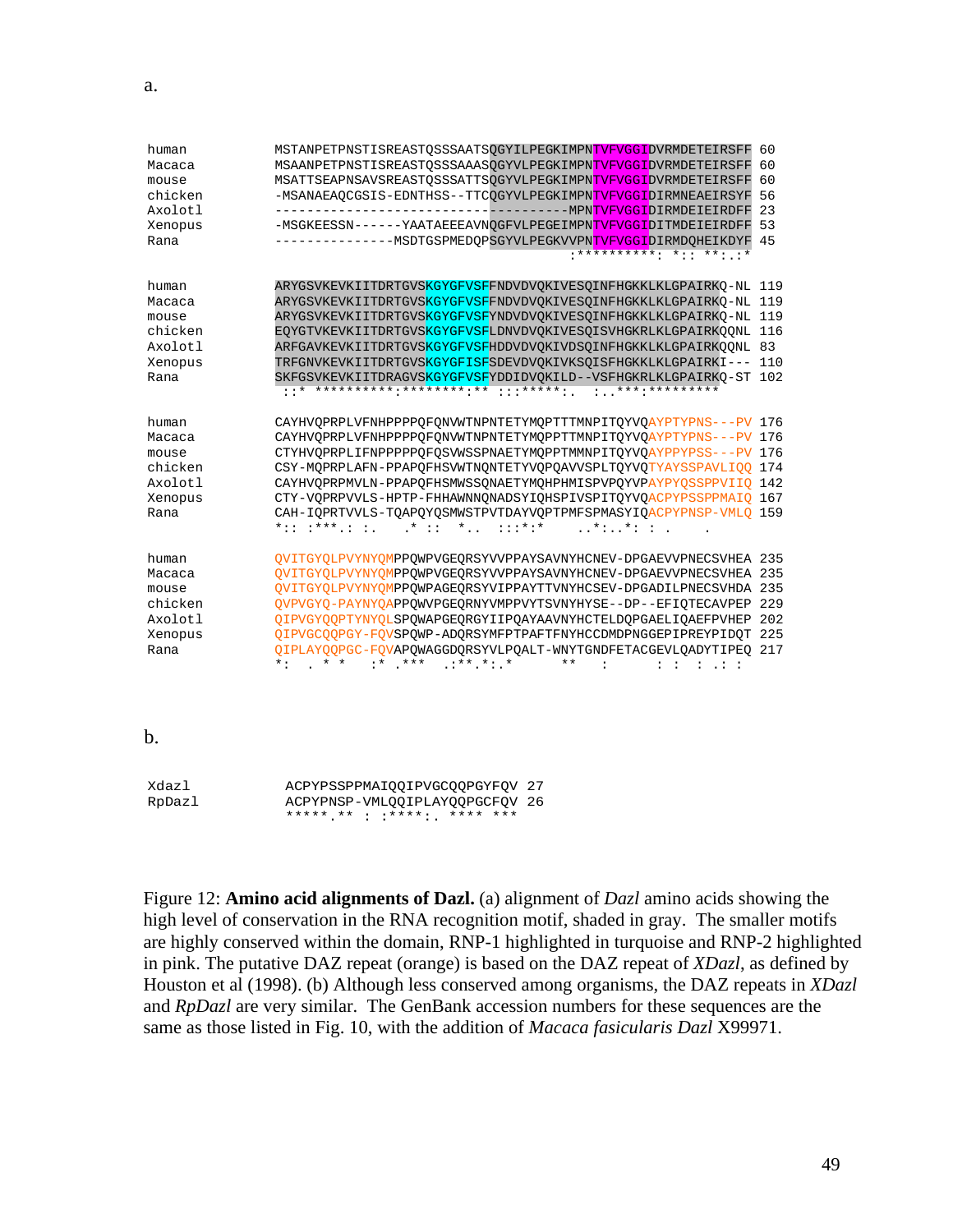a.

```
human      MSTANPETPNSTISREASTQSSSAATSQGYILPEGKIMPNTVFVGGIDVRMDETEIRSFF 60
Macaca     MSAANPETPNSTISREASTQSSSAAASQGYVLPEGKIMPNTVFVGGIDVRMDETEIRSFF 60
mouse      MSATTSEAPNSAVSREASTQSSSATTSQGYVLPEGKIMPNTVFVGGIDVRMDETEIRSFF 60
chicken    -MSANAEAQCGSIS-EDNTHSS--TTCQGYVLPEGKIMPNTVFVGGIDIRMNEAEIRSYF 56
Axolotl    -------------------------------------MPNTVFVGGIDIRMDEIEIRDFF 23
Xenopus    -MSGKEESSN------YAATAEEEAVNQGFVLPEGEIMPNTVFVGGIDITMDEIEIRDFF 53
Rana       --------------MSDTGSPMEDQPSGYVLPEGKVVPNTVFVGGIDIRMDQHEIKDYF 45
                                                  :**********: *:: **:.:*

human      ARYGSVKEVKIITDRTGVSKGYGFVSFFNDVDVQKIVESQINFHGKKLKLGPAIRKQ-NL 119
Macaca     ARYGSVKEVKIITDRTGVSKGYGFVSFFNDVDVQKIVESQINFHGKKLKLGPAIRKQ-NL 119
mouse      ARYGSVKEVKIITDRTGVSKGYGFVSFYNDVDVQKIVESQINFHGKKLKLGPAIRKQ-NL 119
chicken    EQYGTVKEVKIITDRTGVSKGYGFVSFLDNVDVQKIVESQISVHGKRLKLGPAIRKQQNL 116
Axolotl    ARFGAVKEVKIITDRTGVSKGYGFVSFHDDVDVQKIVDSQINFHGKKLKLGPAIRKQQNL 83
Xenopus    TRFGNVKEVKIITDRTGVSKGYGFISFSDEVDVQKIVKSQISFHGKKLKLGPAIRKI--- 110
Rana       SKFGSVKEVKIITDRAGVSKGYGFVSFYDDIDVQKILD--VSFHGKRLKLGPAIRKQ-ST 102
            ::.* **********:********:** :::*****:.  :..***:*********

human      CAYHVQPRPLVFNHPPPPQFQNVWTNPNTETYMQPTTTMNPITQYVQAYPTYPNS---PV 176
Macaca     CAYHVQPRPLVFNHPPPPQFQNVWTNPNTETYMQPPTTMNPITQYVQAYPTYPNS---PV 176
mouse      CTYHVQPRPLIFNPPPPPQFQSVWSSPNAETYMQPPTMMNPITQYVQAYPPYPSS---PV 176
chicken    CSY-MQPRPLAFN-PPAPQFHSVWTNQNTETYVQPQAVVSPLTQYVQTYAYSSPAVLIQQ 174
Axolotl    CAYHVQPRPMVLN-PPAPQFHSMWSSQNAETYMQHPHMISPVPQYVPAYPYQSSPPVIIQ 142
Xenopus    CTY-VQPRPVVLS-HPTP-FHHAWNNQNADSYIQHSPIVSPITQYVQACPYPSSPPMAIQ 167
Rana       CAH-IQPRTVVLS-TQAPQYQSMWSTPVTDAYVQPTPMFSPMASYIQACPYPNSP-VMLQ 159
           *:: :***.: :.    .* ::  *..  :::*:*     ..*:..*: : .      .

human      QVITGYQLPVYNYQMPPQWPVGEQRSYVVPPAYSAVNYHCNEV-DPGAEVVPNECSVHEA 235
Macaca     QVITGYQLPVYNYQMPPQWPVGEQRSYVVPPAYSAVNYHCNEV-DPGAEVVPNECSVHEA 235
mouse      QVITGYQLPVYNYQMPPQWPAGEQRSYVIPPAYTTVNYHCSEV-DPGADILPNECSVHDA 235
chicken    QVPVGYQ-PAYNYQAPPQWVPGEQRNYVMPPVYTSVNYHYSE--DP--EFIQTECAVPEP 229
Axolotl    QIPVGYQQPTYNYQLSPQWAPGEQRGYIIPQAYAAVNYHCTELDQPGAELIQAEFPVHEP 202
Xenopus    QIPVGCQQPGY-FQVSPQWP-ADQRSYMFPTPAFTFNYHCCDMDPNGGEPIPREYPIDQT 225
Rana       QIPLAYQQPGC-FQVAPQWAGGDQRSYVLPQALT-WNYTGNDFETACGEVLQADYTIPEQ 217
           *:  . * *    :* .***  .:**.*:.*       **    :       : :  : .: :
```

b.

```
Xdazl      ACPYPSSPPMAIQQIPVGCQQPGYFQV 27
RpDazl     ACPYPNSP-VMLQQIPLAYQQPGCFQV 26
           *****.** : :****:. **** ***
```

Figure 12: **Amino acid alignments of Dazl.** (a) alignment of *Dazl* amino acids showing the high level of conservation in the RNA recognition motif, shaded in gray. The smaller motifs are highly conserved within the domain, RNP-1 highlighted in turquoise and RNP-2 highlighted in pink. The putative DAZ repeat (orange) is based on the DAZ repeat of *XDazl*, as defined by Houston et al (1998). (b) Although less conserved among organisms, the DAZ repeats in *XDazl* and *RpDazl* are very similar. The GenBank accession numbers for these sequences are the same as those listed in Fig. 10, with the addition of *Macaca fasicularis Dazl* X99971.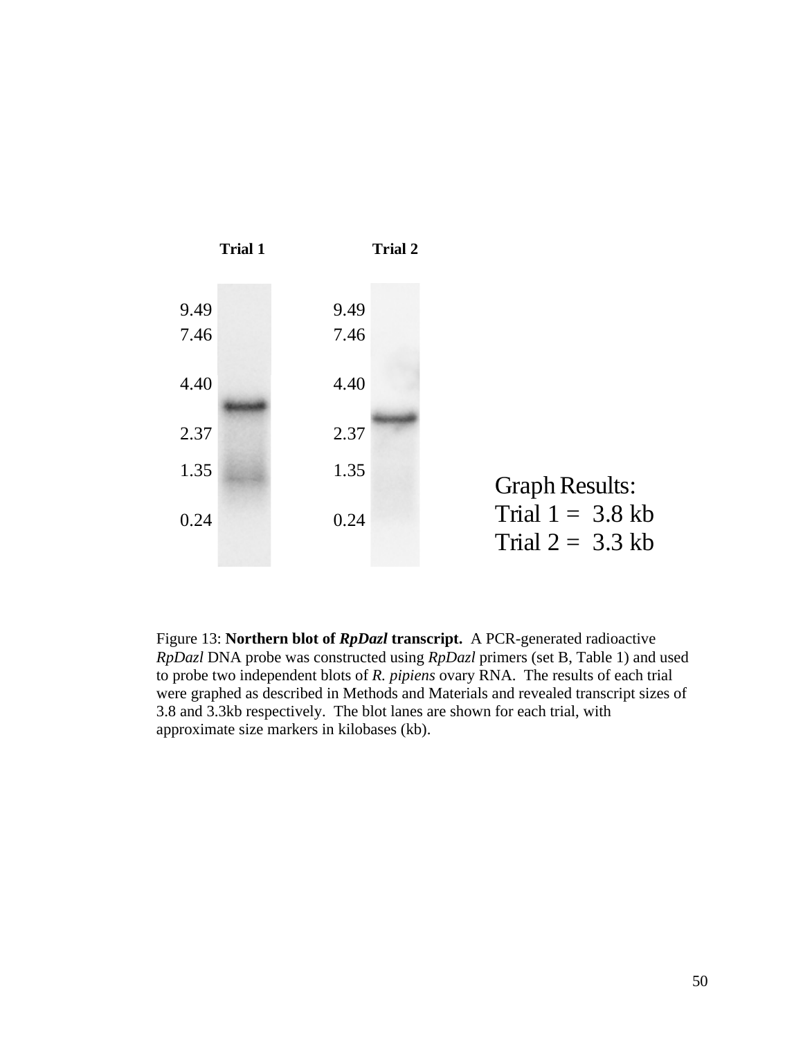Trial 1 Trial 2

| Trial 1 markers (kb) | Trial 2 markers (kb) |
| --- | --- |
| 9.49 | 9.49 |
| 7.46 | 7.46 |
| 4.40 | 4.40 |
| 2.37 | 2.37 |
| 1.35 | 1.35 |
| 0.24 | 0.24 |

Graph Results:
Trial 1 = 3.8 kb
Trial 2 = 3.3 kb

Figure 13: **Northern blot of *RpDazl* transcript.** A PCR-generated radioactive *RpDazl* DNA probe was constructed using *RpDazl* primers (set B, Table 1) and used to probe two independent blots of *R. pipiens* ovary RNA. The results of each trial were graphed as described in Methods and Materials and revealed transcript sizes of 3.8 and 3.3kb respectively. The blot lanes are shown for each trial, with approximate size markers in kilobases (kb).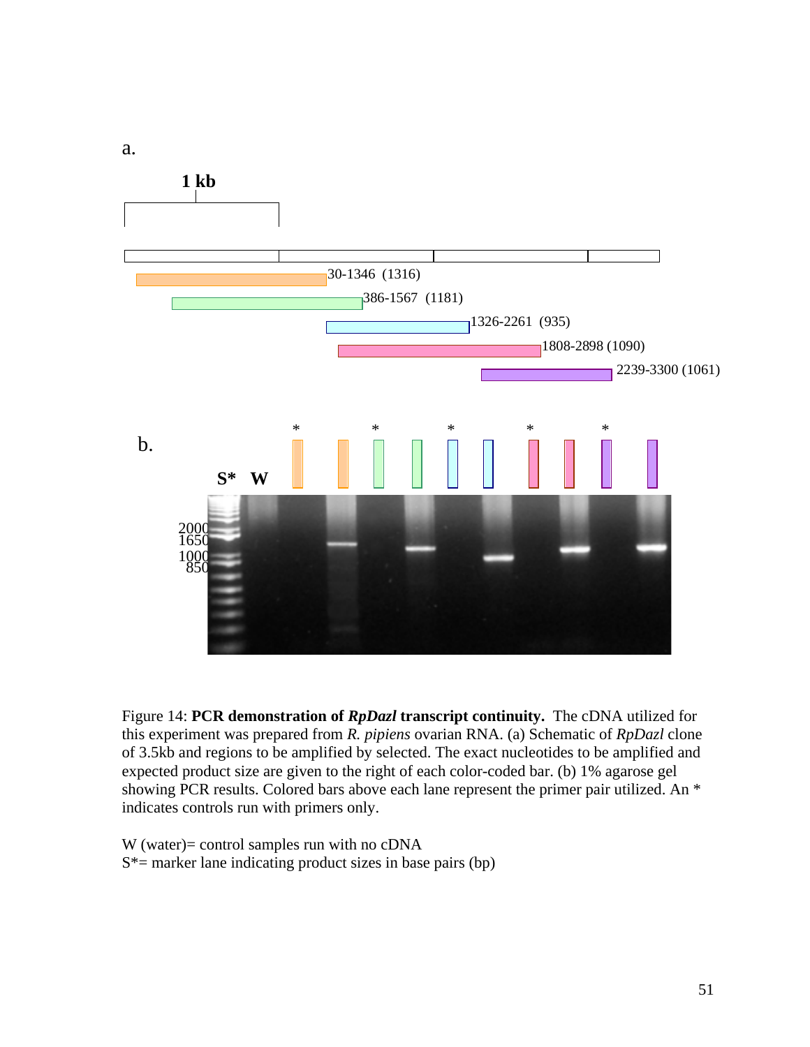Figure 14: **PCR demonstration of *RpDazl* transcript continuity.** The cDNA utilized for this experiment was prepared from *R. pipiens* ovarian RNA. (a) Schematic of *RpDazl* clone of 3.5kb and regions to be amplified by selected. The exact nucleotides to be amplified and expected product size are given to the right of each color-coded bar. (b) 1% agarose gel showing PCR results. Colored bars above each lane represent the primer pair utilized. An * indicates controls run with primers only.

W (water)= control samples run with no cDNA
S*= marker lane indicating product sizes in base pairs (bp)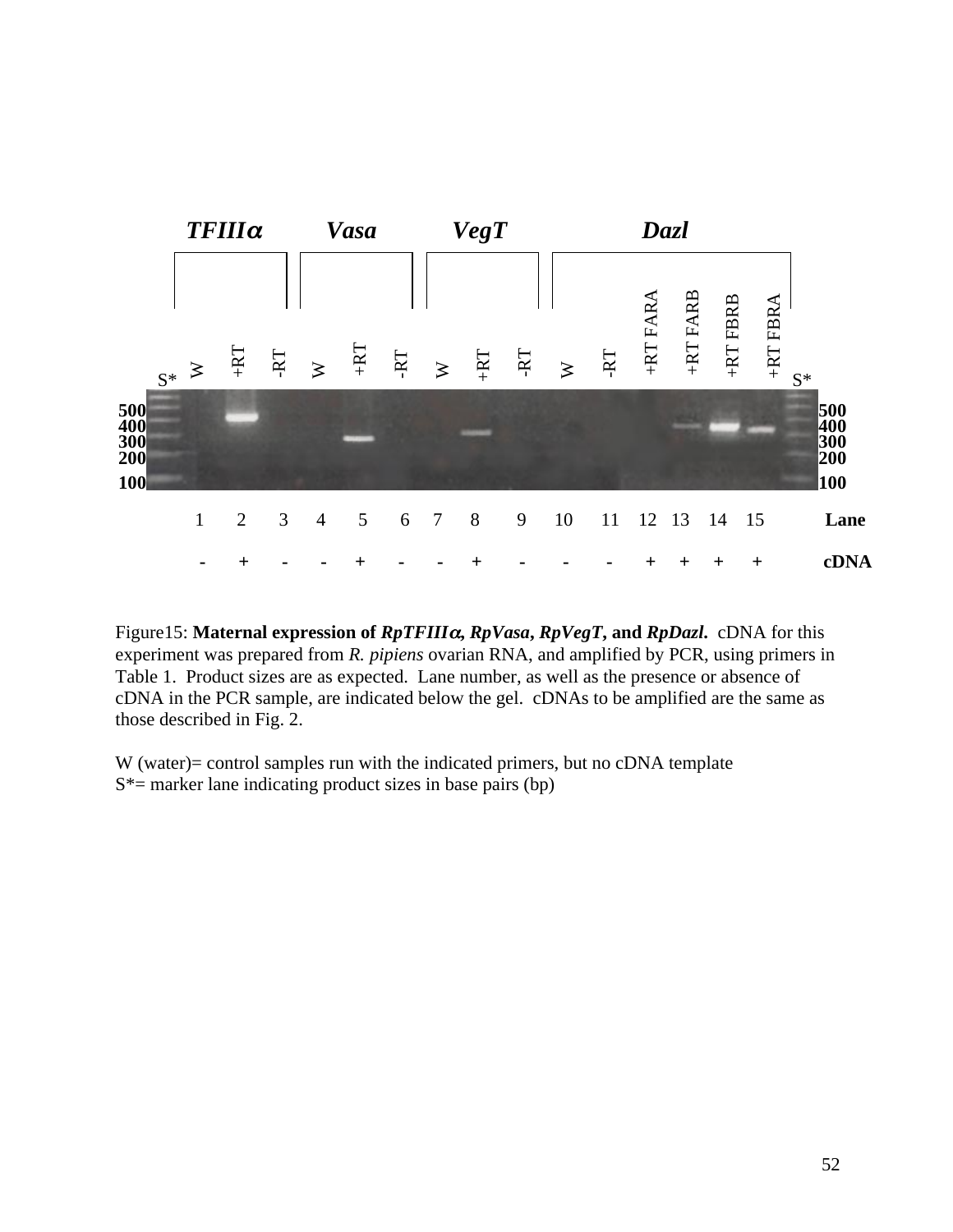Figure15: **Maternal expression of *RpTFIIIα, RpVasa, RpVegT,* and *RpDazl*.** cDNA for this experiment was prepared from *R. pipiens* ovarian RNA, and amplified by PCR, using primers in Table 1. Product sizes are as expected. Lane number, as well as the presence or absence of cDNA in the PCR sample, are indicated below the gel. cDNAs to be amplified are the same as those described in Fig. 2.

W (water)= control samples run with the indicated primers, but no cDNA template
S*= marker lane indicating product sizes in base pairs (bp)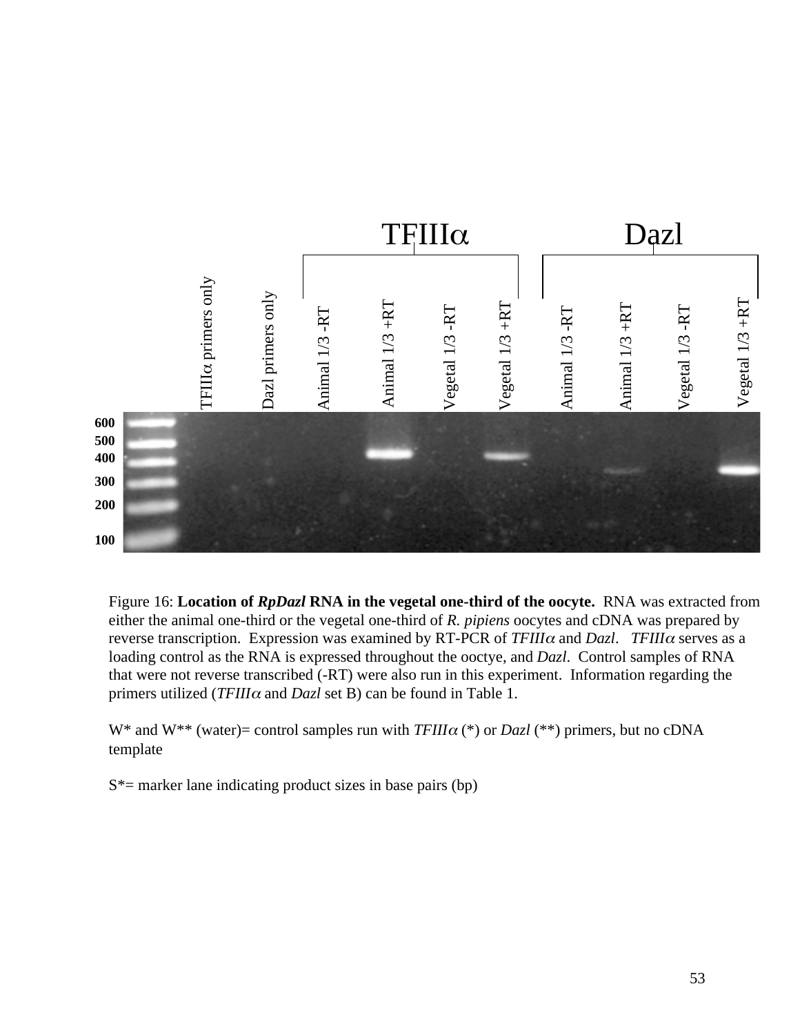Figure 16: **Location of *RpDazl* RNA in the vegetal one-third of the oocyte.** RNA was extracted from either the animal one-third or the vegetal one-third of *R. pipiens* oocytes and cDNA was prepared by reverse transcription. Expression was examined by RT-PCR of *TFIIIα* and *Dazl*. *TFIIIα* serves as a loading control as the RNA is expressed throughout the ooctye, and *Dazl*. Control samples of RNA that were not reverse transcribed (-RT) were also run in this experiment. Information regarding the primers utilized (*TFIIIα* and *Dazl* set B) can be found in Table 1.

W* and W** (water)= control samples run with *TFIIIα* (*) or *Dazl* (**) primers, but no cDNA template

S*= marker lane indicating product sizes in base pairs (bp)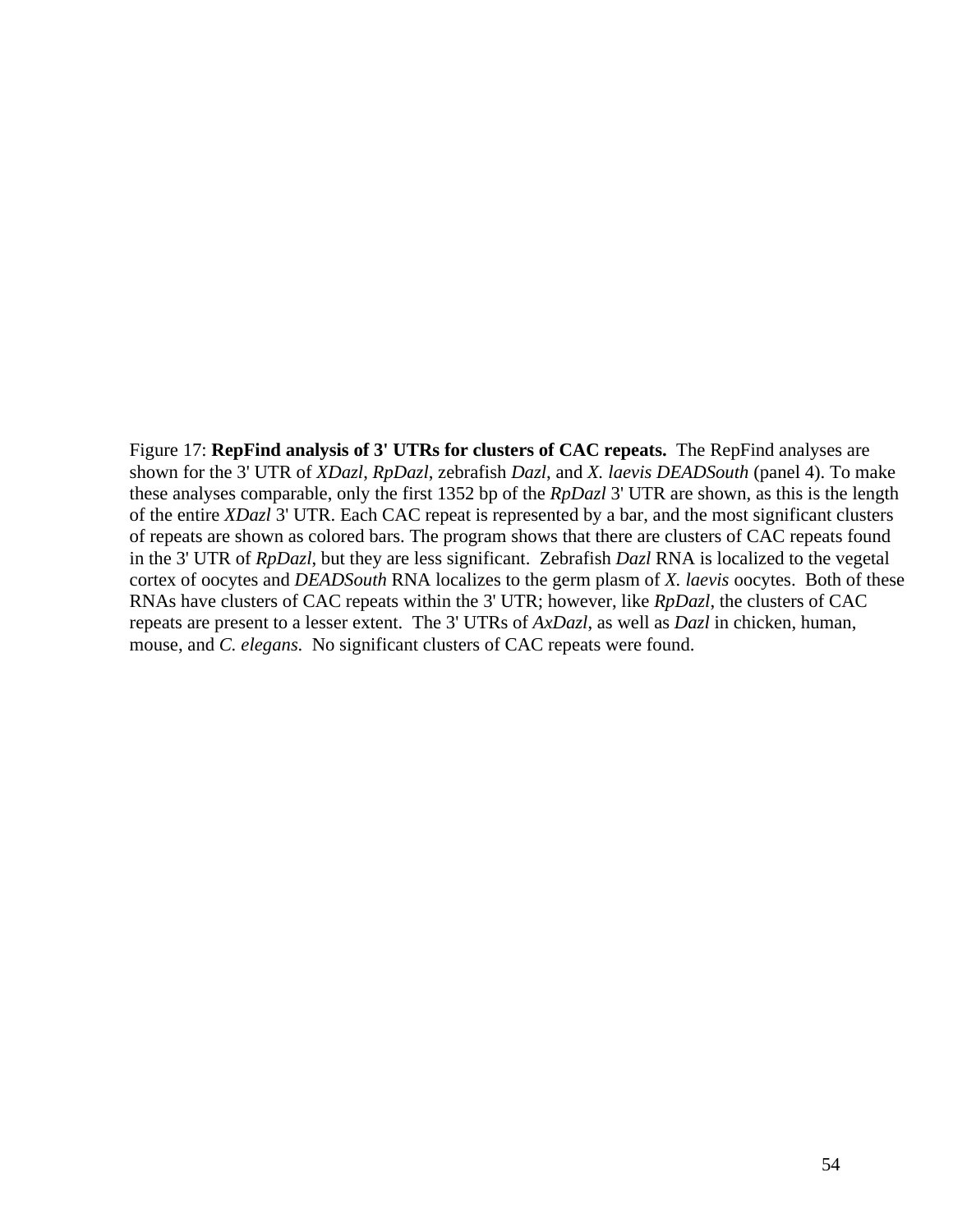Figure 17: **RepFind analysis of 3' UTRs for clusters of CAC repeats.** The RepFind analyses are shown for the 3' UTR of *XDazl*, *RpDazl*, zebrafish *Dazl*, and *X. laevis DEADSouth* (panel 4). To make these analyses comparable, only the first 1352 bp of the *RpDazl* 3' UTR are shown, as this is the length of the entire *XDazl* 3' UTR. Each CAC repeat is represented by a bar, and the most significant clusters of repeats are shown as colored bars. The program shows that there are clusters of CAC repeats found in the 3' UTR of *RpDazl*, but they are less significant. Zebrafish *Dazl* RNA is localized to the vegetal cortex of oocytes and *DEADSouth* RNA localizes to the germ plasm of *X. laevis* oocytes. Both of these RNAs have clusters of CAC repeats within the 3' UTR; however, like *RpDazl*, the clusters of CAC repeats are present to a lesser extent. The 3' UTRs of *AxDazl*, as well as *Dazl* in chicken, human, mouse, and *C. elegans*. No significant clusters of CAC repeats were found.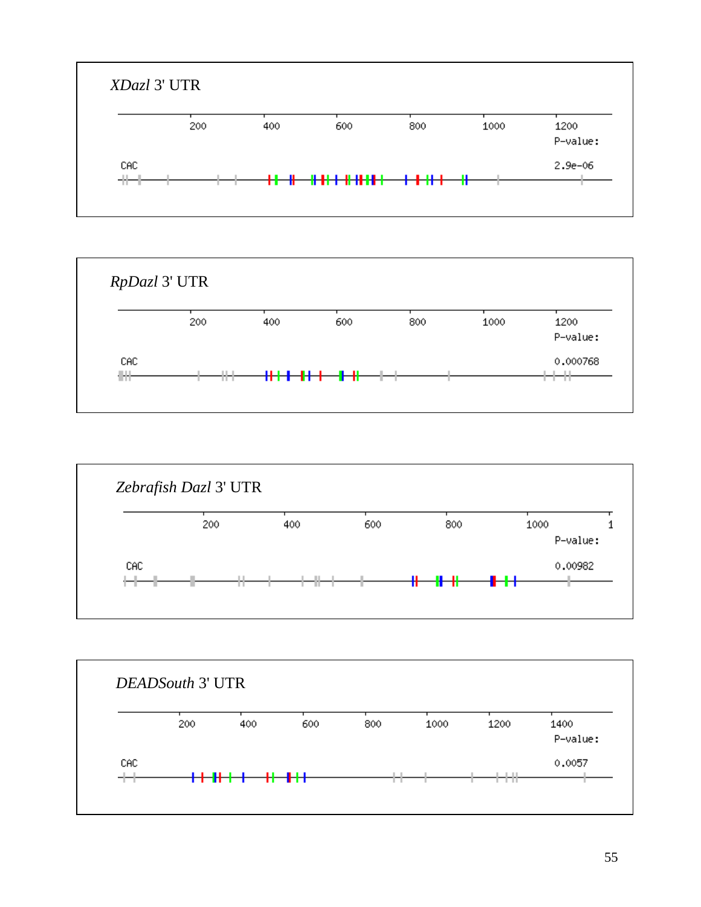*XDazl* 3' UTR

200 400 600 800 1000 1200

P-value:

CAC 2.9e-06

*RpDazl* 3' UTR

200 400 600 800 1000 1200

P-value:

CAC 0.000768

*Zebrafish Dazl* 3' UTR

200 400 600 800 1000 1

P-value:

CAC 0.00982

*DEADSouth* 3' UTR

200 400 600 800 1000 1200 1400

P-value:

CAC 0.0057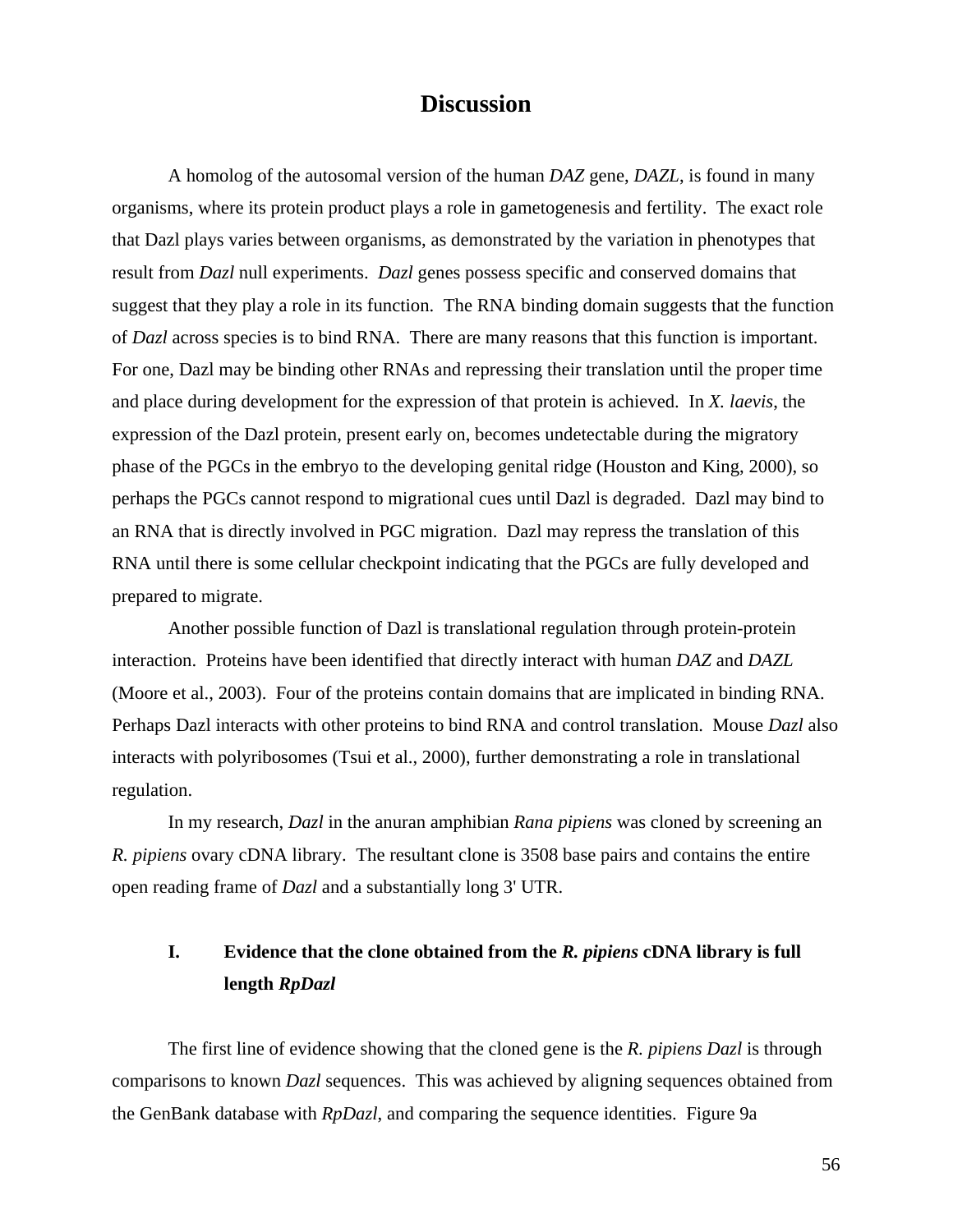# Discussion

A homolog of the autosomal version of the human *DAZ* gene, *DAZL*, is found in many organisms, where its protein product plays a role in gametogenesis and fertility. The exact role that Dazl plays varies between organisms, as demonstrated by the variation in phenotypes that result from *Dazl* null experiments. *Dazl* genes possess specific and conserved domains that suggest that they play a role in its function. The RNA binding domain suggests that the function of *Dazl* across species is to bind RNA. There are many reasons that this function is important. For one, Dazl may be binding other RNAs and repressing their translation until the proper time and place during development for the expression of that protein is achieved. In *X. laevis*, the expression of the Dazl protein, present early on, becomes undetectable during the migratory phase of the PGCs in the embryo to the developing genital ridge (Houston and King, 2000), so perhaps the PGCs cannot respond to migrational cues until Dazl is degraded. Dazl may bind to an RNA that is directly involved in PGC migration. Dazl may repress the translation of this RNA until there is some cellular checkpoint indicating that the PGCs are fully developed and prepared to migrate.

Another possible function of Dazl is translational regulation through protein-protein interaction. Proteins have been identified that directly interact with human *DAZ* and *DAZL* (Moore et al., 2003). Four of the proteins contain domains that are implicated in binding RNA. Perhaps Dazl interacts with other proteins to bind RNA and control translation. Mouse *Dazl* also interacts with polyribosomes (Tsui et al., 2000), further demonstrating a role in translational regulation.

In my research, *Dazl* in the anuran amphibian *Rana pipiens* was cloned by screening an *R. pipiens* ovary cDNA library. The resultant clone is 3508 base pairs and contains the entire open reading frame of *Dazl* and a substantially long 3' UTR.

## I. Evidence that the clone obtained from the *R. pipiens* cDNA library is full length *RpDazl*

The first line of evidence showing that the cloned gene is the *R. pipiens Dazl* is through comparisons to known *Dazl* sequences. This was achieved by aligning sequences obtained from the GenBank database with *RpDazl,* and comparing the sequence identities. Figure 9a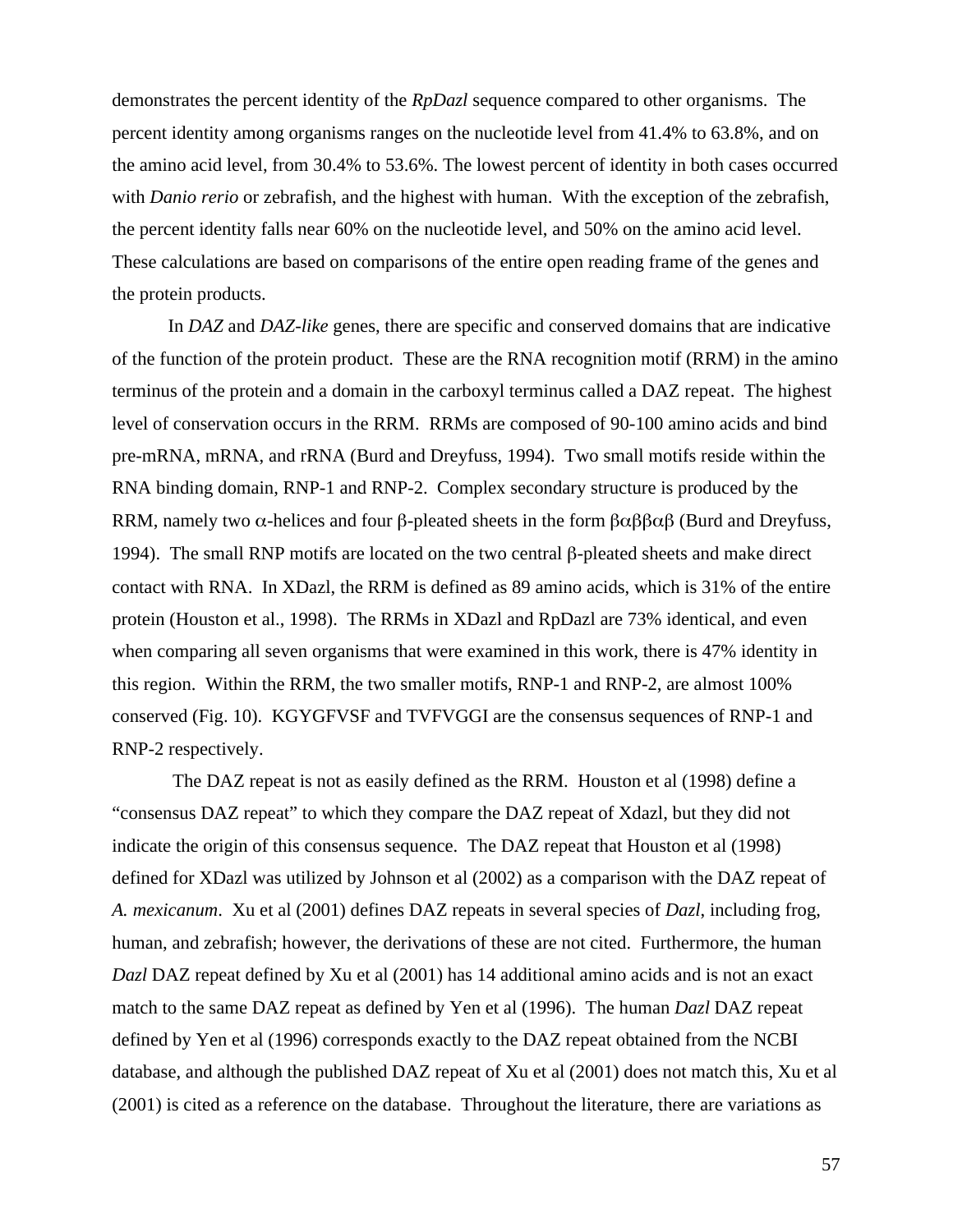demonstrates the percent identity of the *RpDazl* sequence compared to other organisms. The percent identity among organisms ranges on the nucleotide level from 41.4% to 63.8%, and on the amino acid level, from 30.4% to 53.6%. The lowest percent of identity in both cases occurred with *Danio rerio* or zebrafish, and the highest with human. With the exception of the zebrafish, the percent identity falls near 60% on the nucleotide level, and 50% on the amino acid level. These calculations are based on comparisons of the entire open reading frame of the genes and the protein products.

In *DAZ* and *DAZ-like* genes, there are specific and conserved domains that are indicative of the function of the protein product. These are the RNA recognition motif (RRM) in the amino terminus of the protein and a domain in the carboxyl terminus called a DAZ repeat. The highest level of conservation occurs in the RRM. RRMs are composed of 90-100 amino acids and bind pre-mRNA, mRNA, and rRNA (Burd and Dreyfuss, 1994). Two small motifs reside within the RNA binding domain, RNP-1 and RNP-2. Complex secondary structure is produced by the RRM, namely two $\alpha$-helices and four $\beta$-pleated sheets in the form $\beta\alpha\beta\beta\alpha\beta$ (Burd and Dreyfuss, 1994). The small RNP motifs are located on the two central $\beta$-pleated sheets and make direct contact with RNA. In XDazl, the RRM is defined as 89 amino acids, which is 31% of the entire protein (Houston et al., 1998). The RRMs in XDazl and RpDazl are 73% identical, and even when comparing all seven organisms that were examined in this work, there is 47% identity in this region. Within the RRM, the two smaller motifs, RNP-1 and RNP-2, are almost 100% conserved (Fig. 10). KGYGFVSF and TVFVGGI are the consensus sequences of RNP-1 and RNP-2 respectively.

The DAZ repeat is not as easily defined as the RRM. Houston et al (1998) define a "consensus DAZ repeat" to which they compare the DAZ repeat of Xdazl, but they did not indicate the origin of this consensus sequence. The DAZ repeat that Houston et al (1998) defined for XDazl was utilized by Johnson et al (2002) as a comparison with the DAZ repeat of *A. mexicanum*. Xu et al (2001) defines DAZ repeats in several species of *Dazl*, including frog, human, and zebrafish; however, the derivations of these are not cited. Furthermore, the human *Dazl* DAZ repeat defined by Xu et al (2001) has 14 additional amino acids and is not an exact match to the same DAZ repeat as defined by Yen et al (1996). The human *Dazl* DAZ repeat defined by Yen et al (1996) corresponds exactly to the DAZ repeat obtained from the NCBI database, and although the published DAZ repeat of Xu et al (2001) does not match this, Xu et al (2001) is cited as a reference on the database. Throughout the literature, there are variations as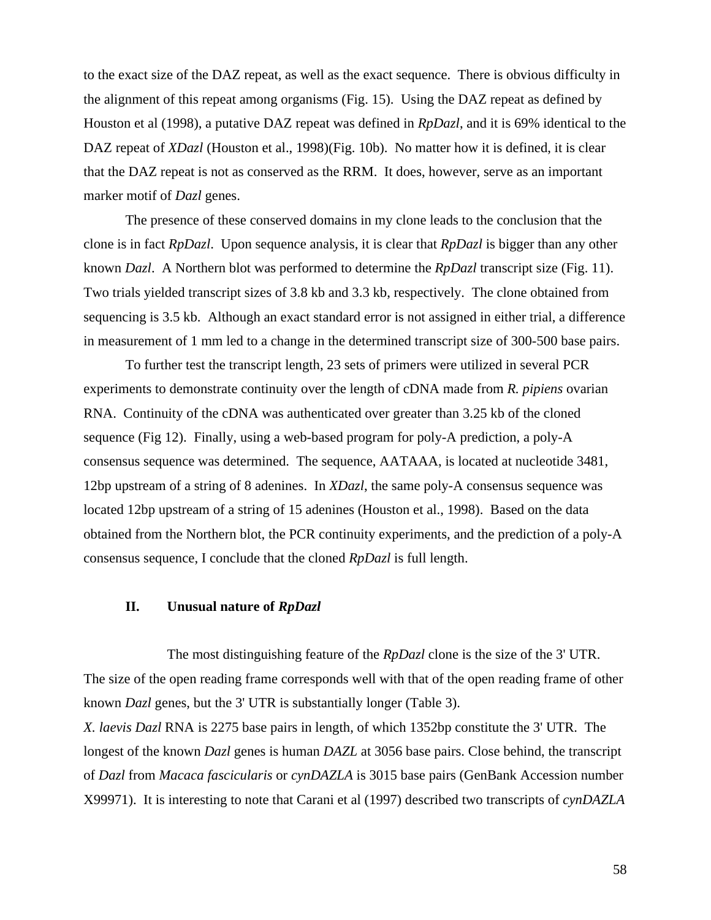to the exact size of the DAZ repeat, as well as the exact sequence. There is obvious difficulty in the alignment of this repeat among organisms (Fig. 15). Using the DAZ repeat as defined by Houston et al (1998), a putative DAZ repeat was defined in *RpDazl*, and it is 69% identical to the DAZ repeat of *XDazl* (Houston et al., 1998)(Fig. 10b). No matter how it is defined, it is clear that the DAZ repeat is not as conserved as the RRM. It does, however, serve as an important marker motif of *Dazl* genes.

The presence of these conserved domains in my clone leads to the conclusion that the clone is in fact *RpDazl*. Upon sequence analysis, it is clear that *RpDazl* is bigger than any other known *Dazl*. A Northern blot was performed to determine the *RpDazl* transcript size (Fig. 11). Two trials yielded transcript sizes of 3.8 kb and 3.3 kb, respectively. The clone obtained from sequencing is 3.5 kb. Although an exact standard error is not assigned in either trial, a difference in measurement of 1 mm led to a change in the determined transcript size of 300-500 base pairs.

To further test the transcript length, 23 sets of primers were utilized in several PCR experiments to demonstrate continuity over the length of cDNA made from *R. pipiens* ovarian RNA. Continuity of the cDNA was authenticated over greater than 3.25 kb of the cloned sequence (Fig 12). Finally, using a web-based program for poly-A prediction, a poly-A consensus sequence was determined. The sequence, AATAAA, is located at nucleotide 3481, 12bp upstream of a string of 8 adenines. In *XDazl*, the same poly-A consensus sequence was located 12bp upstream of a string of 15 adenines (Houston et al., 1998). Based on the data obtained from the Northern blot, the PCR continuity experiments, and the prediction of a poly-A consensus sequence, I conclude that the cloned *RpDazl* is full length.

## II. Unusual nature of *RpDazl*

The most distinguishing feature of the *RpDazl* clone is the size of the 3' UTR. The size of the open reading frame corresponds well with that of the open reading frame of other known *Dazl* genes, but the 3' UTR is substantially longer (Table 3).

*X. laevis Dazl* RNA is 2275 base pairs in length, of which 1352bp constitute the 3' UTR. The longest of the known *Dazl* genes is human *DAZL* at 3056 base pairs. Close behind, the transcript of *Dazl* from *Macaca fascicularis* or *cynDAZLA* is 3015 base pairs (GenBank Accession number X99971). It is interesting to note that Carani et al (1997) described two transcripts of *cynDAZLA*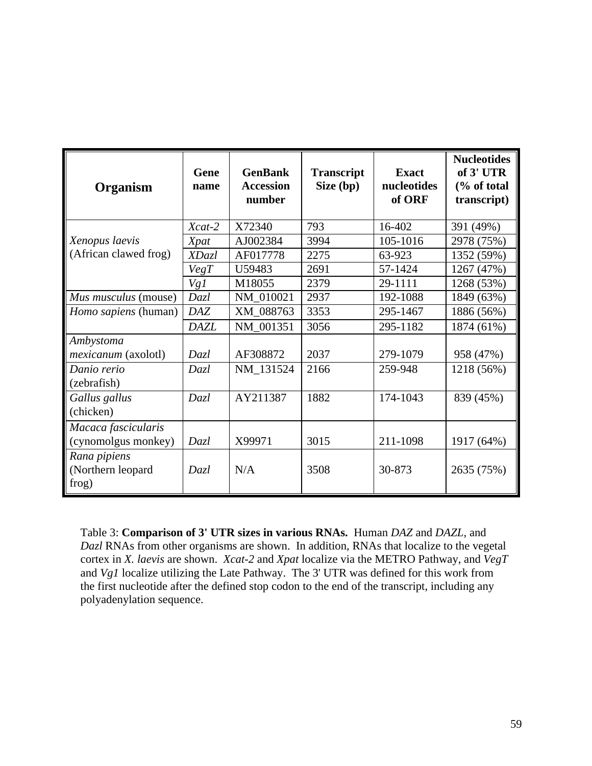| Organism | Gene name | GenBank Accession number | Transcript Size (bp) | Exact nucleotides of ORF | Nucleotides of 3' UTR (% of total transcript) |
|---|---|---|---|---|---|
| *Xenopus laevis* (African clawed frog) | *Xcat-2* | X72340 | 793 | 16-402 | 391 (49%) |
| | *Xpat* | AJ002384 | 3994 | 105-1016 | 2978 (75%) |
| | *XDazl* | AF017778 | 2275 | 63-923 | 1352 (59%) |
| | *VegT* | U59483 | 2691 | 57-1424 | 1267 (47%) |
| | *Vg1* | M18055 | 2379 | 29-1111 | 1268 (53%) |
| *Mus musculus* (mouse) | *Dazl* | NM_010021 | 2937 | 192-1088 | 1849 (63%) |
| *Homo sapiens* (human) | *DAZ* | XM_088763 | 3353 | 295-1467 | 1886 (56%) |
| | *DAZL* | NM_001351 | 3056 | 295-1182 | 1874 (61%) |
| *Ambystoma mexicanum* (axolotl) | *Dazl* | AF308872 | 2037 | 279-1079 | 958 (47%) |
| *Danio rerio* (zebrafish) | *Dazl* | NM_131524 | 2166 | 259-948 | 1218 (56%) |
| *Gallus gallus* (chicken) | *Dazl* | AY211387 | 1882 | 174-1043 | 839 (45%) |
| *Macaca fascicularis* (cynomolgus monkey) | *Dazl* | X99971 | 3015 | 211-1098 | 1917 (64%) |
| *Rana pipiens* (Northern leopard frog) | *Dazl* | N/A | 3508 | 30-873 | 2635 (75%) |

Table 3: **Comparison of 3' UTR sizes in various RNAs.** Human *DAZ* and *DAZL*, and *Dazl* RNAs from other organisms are shown. In addition, RNAs that localize to the vegetal cortex in *X. laevis* are shown. *Xcat-2* and *Xpat* localize via the METRO Pathway, and *VegT* and *Vg1* localize utilizing the Late Pathway. The 3' UTR was defined for this work from the first nucleotide after the defined stop codon to the end of the transcript, including any polyadenylation sequence.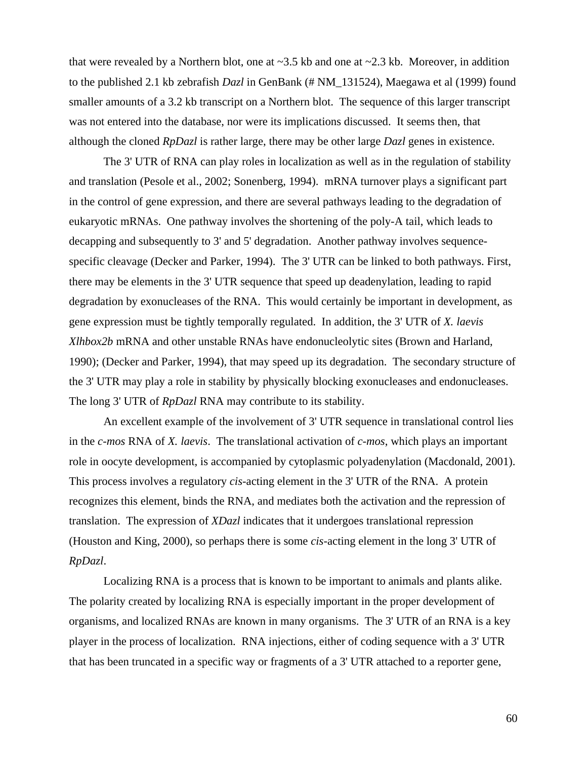that were revealed by a Northern blot, one at ~3.5 kb and one at ~2.3 kb. Moreover, in addition to the published 2.1 kb zebrafish *Dazl* in GenBank (# NM_131524), Maegawa et al (1999) found smaller amounts of a 3.2 kb transcript on a Northern blot. The sequence of this larger transcript was not entered into the database, nor were its implications discussed. It seems then, that although the cloned *RpDazl* is rather large, there may be other large *Dazl* genes in existence.

The 3' UTR of RNA can play roles in localization as well as in the regulation of stability and translation (Pesole et al., 2002; Sonenberg, 1994). mRNA turnover plays a significant part in the control of gene expression, and there are several pathways leading to the degradation of eukaryotic mRNAs. One pathway involves the shortening of the poly-A tail, which leads to decapping and subsequently to 3' and 5' degradation. Another pathway involves sequence-specific cleavage (Decker and Parker, 1994). The 3' UTR can be linked to both pathways. First, there may be elements in the 3' UTR sequence that speed up deadenylation, leading to rapid degradation by exonucleases of the RNA. This would certainly be important in development, as gene expression must be tightly temporally regulated. In addition, the 3' UTR of *X. laevis Xlhbox2b* mRNA and other unstable RNAs have endonucleolytic sites (Brown and Harland, 1990); (Decker and Parker, 1994), that may speed up its degradation. The secondary structure of the 3' UTR may play a role in stability by physically blocking exonucleases and endonucleases. The long 3' UTR of *RpDazl* RNA may contribute to its stability.

An excellent example of the involvement of 3' UTR sequence in translational control lies in the *c-mos* RNA of *X. laevis*. The translational activation of *c-mos*, which plays an important role in oocyte development, is accompanied by cytoplasmic polyadenylation (Macdonald, 2001). This process involves a regulatory *cis*-acting element in the 3' UTR of the RNA. A protein recognizes this element, binds the RNA, and mediates both the activation and the repression of translation. The expression of *XDazl* indicates that it undergoes translational repression (Houston and King, 2000), so perhaps there is some *cis*-acting element in the long 3' UTR of *RpDazl*.

Localizing RNA is a process that is known to be important to animals and plants alike. The polarity created by localizing RNA is especially important in the proper development of organisms, and localized RNAs are known in many organisms. The 3' UTR of an RNA is a key player in the process of localization. RNA injections, either of coding sequence with a 3' UTR that has been truncated in a specific way or fragments of a 3' UTR attached to a reporter gene,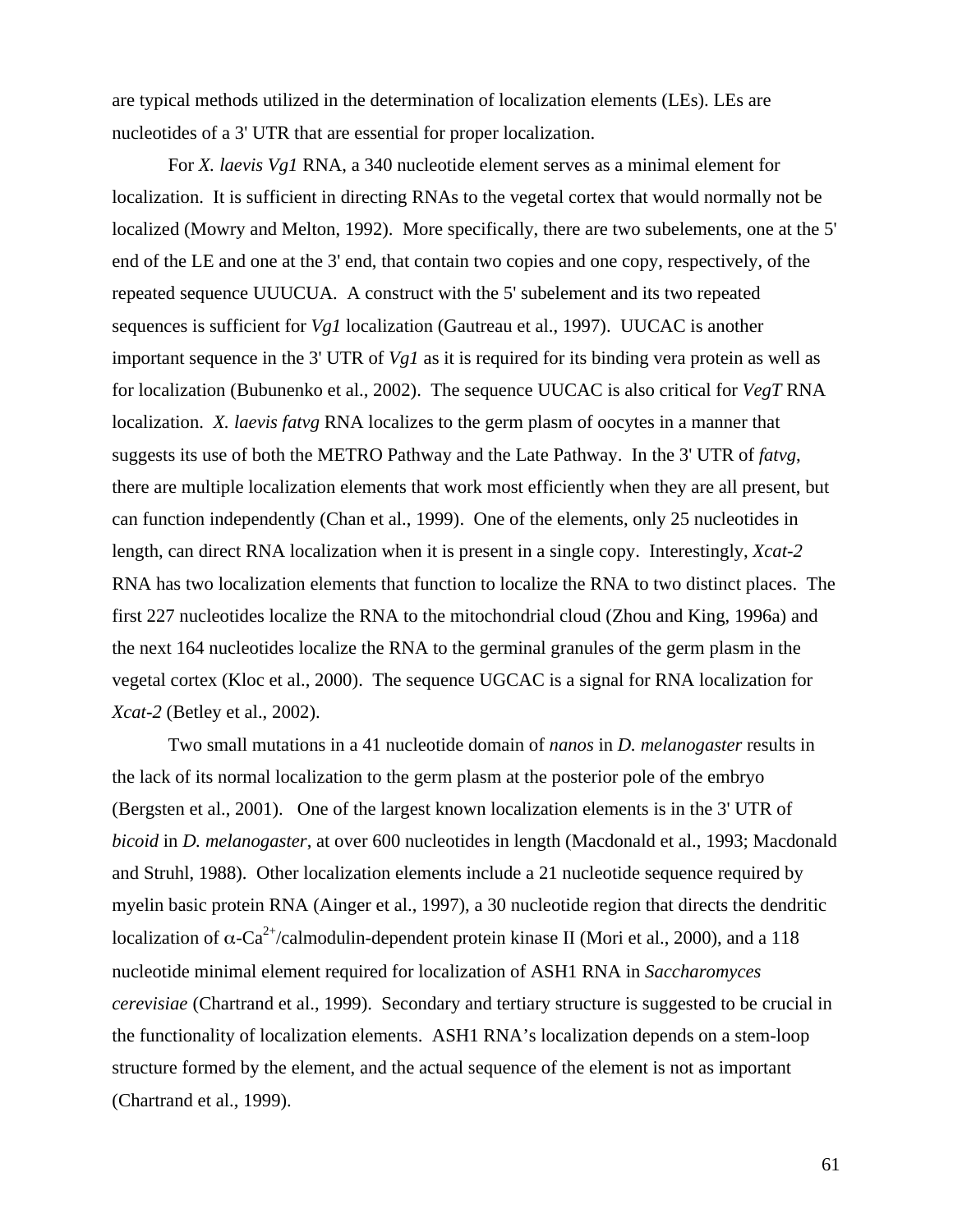are typical methods utilized in the determination of localization elements (LEs). LEs are nucleotides of a 3' UTR that are essential for proper localization.

For *X. laevis Vg1* RNA, a 340 nucleotide element serves as a minimal element for localization. It is sufficient in directing RNAs to the vegetal cortex that would normally not be localized (Mowry and Melton, 1992). More specifically, there are two subelements, one at the 5' end of the LE and one at the 3' end, that contain two copies and one copy, respectively, of the repeated sequence UUUCUA. A construct with the 5' subelement and its two repeated sequences is sufficient for *Vg1* localization (Gautreau et al., 1997). UUCAC is another important sequence in the 3' UTR of *Vg1* as it is required for its binding vera protein as well as for localization (Bubunenko et al., 2002). The sequence UUCAC is also critical for *VegT* RNA localization. *X. laevis fatvg* RNA localizes to the germ plasm of oocytes in a manner that suggests its use of both the METRO Pathway and the Late Pathway. In the 3' UTR of *fatvg*, there are multiple localization elements that work most efficiently when they are all present, but can function independently (Chan et al., 1999). One of the elements, only 25 nucleotides in length, can direct RNA localization when it is present in a single copy. Interestingly, *Xcat-2* RNA has two localization elements that function to localize the RNA to two distinct places. The first 227 nucleotides localize the RNA to the mitochondrial cloud (Zhou and King, 1996a) and the next 164 nucleotides localize the RNA to the germinal granules of the germ plasm in the vegetal cortex (Kloc et al., 2000). The sequence UGCAC is a signal for RNA localization for *Xcat-2* (Betley et al., 2002).

Two small mutations in a 41 nucleotide domain of *nanos* in *D. melanogaster* results in the lack of its normal localization to the germ plasm at the posterior pole of the embryo (Bergsten et al., 2001). One of the largest known localization elements is in the 3' UTR of *bicoid* in *D. melanogaster*, at over 600 nucleotides in length (Macdonald et al., 1993; Macdonald and Struhl, 1988). Other localization elements include a 21 nucleotide sequence required by myelin basic protein RNA (Ainger et al., 1997), a 30 nucleotide region that directs the dendritic localization of $\alpha$-$Ca^{2+}$/calmodulin-dependent protein kinase II (Mori et al., 2000), and a 118 nucleotide minimal element required for localization of ASH1 RNA in *Saccharomyces cerevisiae* (Chartrand et al., 1999). Secondary and tertiary structure is suggested to be crucial in the functionality of localization elements. ASH1 RNA's localization depends on a stem-loop structure formed by the element, and the actual sequence of the element is not as important (Chartrand et al., 1999).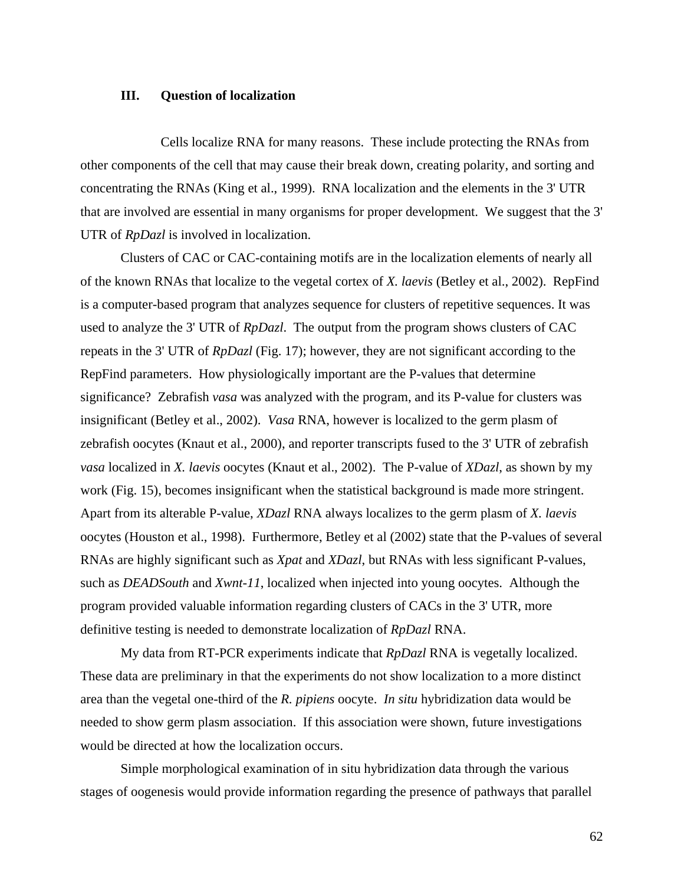### III. Question of localization

Cells localize RNA for many reasons. These include protecting the RNAs from other components of the cell that may cause their break down, creating polarity, and sorting and concentrating the RNAs (King et al., 1999). RNA localization and the elements in the 3' UTR that are involved are essential in many organisms for proper development. We suggest that the 3' UTR of *RpDazl* is involved in localization.

Clusters of CAC or CAC-containing motifs are in the localization elements of nearly all of the known RNAs that localize to the vegetal cortex of *X. laevis* (Betley et al., 2002). RepFind is a computer-based program that analyzes sequence for clusters of repetitive sequences. It was used to analyze the 3' UTR of *RpDazl*. The output from the program shows clusters of CAC repeats in the 3' UTR of *RpDazl* (Fig. 17); however, they are not significant according to the RepFind parameters. How physiologically important are the P-values that determine significance? Zebrafish *vasa* was analyzed with the program, and its P-value for clusters was insignificant (Betley et al., 2002). *Vasa* RNA, however is localized to the germ plasm of zebrafish oocytes (Knaut et al., 2000), and reporter transcripts fused to the 3' UTR of zebrafish *vasa* localized in *X. laevis* oocytes (Knaut et al., 2002). The P-value of *XDazl*, as shown by my work (Fig. 15), becomes insignificant when the statistical background is made more stringent. Apart from its alterable P-value, *XDazl* RNA always localizes to the germ plasm of *X. laevis* oocytes (Houston et al., 1998). Furthermore, Betley et al (2002) state that the P-values of several RNAs are highly significant such as *Xpat* and *XDazl*, but RNAs with less significant P-values, such as *DEADSouth* and *Xwnt-11*, localized when injected into young oocytes. Although the program provided valuable information regarding clusters of CACs in the 3' UTR, more definitive testing is needed to demonstrate localization of *RpDazl* RNA.

My data from RT-PCR experiments indicate that *RpDazl* RNA is vegetally localized. These data are preliminary in that the experiments do not show localization to a more distinct area than the vegetal one-third of the *R. pipiens* oocyte. *In situ* hybridization data would be needed to show germ plasm association. If this association were shown, future investigations would be directed at how the localization occurs.

Simple morphological examination of in situ hybridization data through the various stages of oogenesis would provide information regarding the presence of pathways that parallel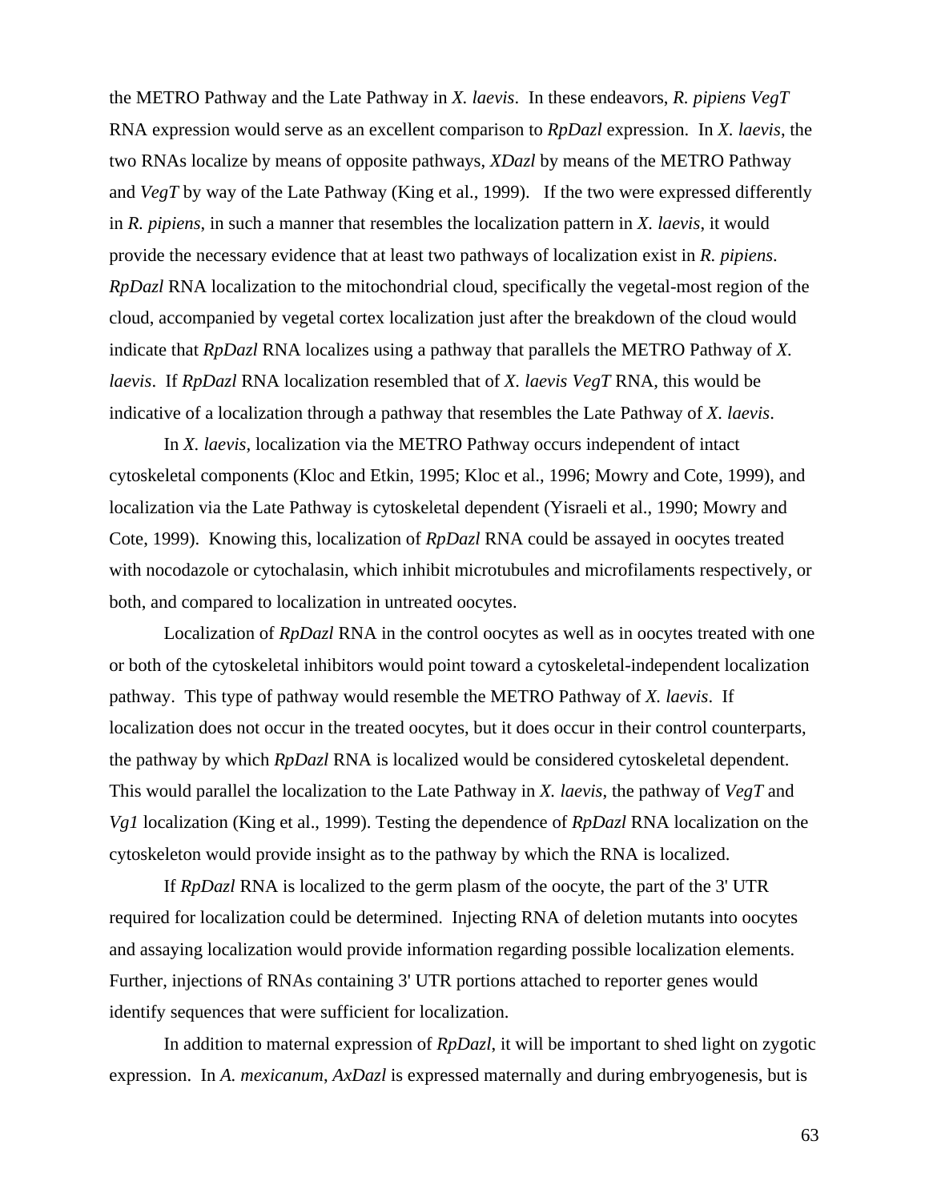the METRO Pathway and the Late Pathway in *X. laevis*. In these endeavors, *R. pipiens VegT* RNA expression would serve as an excellent comparison to *RpDazl* expression. In *X. laevis*, the two RNAs localize by means of opposite pathways, *XDazl* by means of the METRO Pathway and *VegT* by way of the Late Pathway (King et al., 1999). If the two were expressed differently in *R. pipiens*, in such a manner that resembles the localization pattern in *X. laevis*, it would provide the necessary evidence that at least two pathways of localization exist in *R. pipiens*. *RpDazl* RNA localization to the mitochondrial cloud, specifically the vegetal-most region of the cloud, accompanied by vegetal cortex localization just after the breakdown of the cloud would indicate that *RpDazl* RNA localizes using a pathway that parallels the METRO Pathway of *X. laevis*. If *RpDazl* RNA localization resembled that of *X. laevis VegT* RNA, this would be indicative of a localization through a pathway that resembles the Late Pathway of *X. laevis*.

In *X. laevis*, localization via the METRO Pathway occurs independent of intact cytoskeletal components (Kloc and Etkin, 1995; Kloc et al., 1996; Mowry and Cote, 1999), and localization via the Late Pathway is cytoskeletal dependent (Yisraeli et al., 1990; Mowry and Cote, 1999). Knowing this, localization of *RpDazl* RNA could be assayed in oocytes treated with nocodazole or cytochalasin, which inhibit microtubules and microfilaments respectively, or both, and compared to localization in untreated oocytes.

Localization of *RpDazl* RNA in the control oocytes as well as in oocytes treated with one or both of the cytoskeletal inhibitors would point toward a cytoskeletal-independent localization pathway. This type of pathway would resemble the METRO Pathway of *X. laevis*. If localization does not occur in the treated oocytes, but it does occur in their control counterparts, the pathway by which *RpDazl* RNA is localized would be considered cytoskeletal dependent. This would parallel the localization to the Late Pathway in *X. laevis*, the pathway of *VegT* and *Vg1* localization (King et al., 1999). Testing the dependence of *RpDazl* RNA localization on the cytoskeleton would provide insight as to the pathway by which the RNA is localized.

If *RpDazl* RNA is localized to the germ plasm of the oocyte, the part of the 3' UTR required for localization could be determined. Injecting RNA of deletion mutants into oocytes and assaying localization would provide information regarding possible localization elements. Further, injections of RNAs containing 3' UTR portions attached to reporter genes would identify sequences that were sufficient for localization.

In addition to maternal expression of *RpDazl*, it will be important to shed light on zygotic expression. In *A. mexicanum*, *AxDazl* is expressed maternally and during embryogenesis, but is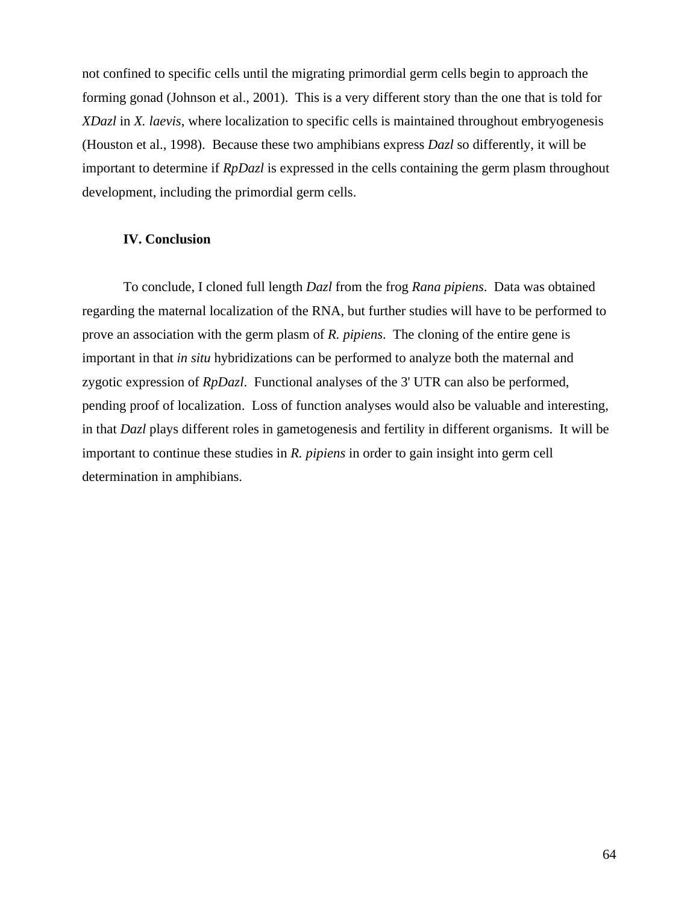not confined to specific cells until the migrating primordial germ cells begin to approach the forming gonad (Johnson et al., 2001). This is a very different story than the one that is told for *XDazl* in *X. laevis*, where localization to specific cells is maintained throughout embryogenesis (Houston et al., 1998). Because these two amphibians express *Dazl* so differently, it will be important to determine if *RpDazl* is expressed in the cells containing the germ plasm throughout development, including the primordial germ cells.

## IV. Conclusion

To conclude, I cloned full length *Dazl* from the frog *Rana pipiens*. Data was obtained regarding the maternal localization of the RNA, but further studies will have to be performed to prove an association with the germ plasm of *R. pipiens*. The cloning of the entire gene is important in that *in situ* hybridizations can be performed to analyze both the maternal and zygotic expression of *RpDazl*. Functional analyses of the 3' UTR can also be performed, pending proof of localization. Loss of function analyses would also be valuable and interesting, in that *Dazl* plays different roles in gametogenesis and fertility in different organisms. It will be important to continue these studies in *R. pipiens* in order to gain insight into germ cell determination in amphibians.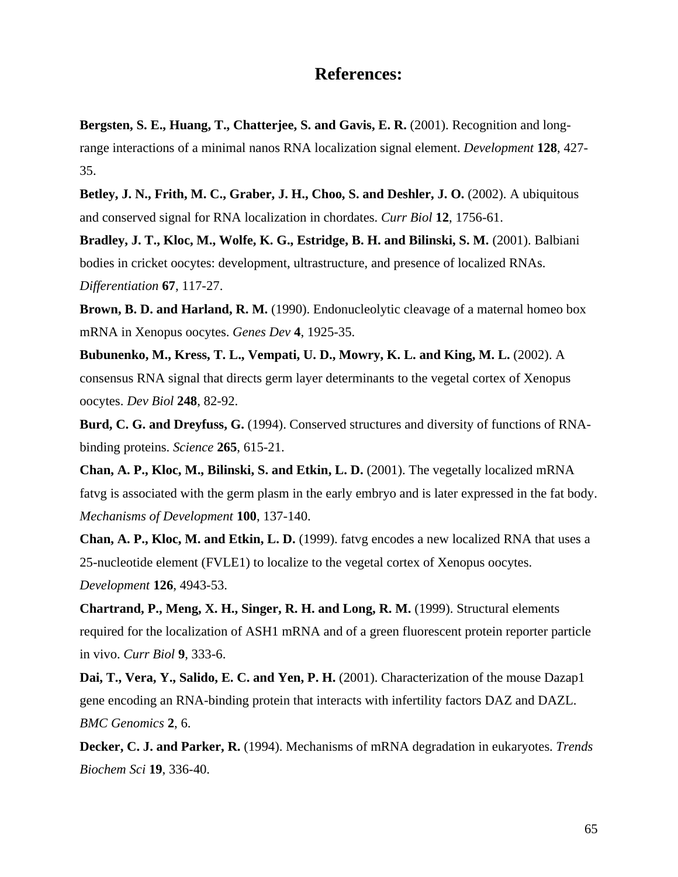# References:

**Bergsten, S. E., Huang, T., Chatterjee, S. and Gavis, E. R.** (2001). Recognition and long-range interactions of a minimal nanos RNA localization signal element. *Development* **128**, 427-35.

**Betley, J. N., Frith, M. C., Graber, J. H., Choo, S. and Deshler, J. O.** (2002). A ubiquitous and conserved signal for RNA localization in chordates. *Curr Biol* **12**, 1756-61.

**Bradley, J. T., Kloc, M., Wolfe, K. G., Estridge, B. H. and Bilinski, S. M.** (2001). Balbiani bodies in cricket oocytes: development, ultrastructure, and presence of localized RNAs. *Differentiation* **67**, 117-27.

**Brown, B. D. and Harland, R. M.** (1990). Endonucleolytic cleavage of a maternal homeo box mRNA in Xenopus oocytes. *Genes Dev* **4**, 1925-35.

**Bubunenko, M., Kress, T. L., Vempati, U. D., Mowry, K. L. and King, M. L.** (2002). A consensus RNA signal that directs germ layer determinants to the vegetal cortex of Xenopus oocytes. *Dev Biol* **248**, 82-92.

**Burd, C. G. and Dreyfuss, G.** (1994). Conserved structures and diversity of functions of RNA-binding proteins. *Science* **265**, 615-21.

**Chan, A. P., Kloc, M., Bilinski, S. and Etkin, L. D.** (2001). The vegetally localized mRNA fatvg is associated with the germ plasm in the early embryo and is later expressed in the fat body. *Mechanisms of Development* **100**, 137-140.

**Chan, A. P., Kloc, M. and Etkin, L. D.** (1999). fatvg encodes a new localized RNA that uses a 25-nucleotide element (FVLE1) to localize to the vegetal cortex of Xenopus oocytes. *Development* **126**, 4943-53.

**Chartrand, P., Meng, X. H., Singer, R. H. and Long, R. M.** (1999). Structural elements required for the localization of ASH1 mRNA and of a green fluorescent protein reporter particle in vivo. *Curr Biol* **9**, 333-6.

**Dai, T., Vera, Y., Salido, E. C. and Yen, P. H.** (2001). Characterization of the mouse Dazap1 gene encoding an RNA-binding protein that interacts with infertility factors DAZ and DAZL. *BMC Genomics* **2**, 6.

**Decker, C. J. and Parker, R.** (1994). Mechanisms of mRNA degradation in eukaryotes. *Trends Biochem Sci* **19**, 336-40.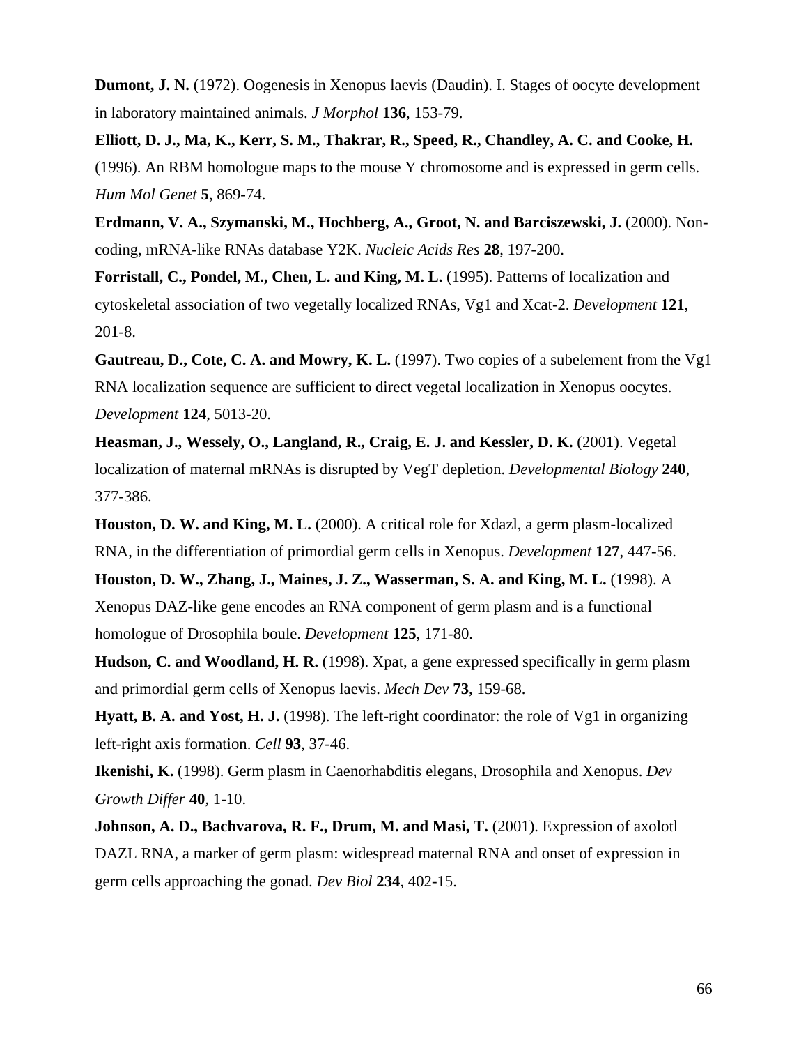**Dumont, J. N.** (1972). Oogenesis in Xenopus laevis (Daudin). I. Stages of oocyte development in laboratory maintained animals. *J Morphol* **136**, 153-79.

**Elliott, D. J., Ma, K., Kerr, S. M., Thakrar, R., Speed, R., Chandley, A. C. and Cooke, H.** (1996). An RBM homologue maps to the mouse Y chromosome and is expressed in germ cells. *Hum Mol Genet* **5**, 869-74.

**Erdmann, V. A., Szymanski, M., Hochberg, A., Groot, N. and Barciszewski, J.** (2000). Non-coding, mRNA-like RNAs database Y2K. *Nucleic Acids Res* **28**, 197-200.

**Forristall, C., Pondel, M., Chen, L. and King, M. L.** (1995). Patterns of localization and cytoskeletal association of two vegetally localized RNAs, Vg1 and Xcat-2. *Development* **121**, 201-8.

**Gautreau, D., Cote, C. A. and Mowry, K. L.** (1997). Two copies of a subelement from the Vg1 RNA localization sequence are sufficient to direct vegetal localization in Xenopus oocytes. *Development* **124**, 5013-20.

**Heasman, J., Wessely, O., Langland, R., Craig, E. J. and Kessler, D. K.** (2001). Vegetal localization of maternal mRNAs is disrupted by VegT depletion. *Developmental Biology* **240**, 377-386.

**Houston, D. W. and King, M. L.** (2000). A critical role for Xdazl, a germ plasm-localized RNA, in the differentiation of primordial germ cells in Xenopus. *Development* **127**, 447-56.

**Houston, D. W., Zhang, J., Maines, J. Z., Wasserman, S. A. and King, M. L.** (1998). A Xenopus DAZ-like gene encodes an RNA component of germ plasm and is a functional homologue of Drosophila boule. *Development* **125**, 171-80.

**Hudson, C. and Woodland, H. R.** (1998). Xpat, a gene expressed specifically in germ plasm and primordial germ cells of Xenopus laevis. *Mech Dev* **73**, 159-68.

**Hyatt, B. A. and Yost, H. J.** (1998). The left-right coordinator: the role of Vg1 in organizing left-right axis formation. *Cell* **93**, 37-46.

**Ikenishi, K.** (1998). Germ plasm in Caenorhabditis elegans, Drosophila and Xenopus. *Dev Growth Differ* **40**, 1-10.

**Johnson, A. D., Bachvarova, R. F., Drum, M. and Masi, T.** (2001). Expression of axolotl DAZL RNA, a marker of germ plasm: widespread maternal RNA and onset of expression in germ cells approaching the gonad. *Dev Biol* **234**, 402-15.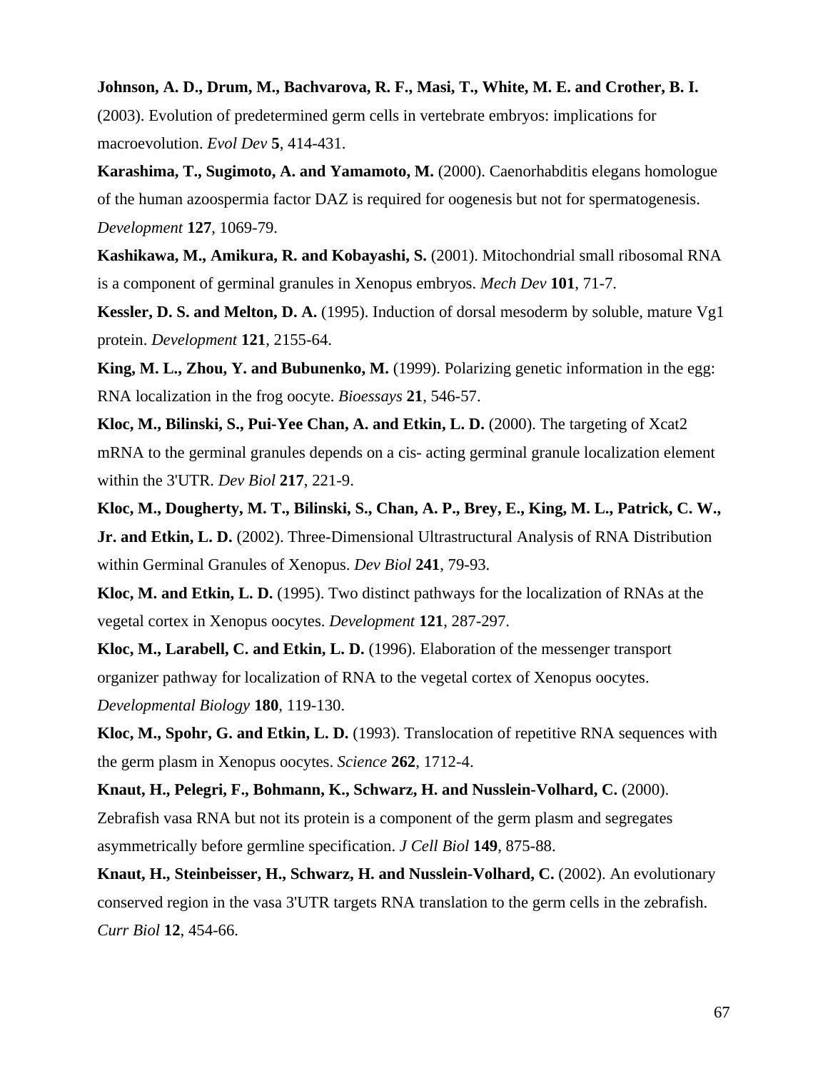**Johnson, A. D., Drum, M., Bachvarova, R. F., Masi, T., White, M. E. and Crother, B. I.** (2003). Evolution of predetermined germ cells in vertebrate embryos: implications for macroevolution. *Evol Dev* **5**, 414-431.

**Karashima, T., Sugimoto, A. and Yamamoto, M.** (2000). Caenorhabditis elegans homologue of the human azoospermia factor DAZ is required for oogenesis but not for spermatogenesis. *Development* **127**, 1069-79.

**Kashikawa, M., Amikura, R. and Kobayashi, S.** (2001). Mitochondrial small ribosomal RNA is a component of germinal granules in Xenopus embryos. *Mech Dev* **101**, 71-7.

**Kessler, D. S. and Melton, D. A.** (1995). Induction of dorsal mesoderm by soluble, mature Vg1 protein. *Development* **121**, 2155-64.

**King, M. L., Zhou, Y. and Bubunenko, M.** (1999). Polarizing genetic information in the egg: RNA localization in the frog oocyte. *Bioessays* **21**, 546-57.

**Kloc, M., Bilinski, S., Pui-Yee Chan, A. and Etkin, L. D.** (2000). The targeting of Xcat2 mRNA to the germinal granules depends on a cis- acting germinal granule localization element within the 3'UTR. *Dev Biol* **217**, 221-9.

**Kloc, M., Dougherty, M. T., Bilinski, S., Chan, A. P., Brey, E., King, M. L., Patrick, C. W., Jr. and Etkin, L. D.** (2002). Three-Dimensional Ultrastructural Analysis of RNA Distribution within Germinal Granules of Xenopus. *Dev Biol* **241**, 79-93.

**Kloc, M. and Etkin, L. D.** (1995). Two distinct pathways for the localization of RNAs at the vegetal cortex in Xenopus oocytes. *Development* **121**, 287-297.

**Kloc, M., Larabell, C. and Etkin, L. D.** (1996). Elaboration of the messenger transport organizer pathway for localization of RNA to the vegetal cortex of Xenopus oocytes. *Developmental Biology* **180**, 119-130.

**Kloc, M., Spohr, G. and Etkin, L. D.** (1993). Translocation of repetitive RNA sequences with the germ plasm in Xenopus oocytes. *Science* **262**, 1712-4.

**Knaut, H., Pelegri, F., Bohmann, K., Schwarz, H. and Nusslein-Volhard, C.** (2000). Zebrafish vasa RNA but not its protein is a component of the germ plasm and segregates asymmetrically before germline specification. *J Cell Biol* **149**, 875-88.

**Knaut, H., Steinbeisser, H., Schwarz, H. and Nusslein-Volhard, C.** (2002). An evolutionary conserved region in the vasa 3'UTR targets RNA translation to the germ cells in the zebrafish. *Curr Biol* **12**, 454-66.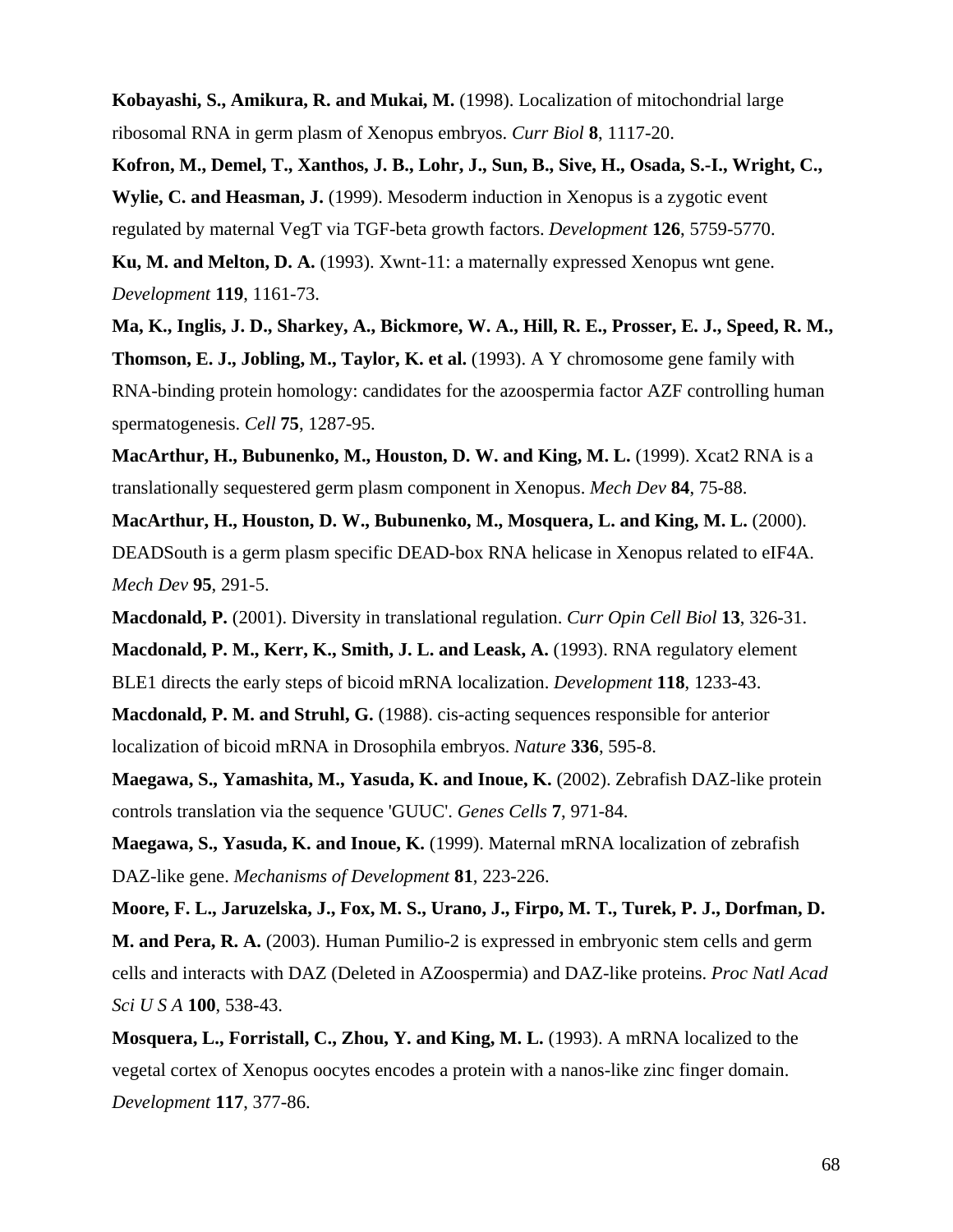**Kobayashi, S., Amikura, R. and Mukai, M.** (1998). Localization of mitochondrial large ribosomal RNA in germ plasm of Xenopus embryos. *Curr Biol* **8**, 1117-20.

**Kofron, M., Demel, T., Xanthos, J. B., Lohr, J., Sun, B., Sive, H., Osada, S.-I., Wright, C., Wylie, C. and Heasman, J.** (1999). Mesoderm induction in Xenopus is a zygotic event regulated by maternal VegT via TGF-beta growth factors. *Development* **126**, 5759-5770.

**Ku, M. and Melton, D. A.** (1993). Xwnt-11: a maternally expressed Xenopus wnt gene. *Development* **119**, 1161-73.

**Ma, K., Inglis, J. D., Sharkey, A., Bickmore, W. A., Hill, R. E., Prosser, E. J., Speed, R. M., Thomson, E. J., Jobling, M., Taylor, K. et al.** (1993). A Y chromosome gene family with RNA-binding protein homology: candidates for the azoospermia factor AZF controlling human spermatogenesis. *Cell* **75**, 1287-95.

**MacArthur, H., Bubunenko, M., Houston, D. W. and King, M. L.** (1999). Xcat2 RNA is a translationally sequestered germ plasm component in Xenopus. *Mech Dev* **84**, 75-88.

**MacArthur, H., Houston, D. W., Bubunenko, M., Mosquera, L. and King, M. L.** (2000). DEADSouth is a germ plasm specific DEAD-box RNA helicase in Xenopus related to eIF4A. *Mech Dev* **95**, 291-5.

**Macdonald, P.** (2001). Diversity in translational regulation. *Curr Opin Cell Biol* **13**, 326-31.

**Macdonald, P. M., Kerr, K., Smith, J. L. and Leask, A.** (1993). RNA regulatory element BLE1 directs the early steps of bicoid mRNA localization. *Development* **118**, 1233-43.

**Macdonald, P. M. and Struhl, G.** (1988). cis-acting sequences responsible for anterior localization of bicoid mRNA in Drosophila embryos. *Nature* **336**, 595-8.

**Maegawa, S., Yamashita, M., Yasuda, K. and Inoue, K.** (2002). Zebrafish DAZ-like protein controls translation via the sequence 'GUUC'. *Genes Cells* **7**, 971-84.

**Maegawa, S., Yasuda, K. and Inoue, K.** (1999). Maternal mRNA localization of zebrafish DAZ-like gene. *Mechanisms of Development* **81**, 223-226.

**Moore, F. L., Jaruzelska, J., Fox, M. S., Urano, J., Firpo, M. T., Turek, P. J., Dorfman, D. M. and Pera, R. A.** (2003). Human Pumilio-2 is expressed in embryonic stem cells and germ cells and interacts with DAZ (Deleted in AZoospermia) and DAZ-like proteins. *Proc Natl Acad Sci U S A* **100**, 538-43.

**Mosquera, L., Forristall, C., Zhou, Y. and King, M. L.** (1993). A mRNA localized to the vegetal cortex of Xenopus oocytes encodes a protein with a nanos-like zinc finger domain. *Development* **117**, 377-86.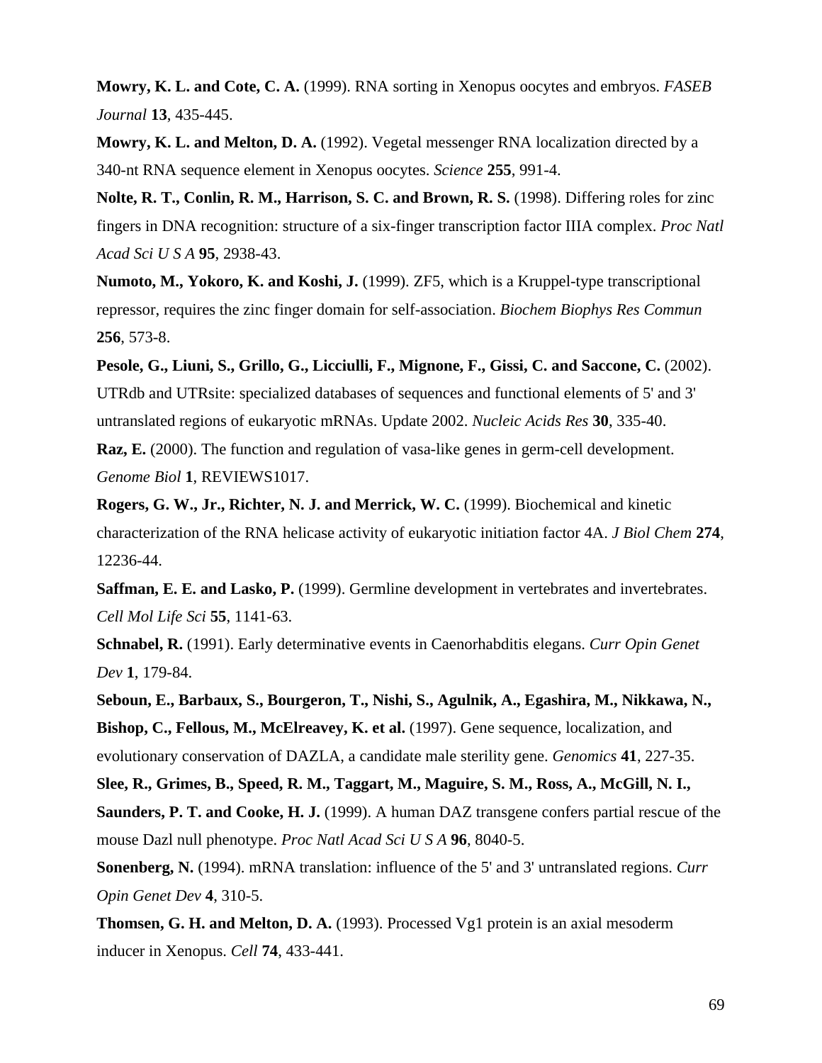**Mowry, K. L. and Cote, C. A.** (1999). RNA sorting in Xenopus oocytes and embryos. *FASEB Journal* **13**, 435-445.

**Mowry, K. L. and Melton, D. A.** (1992). Vegetal messenger RNA localization directed by a 340-nt RNA sequence element in Xenopus oocytes. *Science* **255**, 991-4.

**Nolte, R. T., Conlin, R. M., Harrison, S. C. and Brown, R. S.** (1998). Differing roles for zinc fingers in DNA recognition: structure of a six-finger transcription factor IIIA complex. *Proc Natl Acad Sci U S A* **95**, 2938-43.

**Numoto, M., Yokoro, K. and Koshi, J.** (1999). ZF5, which is a Kruppel-type transcriptional repressor, requires the zinc finger domain for self-association. *Biochem Biophys Res Commun* **256**, 573-8.

**Pesole, G., Liuni, S., Grillo, G., Licciulli, F., Mignone, F., Gissi, C. and Saccone, C.** (2002). UTRdb and UTRsite: specialized databases of sequences and functional elements of 5' and 3' untranslated regions of eukaryotic mRNAs. Update 2002. *Nucleic Acids Res* **30**, 335-40.

**Raz, E.** (2000). The function and regulation of vasa-like genes in germ-cell development. *Genome Biol* **1**, REVIEWS1017.

**Rogers, G. W., Jr., Richter, N. J. and Merrick, W. C.** (1999). Biochemical and kinetic characterization of the RNA helicase activity of eukaryotic initiation factor 4A. *J Biol Chem* **274**, 12236-44.

**Saffman, E. E. and Lasko, P.** (1999). Germline development in vertebrates and invertebrates. *Cell Mol Life Sci* **55**, 1141-63.

**Schnabel, R.** (1991). Early determinative events in Caenorhabditis elegans. *Curr Opin Genet Dev* **1**, 179-84.

**Seboun, E., Barbaux, S., Bourgeron, T., Nishi, S., Agulnik, A., Egashira, M., Nikkawa, N., Bishop, C., Fellous, M., McElreavey, K. et al.** (1997). Gene sequence, localization, and evolutionary conservation of DAZLA, a candidate male sterility gene. *Genomics* **41**, 227-35.

**Slee, R., Grimes, B., Speed, R. M., Taggart, M., Maguire, S. M., Ross, A., McGill, N. I., Saunders, P. T. and Cooke, H. J.** (1999). A human DAZ transgene confers partial rescue of the mouse Dazl null phenotype. *Proc Natl Acad Sci U S A* **96**, 8040-5.

**Sonenberg, N.** (1994). mRNA translation: influence of the 5' and 3' untranslated regions. *Curr Opin Genet Dev* **4**, 310-5.

**Thomsen, G. H. and Melton, D. A.** (1993). Processed Vg1 protein is an axial mesoderm inducer in Xenopus. *Cell* **74**, 433-441.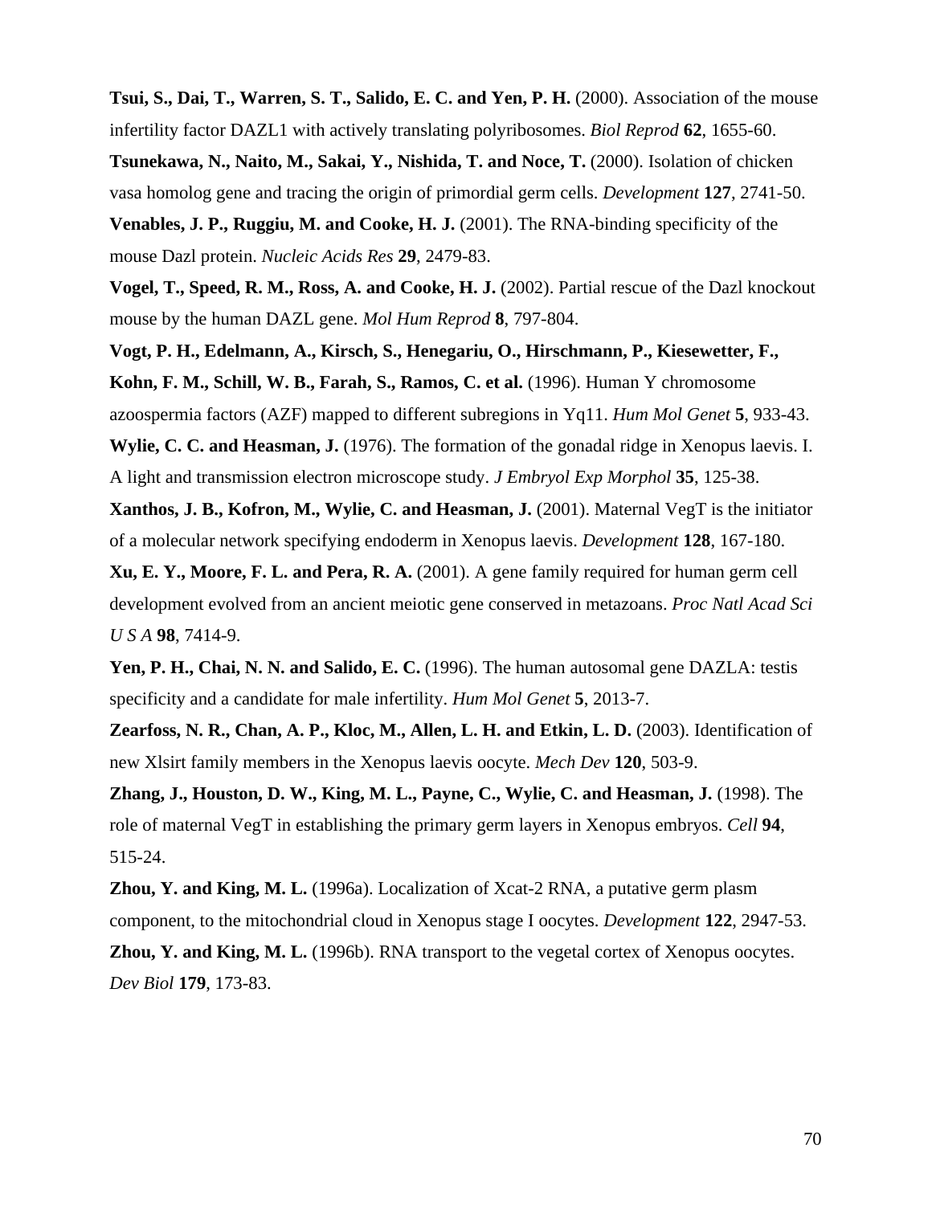**Tsui, S., Dai, T., Warren, S. T., Salido, E. C. and Yen, P. H.** (2000). Association of the mouse infertility factor DAZL1 with actively translating polyribosomes. *Biol Reprod* **62**, 1655-60.

**Tsunekawa, N., Naito, M., Sakai, Y., Nishida, T. and Noce, T.** (2000). Isolation of chicken vasa homolog gene and tracing the origin of primordial germ cells. *Development* **127**, 2741-50.

**Venables, J. P., Ruggiu, M. and Cooke, H. J.** (2001). The RNA-binding specificity of the mouse Dazl protein. *Nucleic Acids Res* **29**, 2479-83.

**Vogel, T., Speed, R. M., Ross, A. and Cooke, H. J.** (2002). Partial rescue of the Dazl knockout mouse by the human DAZL gene. *Mol Hum Reprod* **8**, 797-804.

**Vogt, P. H., Edelmann, A., Kirsch, S., Henegariu, O., Hirschmann, P., Kiesewetter, F., Kohn, F. M., Schill, W. B., Farah, S., Ramos, C. et al.** (1996). Human Y chromosome azoospermia factors (AZF) mapped to different subregions in Yq11. *Hum Mol Genet* **5**, 933-43.

**Wylie, C. C. and Heasman, J.** (1976). The formation of the gonadal ridge in Xenopus laevis. I. A light and transmission electron microscope study. *J Embryol Exp Morphol* **35**, 125-38.

**Xanthos, J. B., Kofron, M., Wylie, C. and Heasman, J.** (2001). Maternal VegT is the initiator of a molecular network specifying endoderm in Xenopus laevis. *Development* **128**, 167-180.

**Xu, E. Y., Moore, F. L. and Pera, R. A.** (2001). A gene family required for human germ cell development evolved from an ancient meiotic gene conserved in metazoans. *Proc Natl Acad Sci U S A* **98**, 7414-9.

**Yen, P. H., Chai, N. N. and Salido, E. C.** (1996). The human autosomal gene DAZLA: testis specificity and a candidate for male infertility. *Hum Mol Genet* **5**, 2013-7.

**Zearfoss, N. R., Chan, A. P., Kloc, M., Allen, L. H. and Etkin, L. D.** (2003). Identification of new Xlsirt family members in the Xenopus laevis oocyte. *Mech Dev* **120**, 503-9.

**Zhang, J., Houston, D. W., King, M. L., Payne, C., Wylie, C. and Heasman, J.** (1998). The role of maternal VegT in establishing the primary germ layers in Xenopus embryos. *Cell* **94**, 515-24.

**Zhou, Y. and King, M. L.** (1996a). Localization of Xcat-2 RNA, a putative germ plasm component, to the mitochondrial cloud in Xenopus stage I oocytes. *Development* **122**, 2947-53.

**Zhou, Y. and King, M. L.** (1996b). RNA transport to the vegetal cortex of Xenopus oocytes. *Dev Biol* **179**, 173-83.